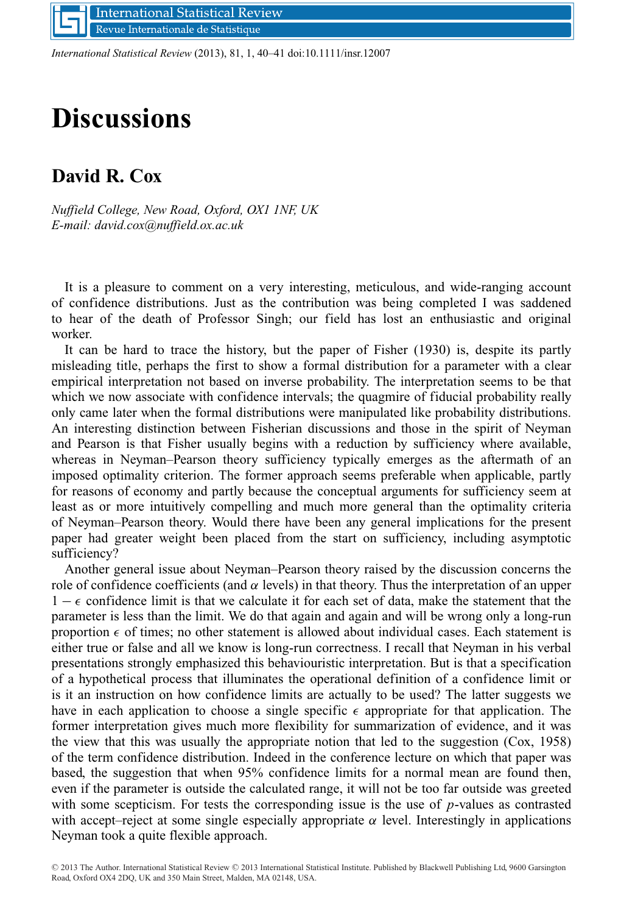# Discussions

## David R. Cox

*Nuffield College, New Road, Oxford, OX1 1NF, UK*
*E-mail: david.cox@nuffield.ox.ac.uk*

It is a pleasure to comment on a very interesting, meticulous, and wide-ranging account of confidence distributions. Just as the contribution was being completed I was saddened to hear of the death of Professor Singh; our field has lost an enthusiastic and original worker.

It can be hard to trace the history, but the paper of Fisher (1930) is, despite its partly misleading title, perhaps the first to show a formal distribution for a parameter with a clear empirical interpretation not based on inverse probability. The interpretation seems to be that which we now associate with confidence intervals; the quagmire of fiducial probability really only came later when the formal distributions were manipulated like probability distributions. An interesting distinction between Fisherian discussions and those in the spirit of Neyman and Pearson is that Fisher usually begins with a reduction by sufficiency where available, whereas in Neyman–Pearson theory sufficiency typically emerges as the aftermath of an imposed optimality criterion. The former approach seems preferable when applicable, partly for reasons of economy and partly because the conceptual arguments for sufficiency seem at least as or more intuitively compelling and much more general than the optimality criteria of Neyman–Pearson theory. Would there have been any general implications for the present paper had greater weight been placed from the start on sufficiency, including asymptotic sufficiency?

Another general issue about Neyman–Pearson theory raised by the discussion concerns the role of confidence coefficients (and $\alpha$ levels) in that theory. Thus the interpretation of an upper $1 - \epsilon$ confidence limit is that we calculate it for each set of data, make the statement that the parameter is less than the limit. We do that again and again and will be wrong only a long-run proportion $\epsilon$ of times; no other statement is allowed about individual cases. Each statement is either true or false and all we know is long-run correctness. I recall that Neyman in his verbal presentations strongly emphasized this behaviouristic interpretation. But is that a specification of a hypothetical process that illuminates the operational definition of a confidence limit or is it an instruction on how confidence limits are actually to be used? The latter suggests we have in each application to choose a single specific $\epsilon$ appropriate for that application. The former interpretation gives much more flexibility for summarization of evidence, and it was the view that this was usually the appropriate notion that led to the suggestion (Cox, 1958) of the term confidence distribution. Indeed in the conference lecture on which that paper was based, the suggestion that when 95% confidence limits for a normal mean are found then, even if the parameter is outside the calculated range, it will not be too far outside was greeted with some scepticism. For tests the corresponding issue is the use of $p$-values as contrasted with accept–reject at some single especially appropriate $\alpha$ level. Interestingly in applications Neyman took a quite flexible approach.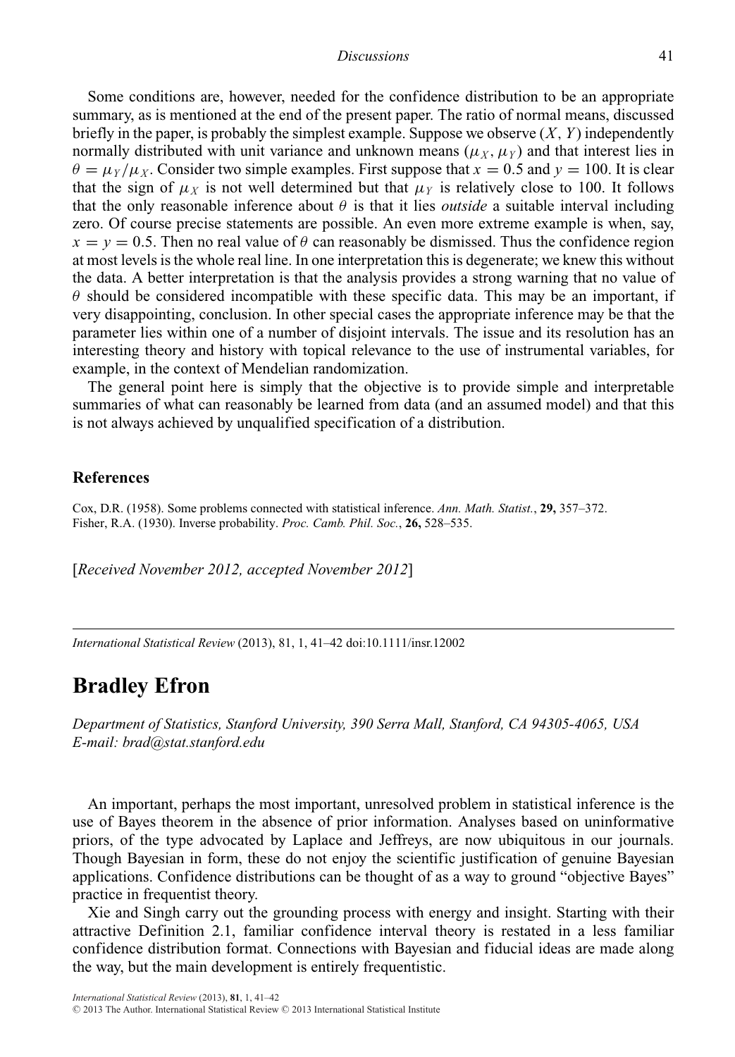Some conditions are, however, needed for the confidence distribution to be an appropriate summary, as is mentioned at the end of the present paper. The ratio of normal means, discussed briefly in the paper, is probably the simplest example. Suppose we observe $(X, Y)$ independently normally distributed with unit variance and unknown means $(\mu_X, \mu_Y)$ and that interest lies in $\theta = \mu_Y/\mu_X$. Consider two simple examples. First suppose that $x = 0.5$ and $y = 100$. It is clear that the sign of $\mu_X$ is not well determined but that $\mu_Y$ is relatively close to 100. It follows that the only reasonable inference about $\theta$ is that it lies *outside* a suitable interval including zero. Of course precise statements are possible. An even more extreme example is when, say, $x = y = 0.5$. Then no real value of $\theta$ can reasonably be dismissed. Thus the confidence region at most levels is the whole real line. In one interpretation this is degenerate; we knew this without the data. A better interpretation is that the analysis provides a strong warning that no value of $\theta$ should be considered incompatible with these specific data. This may be an important, if very disappointing, conclusion. In other special cases the appropriate inference may be that the parameter lies within one of a number of disjoint intervals. The issue and its resolution has an interesting theory and history with topical relevance to the use of instrumental variables, for example, in the context of Mendelian randomization.

The general point here is simply that the objective is to provide simple and interpretable summaries of what can reasonably be learned from data (and an assumed model) and that this is not always achieved by unqualified specification of a distribution.

### References

Cox, D.R. (1958). Some problems connected with statistical inference. *Ann. Math. Statist.*, **29,** 357–372.
Fisher, R.A. (1930). Inverse probability. *Proc. Camb. Phil. Soc.*, **26,** 528–535.

[*Received November 2012, accepted November 2012*]

---

*International Statistical Review* (2013), 81, 1, 41–42 doi:10.1111/insr.12002

## Bradley Efron

*Department of Statistics, Stanford University, 390 Serra Mall, Stanford, CA 94305-4065, USA*
*E-mail: brad@stat.stanford.edu*

An important, perhaps the most important, unresolved problem in statistical inference is the use of Bayes theorem in the absence of prior information. Analyses based on uninformative priors, of the type advocated by Laplace and Jeffreys, are now ubiquitous in our journals. Though Bayesian in form, these do not enjoy the scientific justification of genuine Bayesian applications. Confidence distributions can be thought of as a way to ground "objective Bayes" practice in frequentist theory.

Xie and Singh carry out the grounding process with energy and insight. Starting with their attractive Definition 2.1, familiar confidence interval theory is restated in a less familiar confidence distribution format. Connections with Bayesian and fiducial ideas are made along the way, but the main development is entirely frequentistic.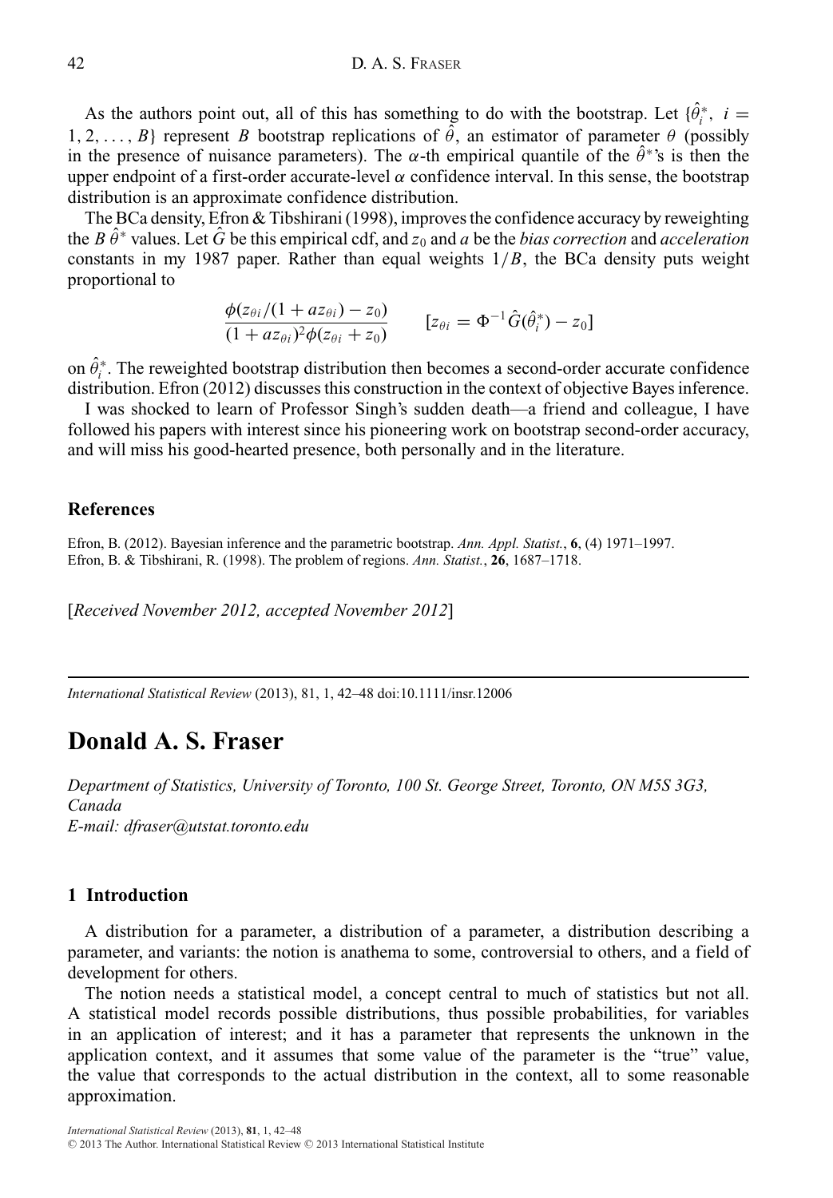As the authors point out, all of this has something to do with the bootstrap. Let $\{\hat{\theta}_i^*,\ i = 1, 2, \ldots, B\}$ represent $B$ bootstrap replications of $\hat{\theta}$, an estimator of parameter $\theta$ (possibly in the presence of nuisance parameters). The $\alpha$-th empirical quantile of the $\hat{\theta}^*$'s is then the upper endpoint of a first-order accurate-level $\alpha$ confidence interval. In this sense, the bootstrap distribution is an approximate confidence distribution.

The BCa density, Efron & Tibshirani (1998), improves the confidence accuracy by reweighting the $B$ $\hat{\theta}^*$ values. Let $\hat{G}$ be this empirical cdf, and $z_0$ and $a$ be the *bias correction* and *acceleration* constants in my 1987 paper. Rather than equal weights $1/B$, the BCa density puts weight proportional to

$$\frac{\phi(z_{\theta i}/(1 + az_{\theta i}) - z_0)}{(1 + az_{\theta i})^2 \phi(z_{\theta i} + z_0)} \qquad [z_{\theta i} = \Phi^{-1}\hat{G}(\hat{\theta}_i^*) - z_0]$$

on $\hat{\theta}_i^*$. The reweighted bootstrap distribution then becomes a second-order accurate confidence distribution. Efron (2012) discusses this construction in the context of objective Bayes inference.

I was shocked to learn of Professor Singh's sudden death—a friend and colleague, I have followed his papers with interest since his pioneering work on bootstrap second-order accuracy, and will miss his good-hearted presence, both personally and in the literature.

### References

Efron, B. (2012). Bayesian inference and the parametric bootstrap. *Ann. Appl. Statist.*, **6**, (4) 1971–1997.

Efron, B. & Tibshirani, R. (1998). The problem of regions. *Ann. Statist.*, **26**, 1687–1718.

[*Received November 2012, accepted November 2012*]

---

*International Statistical Review* (2013), 81, 1, 42–48 doi:10.1111/insr.12006

# Donald A. S. Fraser

*Department of Statistics, University of Toronto, 100 St. George Street, Toronto, ON M5S 3G3, Canada*
*E-mail: dfraser@utstat.toronto.edu*

## 1 Introduction

A distribution for a parameter, a distribution of a parameter, a distribution describing a parameter, and variants: the notion is anathema to some, controversial to others, and a field of development for others.

The notion needs a statistical model, a concept central to much of statistics but not all. A statistical model records possible distributions, thus possible probabilities, for variables in an application of interest; and it has a parameter that represents the unknown in the application context, and it assumes that some value of the parameter is the "true" value, the value that corresponds to the actual distribution in the context, all to some reasonable approximation.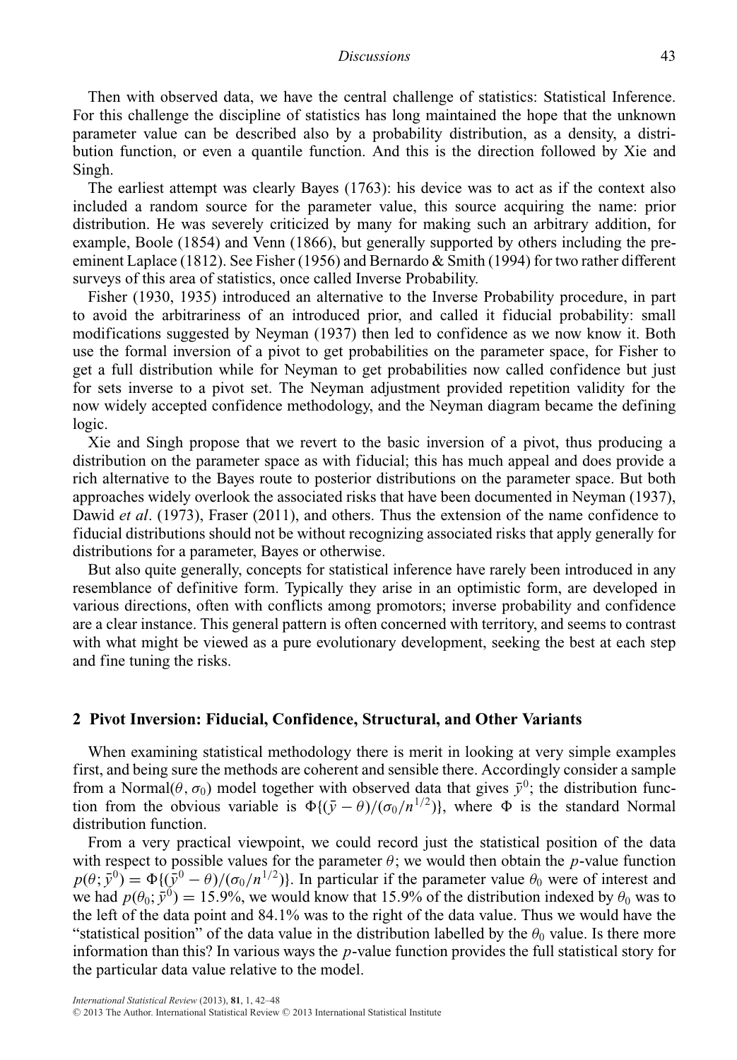Then with observed data, we have the central challenge of statistics: Statistical Inference. For this challenge the discipline of statistics has long maintained the hope that the unknown parameter value can be described also by a probability distribution, as a density, a distribution function, or even a quantile function. And this is the direction followed by Xie and Singh.

The earliest attempt was clearly Bayes (1763): his device was to act as if the context also included a random source for the parameter value, this source acquiring the name: prior distribution. He was severely criticized by many for making such an arbitrary addition, for example, Boole (1854) and Venn (1866), but generally supported by others including the pre-eminent Laplace (1812). See Fisher (1956) and Bernardo & Smith (1994) for two rather different surveys of this area of statistics, once called Inverse Probability.

Fisher (1930, 1935) introduced an alternative to the Inverse Probability procedure, in part to avoid the arbitrariness of an introduced prior, and called it fiducial probability: small modifications suggested by Neyman (1937) then led to confidence as we now know it. Both use the formal inversion of a pivot to get probabilities on the parameter space, for Fisher to get a full distribution while for Neyman to get probabilities now called confidence but just for sets inverse to a pivot set. The Neyman adjustment provided repetition validity for the now widely accepted confidence methodology, and the Neyman diagram became the defining logic.

Xie and Singh propose that we revert to the basic inversion of a pivot, thus producing a distribution on the parameter space as with fiducial; this has much appeal and does provide a rich alternative to the Bayes route to posterior distributions on the parameter space. But both approaches widely overlook the associated risks that have been documented in Neyman (1937), Dawid *et al*. (1973), Fraser (2011), and others. Thus the extension of the name confidence to fiducial distributions should not be without recognizing associated risks that apply generally for distributions for a parameter, Bayes or otherwise.

But also quite generally, concepts for statistical inference have rarely been introduced in any resemblance of definitive form. Typically they arise in an optimistic form, are developed in various directions, often with conflicts among promotors; inverse probability and confidence are a clear instance. This general pattern is often concerned with territory, and seems to contrast with what might be viewed as a pure evolutionary development, seeking the best at each step and fine tuning the risks.

## 2 Pivot Inversion: Fiducial, Confidence, Structural, and Other Variants

When examining statistical methodology there is merit in looking at very simple examples first, and being sure the methods are coherent and sensible there. Accordingly consider a sample from a Normal$(\theta, \sigma_0)$ model together with observed data that gives $\bar{y}^0$; the distribution function from the obvious variable is $\Phi\{(\bar{y} - \theta)/(\sigma_0/n^{1/2})\}$, where $\Phi$ is the standard Normal distribution function.

From a very practical viewpoint, we could record just the statistical position of the data with respect to possible values for the parameter $\theta$; we would then obtain the $p$-value function $p(\theta; \bar{y}^0) = \Phi\{(\bar{y}^0 - \theta)/(\sigma_0/n^{1/2})\}$. In particular if the parameter value $\theta_0$ were of interest and we had $p(\theta_0; \bar{y}^0) = 15.9\%$, we would know that 15.9% of the distribution indexed by $\theta_0$ was to the left of the data point and 84.1% was to the right of the data value. Thus we would have the "statistical position" of the data value in the distribution labelled by the $\theta_0$ value. Is there more information than this? In various ways the $p$-value function provides the full statistical story for the particular data value relative to the model.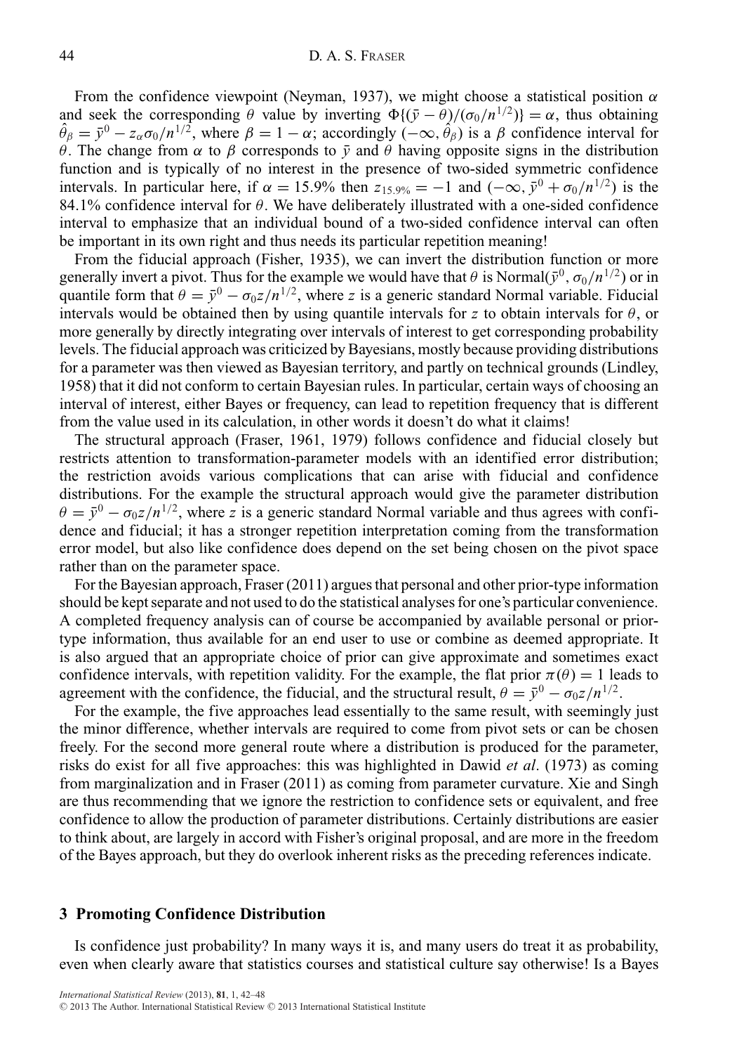From the confidence viewpoint (Neyman, 1937), we might choose a statistical position $\alpha$ and seek the corresponding $\theta$ value by inverting $\Phi\{(\bar{y} - \theta)/(\sigma_0/n^{1/2})\} = \alpha$, thus obtaining $\hat{\theta}_\beta = \bar{y}^0 - z_\alpha \sigma_0/n^{1/2}$, where $\beta = 1 - \alpha$; accordingly $(-\infty, \hat{\theta}_\beta)$ is a $\beta$ confidence interval for $\theta$. The change from $\alpha$ to $\beta$ corresponds to $\bar{y}$ and $\theta$ having opposite signs in the distribution function and is typically of no interest in the presence of two-sided symmetric confidence intervals. In particular here, if $\alpha = 15.9\%$ then $z_{15.9\%} = -1$ and $(-\infty, \bar{y}^0 + \sigma_0/n^{1/2})$ is the 84.1% confidence interval for $\theta$. We have deliberately illustrated with a one-sided confidence interval to emphasize that an individual bound of a two-sided confidence interval can often be important in its own right and thus needs its particular repetition meaning!

From the fiducial approach (Fisher, 1935), we can invert the distribution function or more generally invert a pivot. Thus for the example we would have that $\theta$ is Normal$(\bar{y}^0, \sigma_0/n^{1/2})$ or in quantile form that $\theta = \bar{y}^0 - \sigma_0 z/n^{1/2}$, where $z$ is a generic standard Normal variable. Fiducial intervals would be obtained then by using quantile intervals for $z$ to obtain intervals for $\theta$, or more generally by directly integrating over intervals of interest to get corresponding probability levels. The fiducial approach was criticized by Bayesians, mostly because providing distributions for a parameter was then viewed as Bayesian territory, and partly on technical grounds (Lindley, 1958) that it did not conform to certain Bayesian rules. In particular, certain ways of choosing an interval of interest, either Bayes or frequency, can lead to repetition frequency that is different from the value used in its calculation, in other words it doesn't do what it claims!

The structural approach (Fraser, 1961, 1979) follows confidence and fiducial closely but restricts attention to transformation-parameter models with an identified error distribution; the restriction avoids various complications that can arise with fiducial and confidence distributions. For the example the structural approach would give the parameter distribution $\theta = \bar{y}^0 - \sigma_0 z/n^{1/2}$, where $z$ is a generic standard Normal variable and thus agrees with confidence and fiducial; it has a stronger repetition interpretation coming from the transformation error model, but also like confidence does depend on the set being chosen on the pivot space rather than on the parameter space.

For the Bayesian approach, Fraser (2011) argues that personal and other prior-type information should be kept separate and not used to do the statistical analyses for one's particular convenience. A completed frequency analysis can of course be accompanied by available personal or prior-type information, thus available for an end user to use or combine as deemed appropriate. It is also argued that an appropriate choice of prior can give approximate and sometimes exact confidence intervals, with repetition validity. For the example, the flat prior $\pi(\theta) = 1$ leads to agreement with the confidence, the fiducial, and the structural result, $\theta = \bar{y}^0 - \sigma_0 z/n^{1/2}$.

For the example, the five approaches lead essentially to the same result, with seemingly just the minor difference, whether intervals are required to come from pivot sets or can be chosen freely. For the second more general route where a distribution is produced for the parameter, risks do exist for all five approaches: this was highlighted in Dawid *et al*. (1973) as coming from marginalization and in Fraser (2011) as coming from parameter curvature. Xie and Singh are thus recommending that we ignore the restriction to confidence sets or equivalent, and free confidence to allow the production of parameter distributions. Certainly distributions are easier to think about, are largely in accord with Fisher's original proposal, and are more in the freedom of the Bayes approach, but they do overlook inherent risks as the preceding references indicate.

## 3 Promoting Confidence Distribution

Is confidence just probability? In many ways it is, and many users do treat it as probability, even when clearly aware that statistics courses and statistical culture say otherwise! Is a Bayes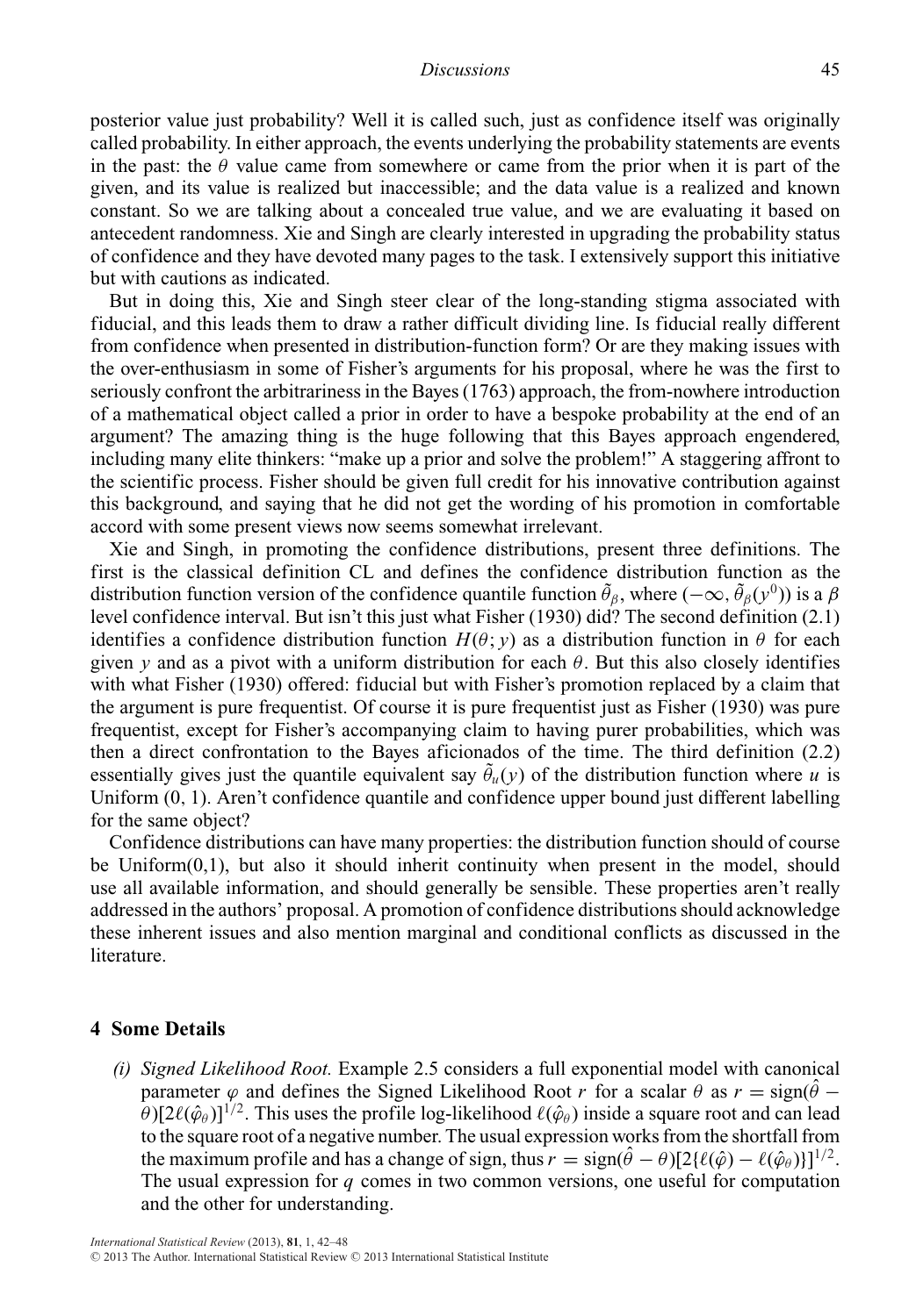posterior value just probability? Well it is called such, just as confidence itself was originally called probability. In either approach, the events underlying the probability statements are events in the past: the $\theta$ value came from somewhere or came from the prior when it is part of the given, and its value is realized but inaccessible; and the data value is a realized and known constant. So we are talking about a concealed true value, and we are evaluating it based on antecedent randomness. Xie and Singh are clearly interested in upgrading the probability status of confidence and they have devoted many pages to the task. I extensively support this initiative but with cautions as indicated.

But in doing this, Xie and Singh steer clear of the long-standing stigma associated with fiducial, and this leads them to draw a rather difficult dividing line. Is fiducial really different from confidence when presented in distribution-function form? Or are they making issues with the over-enthusiasm in some of Fisher's arguments for his proposal, where he was the first to seriously confront the arbitrariness in the Bayes (1763) approach, the from-nowhere introduction of a mathematical object called a prior in order to have a bespoke probability at the end of an argument? The amazing thing is the huge following that this Bayes approach engendered, including many elite thinkers: "make up a prior and solve the problem!" A staggering affront to the scientific process. Fisher should be given full credit for his innovative contribution against this background, and saying that he did not get the wording of his promotion in comfortable accord with some present views now seems somewhat irrelevant.

Xie and Singh, in promoting the confidence distributions, present three definitions. The first is the classical definition CL and defines the confidence distribution function as the distribution function version of the confidence quantile function $\tilde{\theta}_\beta$, where $(-\infty, \tilde{\theta}_\beta(y^0))$ is a $\beta$ level confidence interval. But isn't this just what Fisher (1930) did? The second definition (2.1) identifies a confidence distribution function $H(\theta; y)$ as a distribution function in $\theta$ for each given $y$ and as a pivot with a uniform distribution for each $\theta$. But this also closely identifies with what Fisher (1930) offered: fiducial but with Fisher's promotion replaced by a claim that the argument is pure frequentist. Of course it is pure frequentist just as Fisher (1930) was pure frequentist, except for Fisher's accompanying claim to having purer probabilities, which was then a direct confrontation to the Bayes aficionados of the time. The third definition (2.2) essentially gives just the quantile equivalent say $\tilde{\theta}_u(y)$ of the distribution function where $u$ is Uniform (0, 1). Aren't confidence quantile and confidence upper bound just different labelling for the same object?

Confidence distributions can have many properties: the distribution function should of course be Uniform(0,1), but also it should inherit continuity when present in the model, should use all available information, and should generally be sensible. These properties aren't really addressed in the authors' proposal. A promotion of confidence distributions should acknowledge these inherent issues and also mention marginal and conditional conflicts as discussed in the literature.

## 4 Some Details

(i) *Signed Likelihood Root.* Example 2.5 considers a full exponential model with canonical parameter $\varphi$ and defines the Signed Likelihood Root $r$ for a scalar $\theta$ as $r = \text{sign}(\hat{\theta} - \theta)[2\ell(\hat{\varphi}_\theta)]^{1/2}$. This uses the profile log-likelihood $\ell(\hat{\varphi}_\theta)$ inside a square root and can lead to the square root of a negative number. The usual expression works from the shortfall from the maximum profile and has a change of sign, thus $r = \text{sign}(\hat{\theta} - \theta)[2\{\ell(\hat{\varphi}) - \ell(\hat{\varphi}_\theta)\}]^{1/2}$. The usual expression for $q$ comes in two common versions, one useful for computation and the other for understanding.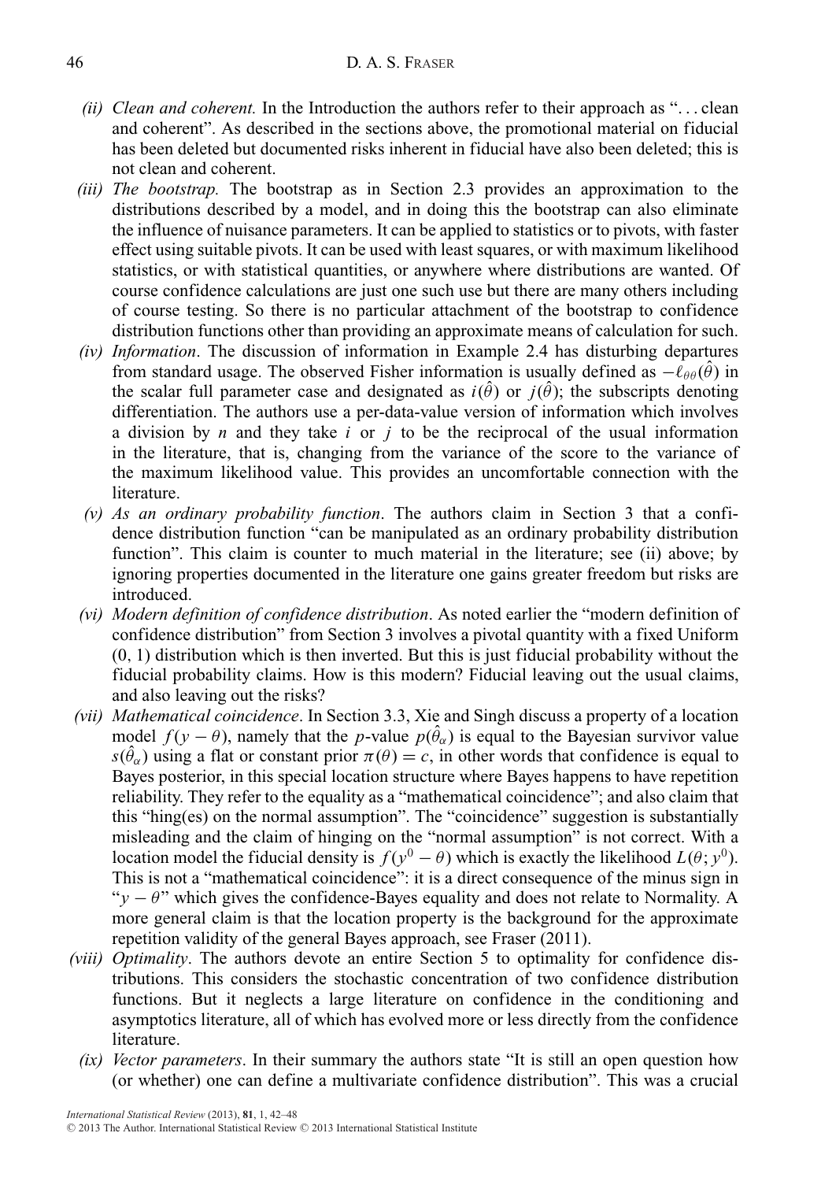- *(ii) Clean and coherent.* In the Introduction the authors refer to their approach as "... clean and coherent". As described in the sections above, the promotional material on fiducial has been deleted but documented risks inherent in fiducial have also been deleted; this is not clean and coherent.
- *(iii) The bootstrap.* The bootstrap as in Section 2.3 provides an approximation to the distributions described by a model, and in doing this the bootstrap can also eliminate the influence of nuisance parameters. It can be applied to statistics or to pivots, with faster effect using suitable pivots. It can be used with least squares, or with maximum likelihood statistics, or with statistical quantities, or anywhere where distributions are wanted. Of course confidence calculations are just one such use but there are many others including of course testing. So there is no particular attachment of the bootstrap to confidence distribution functions other than providing an approximate means of calculation for such.
- *(iv) Information*. The discussion of information in Example 2.4 has disturbing departures from standard usage. The observed Fisher information is usually defined as $-\ell_{\theta\theta}(\hat{\theta})$ in the scalar full parameter case and designated as $i(\hat{\theta})$ or $j(\hat{\theta})$; the subscripts denoting differentiation. The authors use a per-data-value version of information which involves a division by $n$ and they take $i$ or $j$ to be the reciprocal of the usual information in the literature, that is, changing from the variance of the score to the variance of the maximum likelihood value. This provides an uncomfortable connection with the literature.
- *(v) As an ordinary probability function*. The authors claim in Section 3 that a confidence distribution function "can be manipulated as an ordinary probability distribution function". This claim is counter to much material in the literature; see (ii) above; by ignoring properties documented in the literature one gains greater freedom but risks are introduced.
- *(vi) Modern definition of confidence distribution*. As noted earlier the "modern definition of confidence distribution" from Section 3 involves a pivotal quantity with a fixed Uniform (0, 1) distribution which is then inverted. But this is just fiducial probability without the fiducial probability claims. How is this modern? Fiducial leaving out the usual claims, and also leaving out the risks?
- *(vii) Mathematical coincidence*. In Section 3.3, Xie and Singh discuss a property of a location model $f(y-\theta)$, namely that the $p$-value $p(\hat{\theta}_\alpha)$ is equal to the Bayesian survivor value $s(\hat{\theta}_\alpha)$ using a flat or constant prior $\pi(\theta)=c$, in other words that confidence is equal to Bayes posterior, in this special location structure where Bayes happens to have repetition reliability. They refer to the equality as a "mathematical coincidence"; and also claim that this "hing(es) on the normal assumption". The "coincidence" suggestion is substantially misleading and the claim of hinging on the "normal assumption" is not correct. With a location model the fiducial density is $f(y^0-\theta)$ which is exactly the likelihood $L(\theta; y^0)$. This is not a "mathematical coincidence": it is a direct consequence of the minus sign in "$y-\theta$" which gives the confidence-Bayes equality and does not relate to Normality. A more general claim is that the location property is the background for the approximate repetition validity of the general Bayes approach, see Fraser (2011).
- *(viii) Optimality*. The authors devote an entire Section 5 to optimality for confidence distributions. This considers the stochastic concentration of two confidence distribution functions. But it neglects a large literature on confidence in the conditioning and asymptotics literature, all of which has evolved more or less directly from the confidence literature.
- *(ix) Vector parameters*. In their summary the authors state "It is still an open question how (or whether) one can define a multivariate confidence distribution". This was a crucial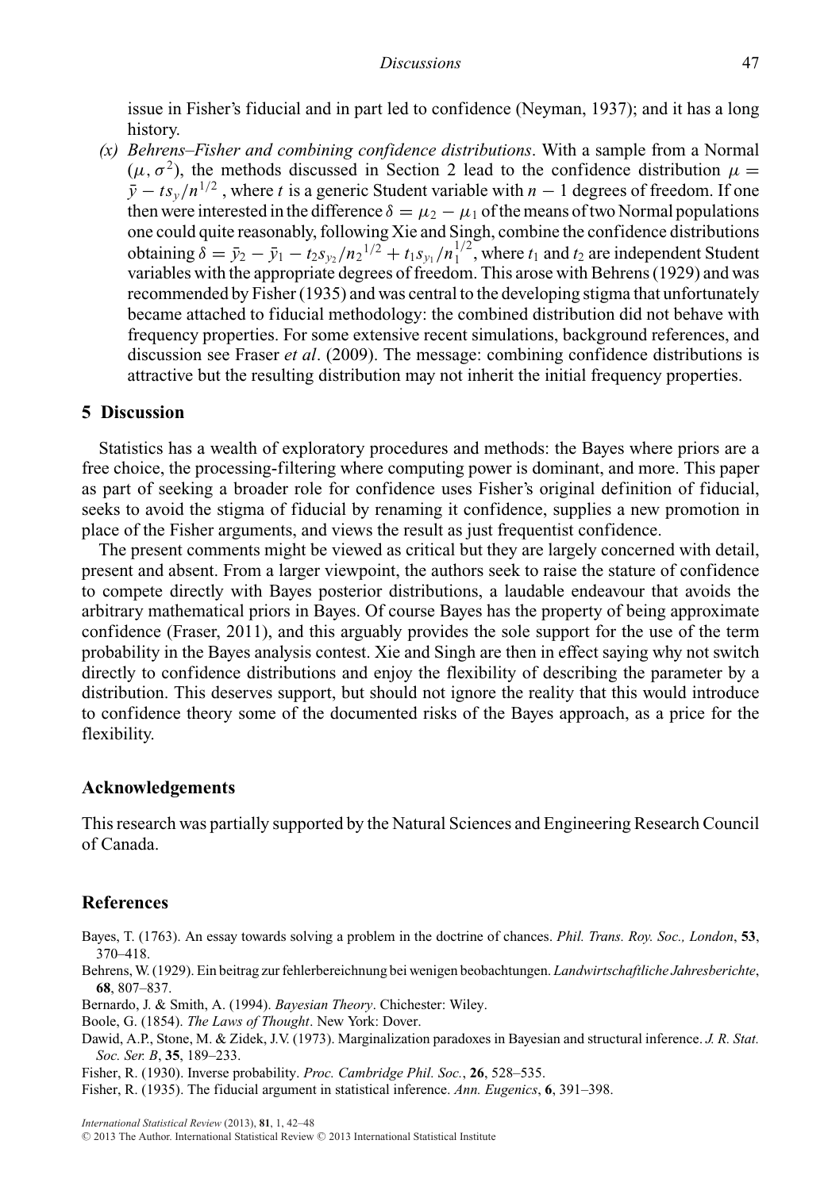issue in Fisher's fiducial and in part led to confidence (Neyman, 1937); and it has a long history.

*(x) Behrens–Fisher and combining confidence distributions*. With a sample from a Normal $(\mu, \sigma^2)$, the methods discussed in Section 2 lead to the confidence distribution $\mu = \bar{y} - ts_y/n^{1/2}$, where $t$ is a generic Student variable with $n-1$ degrees of freedom. If one then were interested in the difference $\delta = \mu_2 - \mu_1$ of the means of two Normal populations one could quite reasonably, following Xie and Singh, combine the confidence distributions obtaining $\delta = \bar{y}_2 - \bar{y}_1 - t_2 s_{y_2}/n_2{}^{1/2} + t_1 s_{y_1}/n_1^{1/2}$, where $t_1$ and $t_2$ are independent Student variables with the appropriate degrees of freedom. This arose with Behrens (1929) and was recommended by Fisher (1935) and was central to the developing stigma that unfortunately became attached to fiducial methodology: the combined distribution did not behave with frequency properties. For some extensive recent simulations, background references, and discussion see Fraser *et al*. (2009). The message: combining confidence distributions is attractive but the resulting distribution may not inherit the initial frequency properties.

## 5 Discussion

Statistics has a wealth of exploratory procedures and methods: the Bayes where priors are a free choice, the processing-filtering where computing power is dominant, and more. This paper as part of seeking a broader role for confidence uses Fisher's original definition of fiducial, seeks to avoid the stigma of fiducial by renaming it confidence, supplies a new promotion in place of the Fisher arguments, and views the result as just frequentist confidence.

The present comments might be viewed as critical but they are largely concerned with detail, present and absent. From a larger viewpoint, the authors seek to raise the stature of confidence to compete directly with Bayes posterior distributions, a laudable endeavour that avoids the arbitrary mathematical priors in Bayes. Of course Bayes has the property of being approximate confidence (Fraser, 2011), and this arguably provides the sole support for the use of the term probability in the Bayes analysis contest. Xie and Singh are then in effect saying why not switch directly to confidence distributions and enjoy the flexibility of describing the parameter by a distribution. This deserves support, but should not ignore the reality that this would introduce to confidence theory some of the documented risks of the Bayes approach, as a price for the flexibility.

## Acknowledgements

This research was partially supported by the Natural Sciences and Engineering Research Council of Canada.

## References

Bayes, T. (1763). An essay towards solving a problem in the doctrine of chances. *Phil. Trans. Roy. Soc., London*, **53**, 370–418.

Behrens, W. (1929). Ein beitrag zur fehlerbereichnung bei wenigen beobachtungen. *Landwirtschaftliche Jahresberichte*, **68**, 807–837.

Bernardo, J. & Smith, A. (1994). *Bayesian Theory*. Chichester: Wiley.

Boole, G. (1854). *The Laws of Thought*. New York: Dover.

Dawid, A.P., Stone, M. & Zidek, J.V. (1973). Marginalization paradoxes in Bayesian and structural inference. *J. R. Stat. Soc. Ser. B*, **35**, 189–233.

Fisher, R. (1930). Inverse probability. *Proc. Cambridge Phil. Soc.*, **26**, 528–535.

Fisher, R. (1935). The fiducial argument in statistical inference. *Ann. Eugenics*, **6**, 391–398.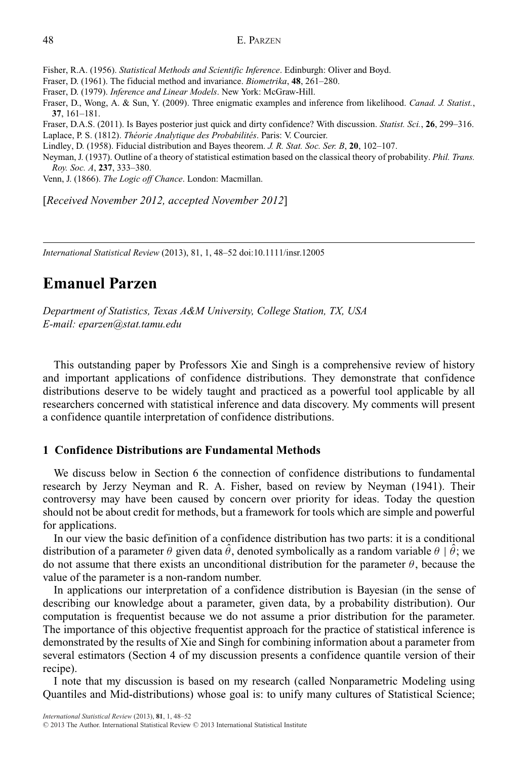Fisher, R.A. (1956). *Statistical Methods and Scientific Inference*. Edinburgh: Oliver and Boyd.

Fraser, D. (1961). The fiducial method and invariance. *Biometrika*, **48**, 261–280.

Fraser, D. (1979). *Inference and Linear Models*. New York: McGraw-Hill.

Fraser, D., Wong, A. & Sun, Y. (2009). Three enigmatic examples and inference from likelihood. *Canad. J. Statist.*, **37**, 161–181.

Fraser, D.A.S. (2011). Is Bayes posterior just quick and dirty confidence? With discussion. *Statist. Sci.*, **26**, 299–316.

Laplace, P. S. (1812). *Théorie Analytique des Probabilités*. Paris: V. Courcier.

Lindley, D. (1958). Fiducial distribution and Bayes theorem. *J. R. Stat. Soc. Ser. B*, **20**, 102–107.

Neyman, J. (1937). Outline of a theory of statistical estimation based on the classical theory of probability. *Phil. Trans. Roy. Soc. A*, **237**, 333–380.

Venn, J. (1866). *The Logic off Chance*. London: Macmillan.

[*Received November 2012, accepted November 2012*]

---

*International Statistical Review* (2013), 81, 1, 48–52 doi:10.1111/insr.12005

# Emanuel Parzen

*Department of Statistics, Texas A&M University, College Station, TX, USA*
*E-mail: eparzen@stat.tamu.edu*

This outstanding paper by Professors Xie and Singh is a comprehensive review of history and important applications of confidence distributions. They demonstrate that confidence distributions deserve to be widely taught and practiced as a powerful tool applicable by all researchers concerned with statistical inference and data discovery. My comments will present a confidence quantile interpretation of confidence distributions.

## 1 Confidence Distributions are Fundamental Methods

We discuss below in Section 6 the connection of confidence distributions to fundamental research by Jerzy Neyman and R. A. Fisher, based on review by Neyman (1941). Their controversy may have been caused by concern over priority for ideas. Today the question should not be about credit for methods, but a framework for tools which are simple and powerful for applications.

In our view the basic definition of a confidence distribution has two parts: it is a conditional distribution of a parameter $\theta$ given data $\hat{\theta}$, denoted symbolically as a random variable $\theta \mid \hat{\theta}$; we do not assume that there exists an unconditional distribution for the parameter $\theta$, because the value of the parameter is a non-random number.

In applications our interpretation of a confidence distribution is Bayesian (in the sense of describing our knowledge about a parameter, given data, by a probability distribution). Our computation is frequentist because we do not assume a prior distribution for the parameter. The importance of this objective frequentist approach for the practice of statistical inference is demonstrated by the results of Xie and Singh for combining information about a parameter from several estimators (Section 4 of my discussion presents a confidence quantile version of their recipe).

I note that my discussion is based on my research (called Nonparametric Modeling using Quantiles and Mid-distributions) whose goal is: to unify many cultures of Statistical Science;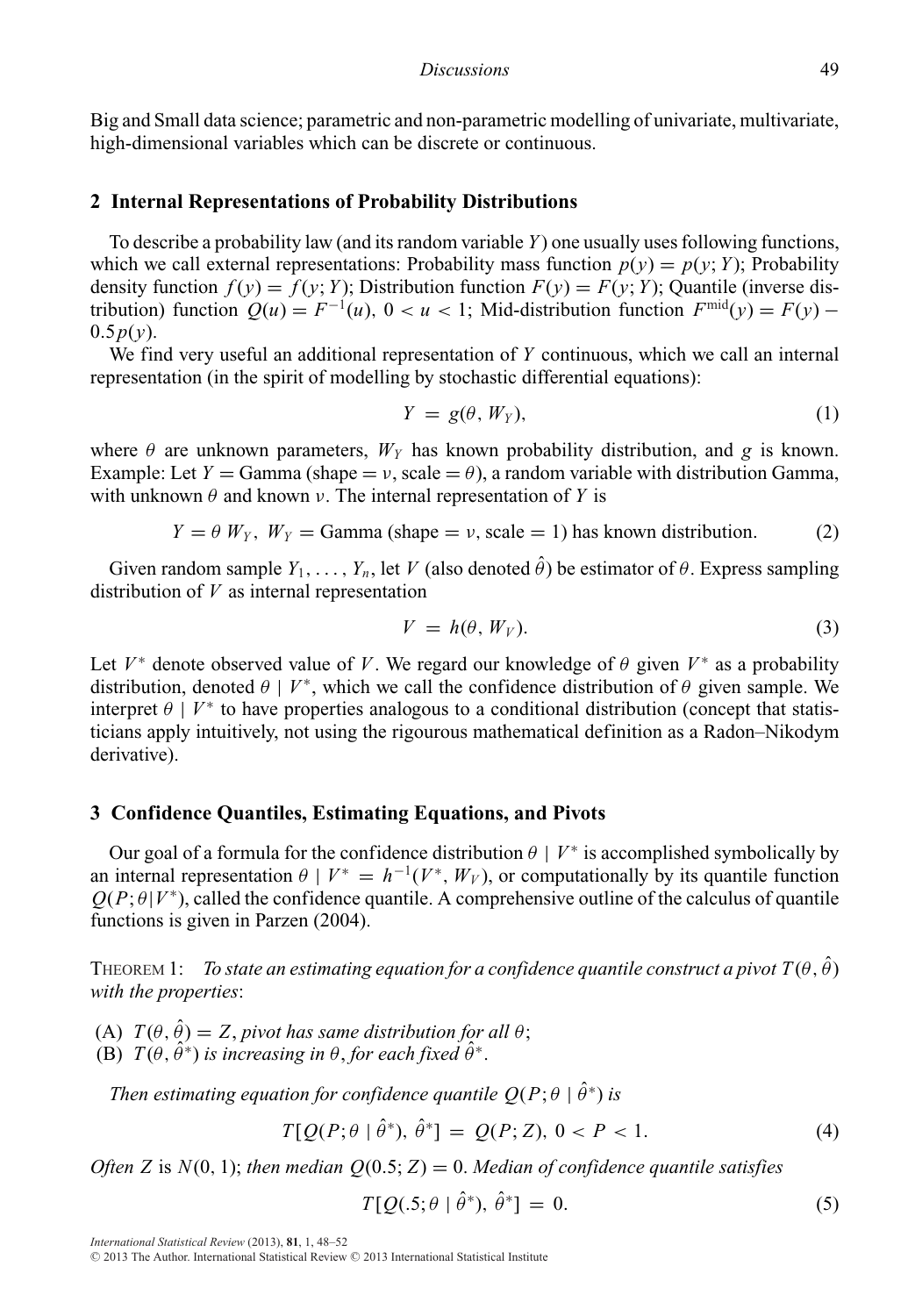Big and Small data science; parametric and non-parametric modelling of univariate, multivariate, high-dimensional variables which can be discrete or continuous.

## 2 Internal Representations of Probability Distributions

To describe a probability law (and its random variable $Y$) one usually uses following functions, which we call external representations: Probability mass function $p(y) = p(y; Y)$; Probability density function $f(y) = f(y; Y)$; Distribution function $F(y) = F(y; Y)$; Quantile (inverse distribution) function $Q(u) = F^{-1}(u)$, $0 < u < 1$; Mid-distribution function $F^{\text{mid}}(y) = F(y) - 0.5p(y)$.

We find very useful an additional representation of $Y$ continuous, which we call an internal representation (in the spirit of modelling by stochastic differential equations):

$$Y = g(\theta, W_Y), \tag{1}$$

where $\theta$ are unknown parameters, $W_Y$ has known probability distribution, and $g$ is known. Example: Let $Y = \text{Gamma (shape} = \nu\text{, scale} = \theta)$, a random variable with distribution Gamma, with unknown $\theta$ and known $\nu$. The internal representation of $Y$ is

$$Y = \theta\, W_Y,\ W_Y = \text{Gamma (shape} = \nu\text{, scale} = 1) \text{ has known distribution.} \tag{2}$$

Given random sample $Y_1, \ldots, Y_n$, let $V$ (also denoted $\hat{\theta}$) be estimator of $\theta$. Express sampling distribution of $V$ as internal representation

$$V = h(\theta, W_V). \tag{3}$$

Let $V^*$ denote observed value of $V$. We regard our knowledge of $\theta$ given $V^*$ as a probability distribution, denoted $\theta \mid V^*$, which we call the confidence distribution of $\theta$ given sample. We interpret $\theta \mid V^*$ to have properties analogous to a conditional distribution (concept that statisticians apply intuitively, not using the rigourous mathematical definition as a Radon–Nikodym derivative).

## 3 Confidence Quantiles, Estimating Equations, and Pivots

Our goal of a formula for the confidence distribution $\theta \mid V^*$ is accomplished symbolically by an internal representation $\theta \mid V^* = h^{-1}(V^*, W_V)$, or computationally by its quantile function $Q(P; \theta | V^*)$, called the confidence quantile. A comprehensive outline of the calculus of quantile functions is given in Parzen (2004).

THEOREM 1: *To state an estimating equation for a confidence quantile construct a pivot* $T(\theta, \hat{\theta})$ *with the properties*:

(A) $T(\theta, \hat{\theta}) = Z$, *pivot has same distribution for all* $\theta$;
(B) $T(\theta, \hat{\theta}^*)$ *is increasing in* $\theta$, *for each fixed* $\hat{\theta}^*$.

*Then estimating equation for confidence quantile* $Q(P; \theta \mid \hat{\theta}^*)$ *is*

$$T[Q(P; \theta \mid \hat{\theta}^*),\ \hat{\theta}^*] = Q(P; Z),\ 0 < P < 1. \tag{4}$$

*Often* $Z$ is $N(0, 1)$; *then median* $Q(0.5; Z) = 0$. *Median of confidence quantile satisfies*

$$T[Q(.5; \theta \mid \hat{\theta}^*),\ \hat{\theta}^*] = 0. \tag{5}$$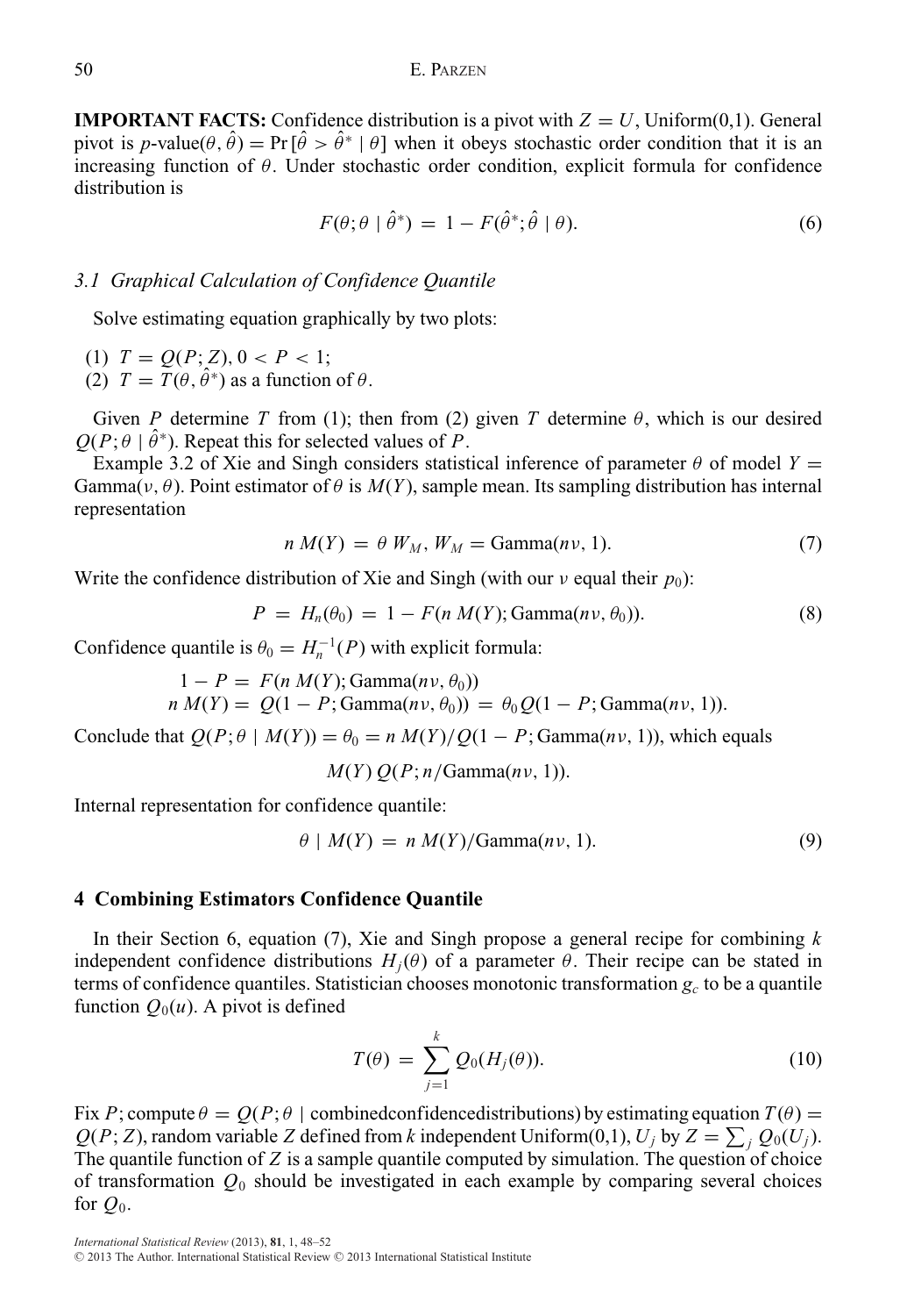**IMPORTANT FACTS:** Confidence distribution is a pivot with $Z = U$, Uniform(0,1). General pivot is $p$-value$(\theta, \hat{\theta}) = \Pr[\hat{\theta} > \hat{\theta}^* \mid \theta]$ when it obeys stochastic order condition that it is an increasing function of $\theta$. Under stochastic order condition, explicit formula for confidence distribution is

$$F(\theta; \theta \mid \hat{\theta}^*) = 1 - F(\hat{\theta}^*; \hat{\theta} \mid \theta). \tag{6}$$

### *3.1 Graphical Calculation of Confidence Quantile*

Solve estimating equation graphically by two plots:

(1) $T = Q(P; Z)$, $0 < P < 1$;
(2) $T = T(\theta, \hat{\theta}^*)$ as a function of $\theta$.

Given $P$ determine $T$ from (1); then from (2) given $T$ determine $\theta$, which is our desired $Q(P; \theta \mid \hat{\theta}^*)$. Repeat this for selected values of $P$.

Example 3.2 of Xie and Singh considers statistical inference of parameter $\theta$ of model $Y =$ Gamma$(\nu, \theta)$. Point estimator of $\theta$ is $M(Y)$, sample mean. Its sampling distribution has internal representation

$$n\, M(Y) = \theta\, W_M,\; W_M = \text{Gamma}(n\nu, 1). \tag{7}$$

Write the confidence distribution of Xie and Singh (with our $\nu$ equal their $p_0$):

$$P = H_n(\theta_0) = 1 - F(n\, M(Y); \text{Gamma}(n\nu, \theta_0)). \tag{8}$$

Confidence quantile is $\theta_0 = H_n^{-1}(P)$ with explicit formula:

$$1 - P = F(n\, M(Y); \text{Gamma}(n\nu, \theta_0))$$
$$n\, M(Y) = Q(1 - P; \text{Gamma}(n\nu, \theta_0)) = \theta_0 Q(1 - P; \text{Gamma}(n\nu, 1)).$$

Conclude that $Q(P; \theta \mid M(Y)) = \theta_0 = n\, M(Y)/Q(1 - P; \text{Gamma}(n\nu, 1))$, which equals

$$M(Y)\, Q(P; n/\text{Gamma}(n\nu, 1)).$$

Internal representation for confidence quantile:

$$\theta \mid M(Y) = n\, M(Y)/\text{Gamma}(n\nu, 1). \tag{9}$$

## 4 Combining Estimators Confidence Quantile

In their Section 6, equation (7), Xie and Singh propose a general recipe for combining $k$ independent confidence distributions $H_j(\theta)$ of a parameter $\theta$. Their recipe can be stated in terms of confidence quantiles. Statistician chooses monotonic transformation $g_c$ to be a quantile function $Q_0(u)$. A pivot is defined

$$T(\theta) = \sum_{j=1}^{k} Q_0(H_j(\theta)). \tag{10}$$

Fix $P$; compute $\theta = Q(P; \theta \mid \text{combinedconfidencedistributions})$ by estimating equation $T(\theta) = Q(P; Z)$, random variable $Z$ defined from $k$ independent Uniform(0,1), $U_j$ by $Z = \sum_j Q_0(U_j)$. The quantile function of $Z$ is a sample quantile computed by simulation. The question of choice of transformation $Q_0$ should be investigated in each example by comparing several choices for $Q_0$.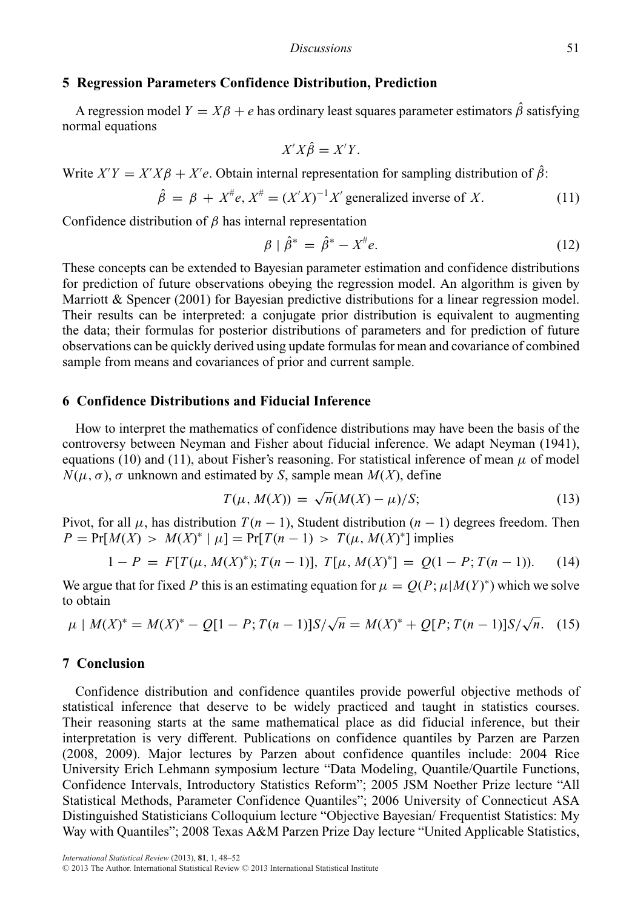## 5 Regression Parameters Confidence Distribution, Prediction

A regression model $Y = X\beta + e$ has ordinary least squares parameter estimators $\hat{\beta}$ satisfying normal equations

$$X'X\hat{\beta} = X'Y.$$

Write $X'Y = X'X\beta + X'e$. Obtain internal representation for sampling distribution of $\hat{\beta}$:

$$\hat{\beta} = \beta + X^{\#}e, X^{\#} = (X'X)^{-1}X' \text{ generalized inverse of } X. \tag{11}$$

Confidence distribution of $\beta$ has internal representation

$$\beta \mid \hat{\beta}^* = \hat{\beta}^* - X^{\#}e. \tag{12}$$

These concepts can be extended to Bayesian parameter estimation and confidence distributions for prediction of future observations obeying the regression model. An algorithm is given by Marriott & Spencer (2001) for Bayesian predictive distributions for a linear regression model. Their results can be interpreted: a conjugate prior distribution is equivalent to augmenting the data; their formulas for posterior distributions of parameters and for prediction of future observations can be quickly derived using update formulas for mean and covariance of combined sample from means and covariances of prior and current sample.

## 6 Confidence Distributions and Fiducial Inference

How to interpret the mathematics of confidence distributions may have been the basis of the controversy between Neyman and Fisher about fiducial inference. We adapt Neyman (1941), equations (10) and (11), about Fisher's reasoning. For statistical inference of mean $\mu$ of model $N(\mu, \sigma)$, $\sigma$ unknown and estimated by $S$, sample mean $M(X)$, define

$$T(\mu, M(X)) = \sqrt{n}(M(X) - \mu)/S; \tag{13}$$

Pivot, for all $\mu$, has distribution $T(n-1)$, Student distribution $(n-1)$ degrees freedom. Then $P = \Pr[M(X) > M(X)^* \mid \mu] = \Pr[T(n-1) > T(\mu, M(X)^*]$ implies

$$1 - P = F[T(\mu, M(X)^*); T(n-1)], \ T[\mu, M(X)^*] = Q(1 - P; T(n-1)). \tag{14}$$

We argue that for fixed $P$ this is an estimating equation for $\mu = Q(P; \mu|M(Y)^*)$ which we solve to obtain

$$\mu \mid M(X)^* = M(X)^* - Q[1 - P; T(n-1)]S/\sqrt{n} = M(X)^* + Q[P; T(n-1)]S/\sqrt{n}. \tag{15}$$

## 7 Conclusion

Confidence distribution and confidence quantiles provide powerful objective methods of statistical inference that deserve to be widely practiced and taught in statistics courses. Their reasoning starts at the same mathematical place as did fiducial inference, but their interpretation is very different. Publications on confidence quantiles by Parzen are Parzen (2008, 2009). Major lectures by Parzen about confidence quantiles include: 2004 Rice University Erich Lehmann symposium lecture "Data Modeling, Quantile/Quartile Functions, Confidence Intervals, Introductory Statistics Reform"; 2005 JSM Noether Prize lecture "All Statistical Methods, Parameter Confidence Quantiles"; 2006 University of Connecticut ASA Distinguished Statisticians Colloquium lecture "Objective Bayesian/ Frequentist Statistics: My Way with Quantiles"; 2008 Texas A&M Parzen Prize Day lecture "United Applicable Statistics,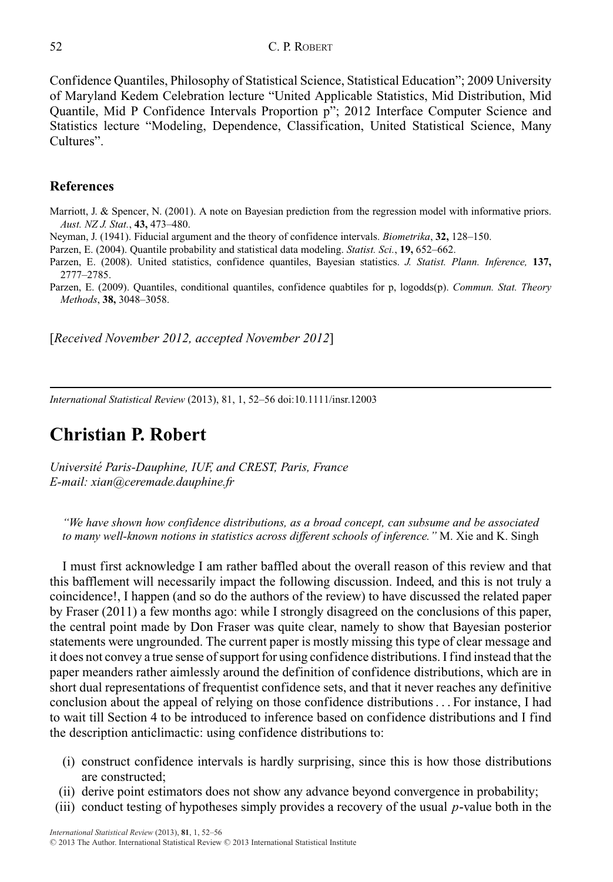Confidence Quantiles, Philosophy of Statistical Science, Statistical Education"; 2009 University of Maryland Kedem Celebration lecture "United Applicable Statistics, Mid Distribution, Mid Quantile, Mid P Confidence Intervals Proportion p"; 2012 Interface Computer Science and Statistics lecture "Modeling, Dependence, Classification, United Statistical Science, Many Cultures".

## References

Marriott, J. & Spencer, N. (2001). A note on Bayesian prediction from the regression model with informative priors. *Aust. NZ J. Stat.*, **43,** 473–480.

Neyman, J. (1941). Fiducial argument and the theory of confidence intervals. *Biometrika*, **32,** 128–150.

Parzen, E. (2004). Quantile probability and statistical data modeling. *Statist. Sci.*, **19,** 652–662.

Parzen, E. (2008). United statistics, confidence quantiles, Bayesian statistics. *J. Statist. Plann. Inference,* **137,** 2777–2785.

Parzen, E. (2009). Quantiles, conditional quantiles, confidence quabtiles for p, logodds(p). *Commun. Stat. Theory Methods*, **38,** 3048–3058.

[*Received November 2012, accepted November 2012*]

---

*International Statistical Review* (2013), 81, 1, 52–56 doi:10.1111/insr.12003

# Christian P. Robert

*Université Paris-Dauphine, IUF, and CREST, Paris, France*
*E-mail: xian@ceremade.dauphine.fr*

> *"We have shown how confidence distributions, as a broad concept, can subsume and be associated to many well-known notions in statistics across different schools of inference."* M. Xie and K. Singh

I must first acknowledge I am rather baffled about the overall reason of this review and that this bafflement will necessarily impact the following discussion. Indeed, and this is not truly a coincidence!, I happen (and so do the authors of the review) to have discussed the related paper by Fraser (2011) a few months ago: while I strongly disagreed on the conclusions of this paper, the central point made by Don Fraser was quite clear, namely to show that Bayesian posterior statements were ungrounded. The current paper is mostly missing this type of clear message and it does not convey a true sense of support for using confidence distributions. I find instead that the paper meanders rather aimlessly around the definition of confidence distributions, which are in short dual representations of frequentist confidence sets, and that it never reaches any definitive conclusion about the appeal of relying on those confidence distributions . . . For instance, I had to wait till Section 4 to be introduced to inference based on confidence distributions and I find the description anticlimactic: using confidence distributions to:

(i) construct confidence intervals is hardly surprising, since this is how those distributions are constructed;
(ii) derive point estimators does not show any advance beyond convergence in probability;
(iii) conduct testing of hypotheses simply provides a recovery of the usual $p$-value both in the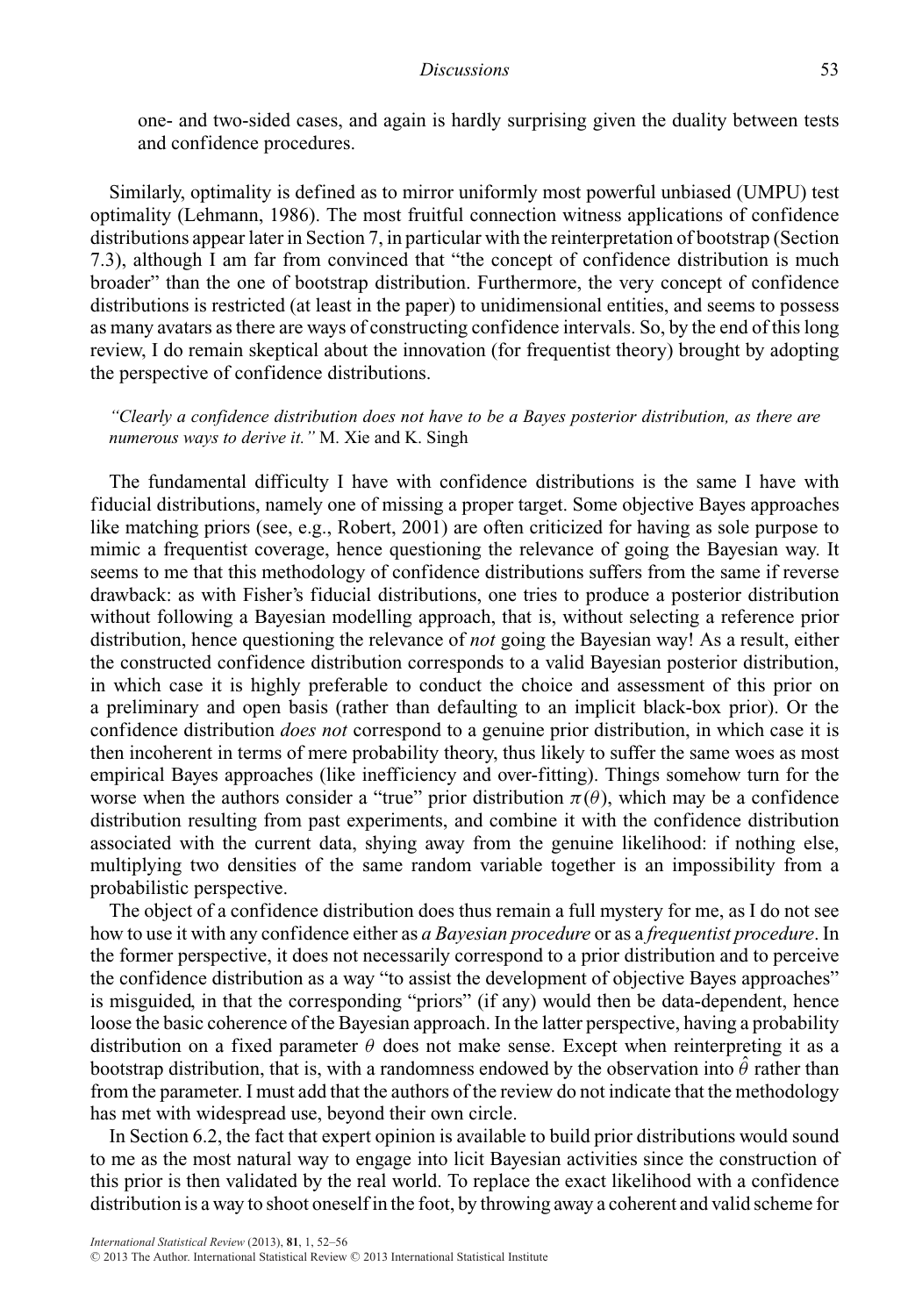one- and two-sided cases, and again is hardly surprising given the duality between tests and confidence procedures.

Similarly, optimality is defined as to mirror uniformly most powerful unbiased (UMPU) test optimality (Lehmann, 1986). The most fruitful connection witness applications of confidence distributions appear later in Section 7, in particular with the reinterpretation of bootstrap (Section 7.3), although I am far from convinced that "the concept of confidence distribution is much broader" than the one of bootstrap distribution. Furthermore, the very concept of confidence distributions is restricted (at least in the paper) to unidimensional entities, and seems to possess as many avatars as there are ways of constructing confidence intervals. So, by the end of this long review, I do remain skeptical about the innovation (for frequentist theory) brought by adopting the perspective of confidence distributions.

*"Clearly a confidence distribution does not have to be a Bayes posterior distribution, as there are numerous ways to derive it."* M. Xie and K. Singh

The fundamental difficulty I have with confidence distributions is the same I have with fiducial distributions, namely one of missing a proper target. Some objective Bayes approaches like matching priors (see, e.g., Robert, 2001) are often criticized for having as sole purpose to mimic a frequentist coverage, hence questioning the relevance of going the Bayesian way. It seems to me that this methodology of confidence distributions suffers from the same if reverse drawback: as with Fisher's fiducial distributions, one tries to produce a posterior distribution without following a Bayesian modelling approach, that is, without selecting a reference prior distribution, hence questioning the relevance of *not* going the Bayesian way! As a result, either the constructed confidence distribution corresponds to a valid Bayesian posterior distribution, in which case it is highly preferable to conduct the choice and assessment of this prior on a preliminary and open basis (rather than defaulting to an implicit black-box prior). Or the confidence distribution *does not* correspond to a genuine prior distribution, in which case it is then incoherent in terms of mere probability theory, thus likely to suffer the same woes as most empirical Bayes approaches (like inefficiency and over-fitting). Things somehow turn for the worse when the authors consider a "true" prior distribution $\pi(\theta)$, which may be a confidence distribution resulting from past experiments, and combine it with the confidence distribution associated with the current data, shying away from the genuine likelihood: if nothing else, multiplying two densities of the same random variable together is an impossibility from a probabilistic perspective.

The object of a confidence distribution does thus remain a full mystery for me, as I do not see how to use it with any confidence either as *a Bayesian procedure* or as a *frequentist procedure*. In the former perspective, it does not necessarily correspond to a prior distribution and to perceive the confidence distribution as a way "to assist the development of objective Bayes approaches" is misguided, in that the corresponding "priors" (if any) would then be data-dependent, hence loose the basic coherence of the Bayesian approach. In the latter perspective, having a probability distribution on a fixed parameter $\theta$ does not make sense. Except when reinterpreting it as a bootstrap distribution, that is, with a randomness endowed by the observation into $\hat{\theta}$ rather than from the parameter. I must add that the authors of the review do not indicate that the methodology has met with widespread use, beyond their own circle.

In Section 6.2, the fact that expert opinion is available to build prior distributions would sound to me as the most natural way to engage into licit Bayesian activities since the construction of this prior is then validated by the real world. To replace the exact likelihood with a confidence distribution is a way to shoot oneself in the foot, by throwing away a coherent and valid scheme for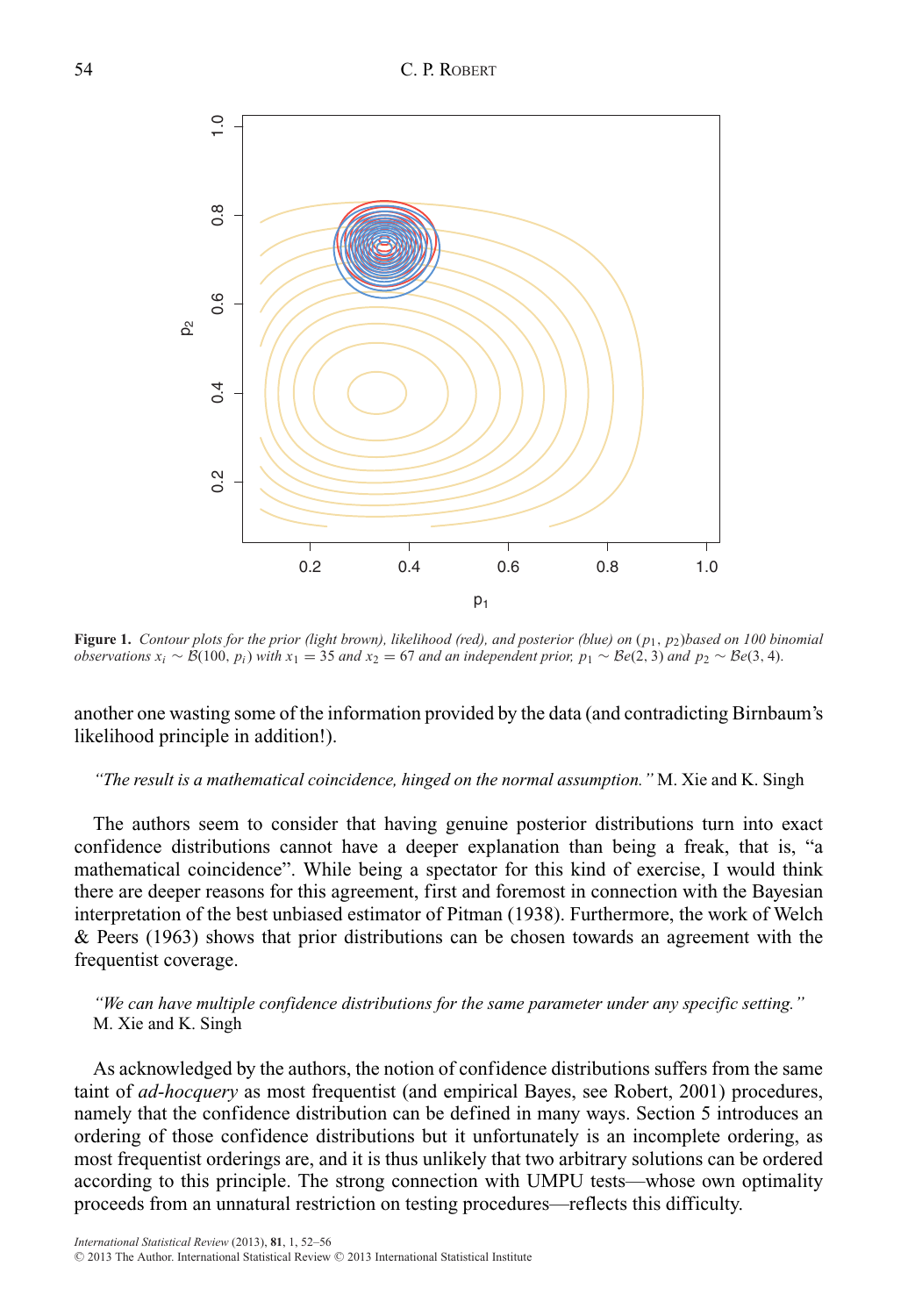**Figure 1.** *Contour plots for the prior (light brown), likelihood (red), and posterior (blue) on* $(p_1, p_2)$ *based on 100 binomial observations* $x_i \sim \mathcal{B}(100, p_i)$ *with* $x_1 = 35$ *and* $x_2 = 67$ *and an independent prior,* $p_1 \sim \mathcal{B}e(2, 3)$ *and* $p_2 \sim \mathcal{B}e(3, 4)$.

another one wasting some of the information provided by the data (and contradicting Birnbaum's likelihood principle in addition!).

*"The result is a mathematical coincidence, hinged on the normal assumption."* M. Xie and K. Singh

The authors seem to consider that having genuine posterior distributions turn into exact confidence distributions cannot have a deeper explanation than being a freak, that is, "a mathematical coincidence". While being a spectator for this kind of exercise, I would think there are deeper reasons for this agreement, first and foremost in connection with the Bayesian interpretation of the best unbiased estimator of Pitman (1938). Furthermore, the work of Welch & Peers (1963) shows that prior distributions can be chosen towards an agreement with the frequentist coverage.

*"We can have multiple confidence distributions for the same parameter under any specific setting."* M. Xie and K. Singh

As acknowledged by the authors, the notion of confidence distributions suffers from the same taint of *ad-hocquery* as most frequentist (and empirical Bayes, see Robert, 2001) procedures, namely that the confidence distribution can be defined in many ways. Section 5 introduces an ordering of those confidence distributions but it unfortunately is an incomplete ordering, as most frequentist orderings are, and it is thus unlikely that two arbitrary solutions can be ordered according to this principle. The strong connection with UMPU tests—whose own optimality proceeds from an unnatural restriction on testing procedures—reflects this difficulty.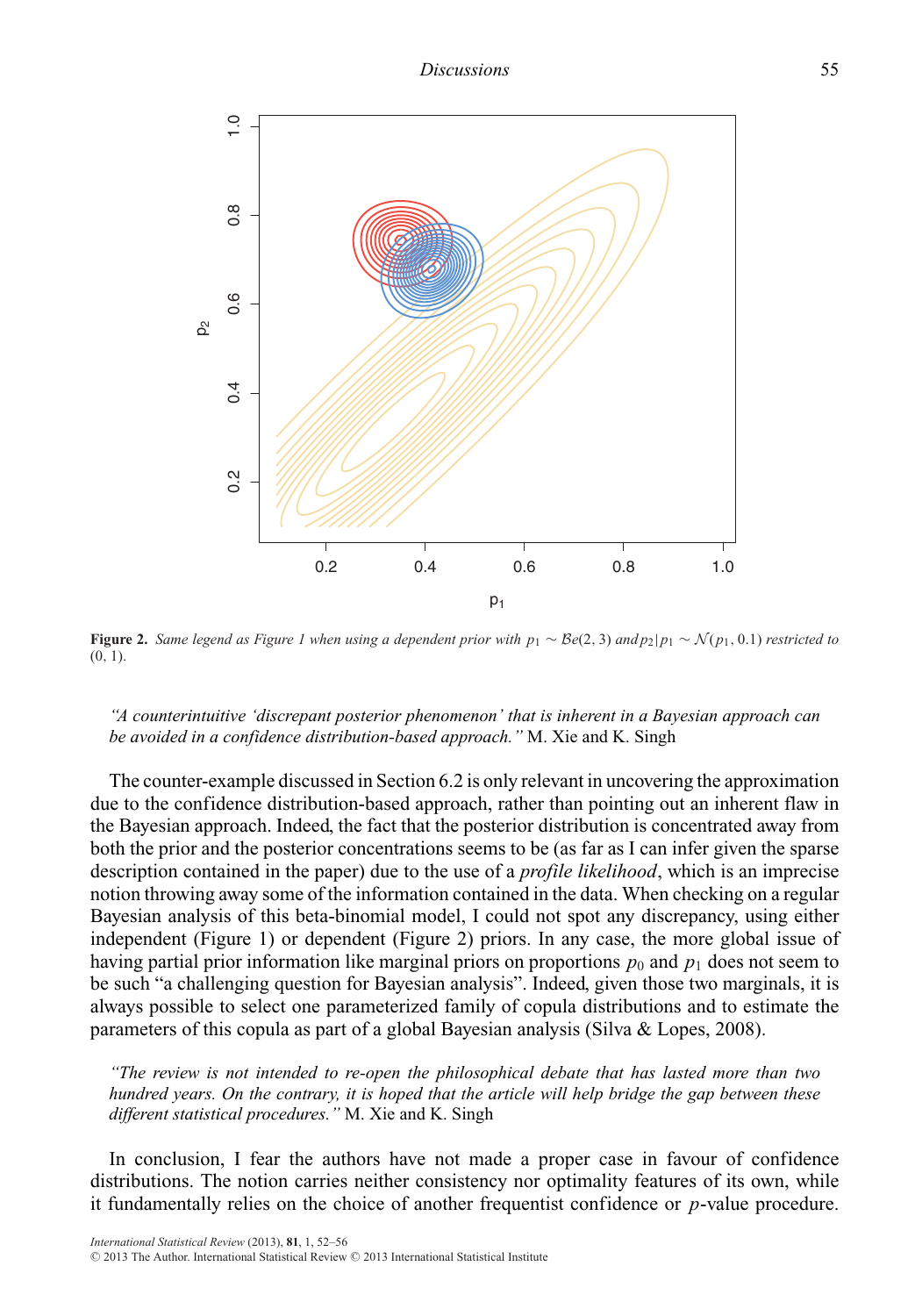Figure 2. *Same legend as Figure 1 when using a dependent prior with* $p_1 \sim \mathcal{B}e(2, 3)$ *and* $p_2|p_1 \sim \mathcal{N}(p_1, 0.1)$ *restricted to* (0, 1).

> *"A counterintuitive 'discrepant posterior phenomenon' that is inherent in a Bayesian approach can be avoided in a confidence distribution-based approach."* M. Xie and K. Singh

The counter-example discussed in Section 6.2 is only relevant in uncovering the approximation due to the confidence distribution-based approach, rather than pointing out an inherent flaw in the Bayesian approach. Indeed, the fact that the posterior distribution is concentrated away from both the prior and the posterior concentrations seems to be (as far as I can infer given the sparse description contained in the paper) due to the use of a *profile likelihood*, which is an imprecise notion throwing away some of the information contained in the data. When checking on a regular Bayesian analysis of this beta-binomial model, I could not spot any discrepancy, using either independent (Figure 1) or dependent (Figure 2) priors. In any case, the more global issue of having partial prior information like marginal priors on proportions $p_0$ and $p_1$ does not seem to be such "a challenging question for Bayesian analysis". Indeed, given those two marginals, it is always possible to select one parameterized family of copula distributions and to estimate the parameters of this copula as part of a global Bayesian analysis (Silva & Lopes, 2008).

> *"The review is not intended to re-open the philosophical debate that has lasted more than two hundred years. On the contrary, it is hoped that the article will help bridge the gap between these different statistical procedures."* M. Xie and K. Singh

In conclusion, I fear the authors have not made a proper case in favour of confidence distributions. The notion carries neither consistency nor optimality features of its own, while it fundamentally relies on the choice of another frequentist confidence or $p$-value procedure.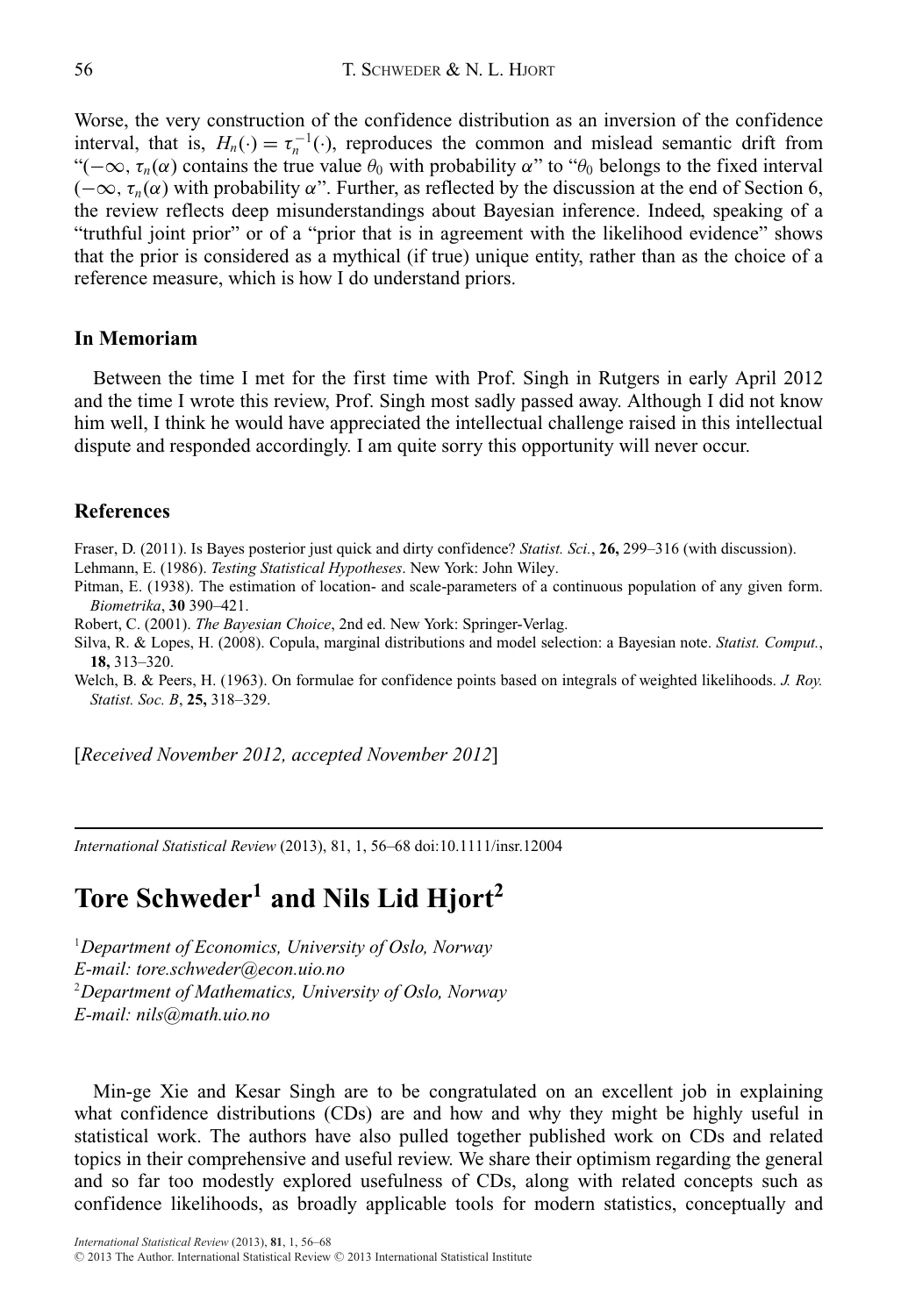Worse, the very construction of the confidence distribution as an inversion of the confidence interval, that is, $H_n(\cdot) = \tau_n^{-1}(\cdot)$, reproduces the common and mislead semantic drift from "$(-\infty, \tau_n(\alpha)$ contains the true value $\theta_0$ with probability $\alpha$" to "$\theta_0$ belongs to the fixed interval $(-\infty, \tau_n(\alpha)$ with probability $\alpha$". Further, as reflected by the discussion at the end of Section 6, the review reflects deep misunderstandings about Bayesian inference. Indeed, speaking of a "truthful joint prior" or of a "prior that is in agreement with the likelihood evidence" shows that the prior is considered as a mythical (if true) unique entity, rather than as the choice of a reference measure, which is how I do understand priors.

### In Memoriam

Between the time I met for the first time with Prof. Singh in Rutgers in early April 2012 and the time I wrote this review, Prof. Singh most sadly passed away. Although I did not know him well, I think he would have appreciated the intellectual challenge raised in this intellectual dispute and responded accordingly. I am quite sorry this opportunity will never occur.

### References

Fraser, D. (2011). Is Bayes posterior just quick and dirty confidence? *Statist. Sci.*, **26,** 299–316 (with discussion).

Lehmann, E. (1986). *Testing Statistical Hypotheses*. New York: John Wiley.

Pitman, E. (1938). The estimation of location- and scale-parameters of a continuous population of any given form. *Biometrika*, **30** 390–421.

Robert, C. (2001). *The Bayesian Choice*, 2nd ed. New York: Springer-Verlag.

Silva, R. & Lopes, H. (2008). Copula, marginal distributions and model selection: a Bayesian note. *Statist. Comput.*, **18,** 313–320.

Welch, B. & Peers, H. (1963). On formulae for confidence points based on integrals of weighted likelihoods. *J. Roy. Statist. Soc. B*, **25,** 318–329.

[*Received November 2012, accepted November 2012*]

---

*International Statistical Review* (2013), 81, 1, 56–68 doi:10.1111/insr.12004

# Tore Schweder[1] and Nils Lid Hjort[2]

[1]*Department of Economics, University of Oslo, Norway*
*E-mail: tore.schweder@econ.uio.no*
[2]*Department of Mathematics, University of Oslo, Norway*
*E-mail: nils@math.uio.no*

Min-ge Xie and Kesar Singh are to be congratulated on an excellent job in explaining what confidence distributions (CDs) are and how and why they might be highly useful in statistical work. The authors have also pulled together published work on CDs and related topics in their comprehensive and useful review. We share their optimism regarding the general and so far too modestly explored usefulness of CDs, along with related concepts such as confidence likelihoods, as broadly applicable tools for modern statistics, conceptually and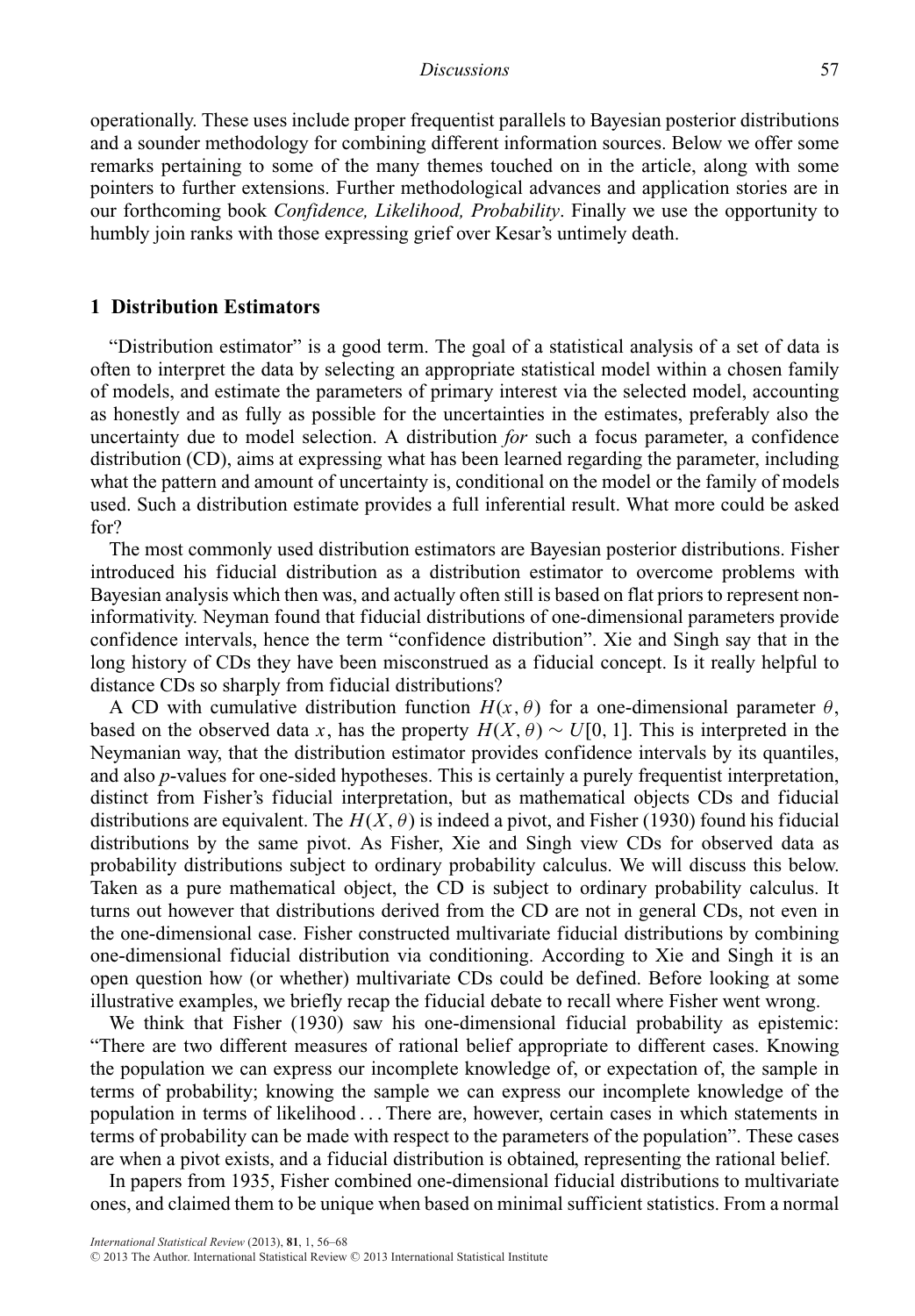operationally. These uses include proper frequentist parallels to Bayesian posterior distributions and a sounder methodology for combining different information sources. Below we offer some remarks pertaining to some of the many themes touched on in the article, along with some pointers to further extensions. Further methodological advances and application stories are in our forthcoming book *Confidence, Likelihood, Probability*. Finally we use the opportunity to humbly join ranks with those expressing grief over Kesar's untimely death.

## 1 Distribution Estimators

"Distribution estimator" is a good term. The goal of a statistical analysis of a set of data is often to interpret the data by selecting an appropriate statistical model within a chosen family of models, and estimate the parameters of primary interest via the selected model, accounting as honestly and as fully as possible for the uncertainties in the estimates, preferably also the uncertainty due to model selection. A distribution *for* such a focus parameter, a confidence distribution (CD), aims at expressing what has been learned regarding the parameter, including what the pattern and amount of uncertainty is, conditional on the model or the family of models used. Such a distribution estimate provides a full inferential result. What more could be asked for?

The most commonly used distribution estimators are Bayesian posterior distributions. Fisher introduced his fiducial distribution as a distribution estimator to overcome problems with Bayesian analysis which then was, and actually often still is based on flat priors to represent non-informativity. Neyman found that fiducial distributions of one-dimensional parameters provide confidence intervals, hence the term "confidence distribution". Xie and Singh say that in the long history of CDs they have been misconstrued as a fiducial concept. Is it really helpful to distance CDs so sharply from fiducial distributions?

A CD with cumulative distribution function $H(x, \theta)$ for a one-dimensional parameter $\theta$, based on the observed data $x$, has the property $H(X, \theta) \sim U[0, 1]$. This is interpreted in the Neymanian way, that the distribution estimator provides confidence intervals by its quantiles, and also $p$-values for one-sided hypotheses. This is certainly a purely frequentist interpretation, distinct from Fisher's fiducial interpretation, but as mathematical objects CDs and fiducial distributions are equivalent. The $H(X, \theta)$ is indeed a pivot, and Fisher (1930) found his fiducial distributions by the same pivot. As Fisher, Xie and Singh view CDs for observed data as probability distributions subject to ordinary probability calculus. We will discuss this below. Taken as a pure mathematical object, the CD is subject to ordinary probability calculus. It turns out however that distributions derived from the CD are not in general CDs, not even in the one-dimensional case. Fisher constructed multivariate fiducial distributions by combining one-dimensional fiducial distribution via conditioning. According to Xie and Singh it is an open question how (or whether) multivariate CDs could be defined. Before looking at some illustrative examples, we briefly recap the fiducial debate to recall where Fisher went wrong.

We think that Fisher (1930) saw his one-dimensional fiducial probability as epistemic: "There are two different measures of rational belief appropriate to different cases. Knowing the population we can express our incomplete knowledge of, or expectation of, the sample in terms of probability; knowing the sample we can express our incomplete knowledge of the population in terms of likelihood ... There are, however, certain cases in which statements in terms of probability can be made with respect to the parameters of the population". These cases are when a pivot exists, and a fiducial distribution is obtained, representing the rational belief.

In papers from 1935, Fisher combined one-dimensional fiducial distributions to multivariate ones, and claimed them to be unique when based on minimal sufficient statistics. From a normal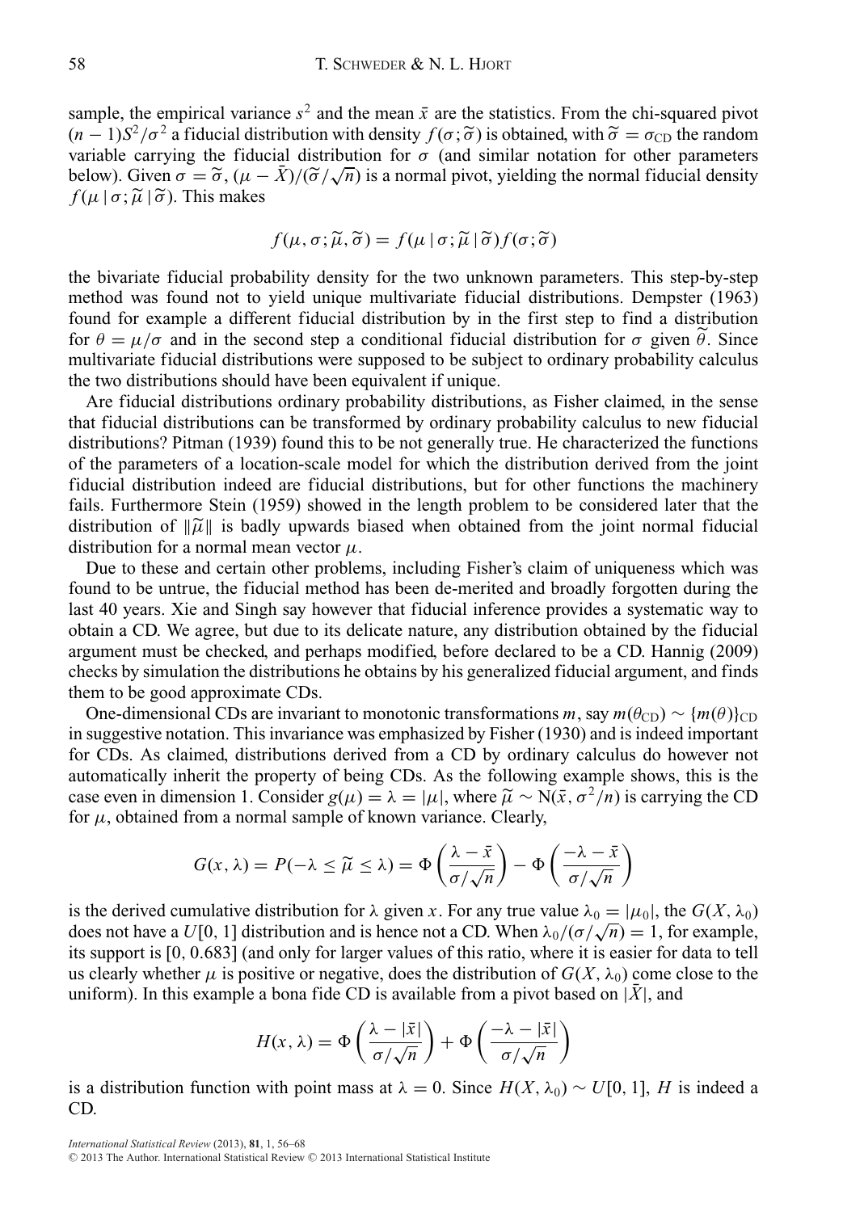sample, the empirical variance $s^2$ and the mean $\bar{x}$ are the statistics. From the chi-squared pivot $(n-1)S^2/\sigma^2$ a fiducial distribution with density $f(\sigma;\widetilde{\sigma})$ is obtained, with $\widetilde{\sigma} = \sigma_{\text{CD}}$ the random variable carrying the fiducial distribution for $\sigma$ (and similar notation for other parameters below). Given $\sigma = \widetilde{\sigma}$, $(\mu - \bar{X})/(\widetilde{\sigma}/\sqrt{n})$ is a normal pivot, yielding the normal fiducial density $f(\mu \mid \sigma; \widetilde{\mu} \mid \widetilde{\sigma})$. This makes

$$f(\mu, \sigma; \widetilde{\mu}, \widetilde{\sigma}) = f(\mu \mid \sigma; \widetilde{\mu} \mid \widetilde{\sigma}) f(\sigma; \widetilde{\sigma})$$

the bivariate fiducial probability density for the two unknown parameters. This step-by-step method was found not to yield unique multivariate fiducial distributions. Dempster (1963) found for example a different fiducial distribution by in the first step to find a distribution for $\theta = \mu/\sigma$ and in the second step a conditional fiducial distribution for $\sigma$ given $\widetilde{\theta}$. Since multivariate fiducial distributions were supposed to be subject to ordinary probability calculus the two distributions should have been equivalent if unique.

Are fiducial distributions ordinary probability distributions, as Fisher claimed, in the sense that fiducial distributions can be transformed by ordinary probability calculus to new fiducial distributions? Pitman (1939) found this to be not generally true. He characterized the functions of the parameters of a location-scale model for which the distribution derived from the joint fiducial distribution indeed are fiducial distributions, but for other functions the machinery fails. Furthermore Stein (1959) showed in the length problem to be considered later that the distribution of $\|\widetilde{\mu}\|$ is badly upwards biased when obtained from the joint normal fiducial distribution for a normal mean vector $\mu$.

Due to these and certain other problems, including Fisher's claim of uniqueness which was found to be untrue, the fiducial method has been de-merited and broadly forgotten during the last 40 years. Xie and Singh say however that fiducial inference provides a systematic way to obtain a CD. We agree, but due to its delicate nature, any distribution obtained by the fiducial argument must be checked, and perhaps modified, before declared to be a CD. Hannig (2009) checks by simulation the distributions he obtains by his generalized fiducial argument, and finds them to be good approximate CDs.

One-dimensional CDs are invariant to monotonic transformations $m$, say $m(\theta_{\text{CD}}) \sim \{m(\theta)\}_{\text{CD}}$ in suggestive notation. This invariance was emphasized by Fisher (1930) and is indeed important for CDs. As claimed, distributions derived from a CD by ordinary calculus do however not automatically inherit the property of being CDs. As the following example shows, this is the case even in dimension 1. Consider $g(\mu) = \lambda = |\mu|$, where $\widetilde{\mu} \sim \text{N}(\bar{x}, \sigma^2/n)$ is carrying the CD for $\mu$, obtained from a normal sample of known variance. Clearly,

$$G(x, \lambda) = P(-\lambda \le \widetilde{\mu} \le \lambda) = \Phi\left(\frac{\lambda - \bar{x}}{\sigma/\sqrt{n}}\right) - \Phi\left(\frac{-\lambda - \bar{x}}{\sigma/\sqrt{n}}\right)$$

is the derived cumulative distribution for $\lambda$ given $x$. For any true value $\lambda_0 = |\mu_0|$, the $G(X, \lambda_0)$ does not have a $U[0,1]$ distribution and is hence not a CD. When $\lambda_0/(\sigma/\sqrt{n}) = 1$, for example, its support is $[0, 0.683]$ (and only for larger values of this ratio, where it is easier for data to tell us clearly whether $\mu$ is positive or negative, does the distribution of $G(X, \lambda_0)$ come close to the uniform). In this example a bona fide CD is available from a pivot based on $|\bar{X}|$, and

$$H(x, \lambda) = \Phi\left(\frac{\lambda - |\bar{x}|}{\sigma/\sqrt{n}}\right) + \Phi\left(\frac{-\lambda - |\bar{x}|}{\sigma/\sqrt{n}}\right)$$

is a distribution function with point mass at $\lambda = 0$. Since $H(X, \lambda_0) \sim U[0,1]$, $H$ is indeed a CD.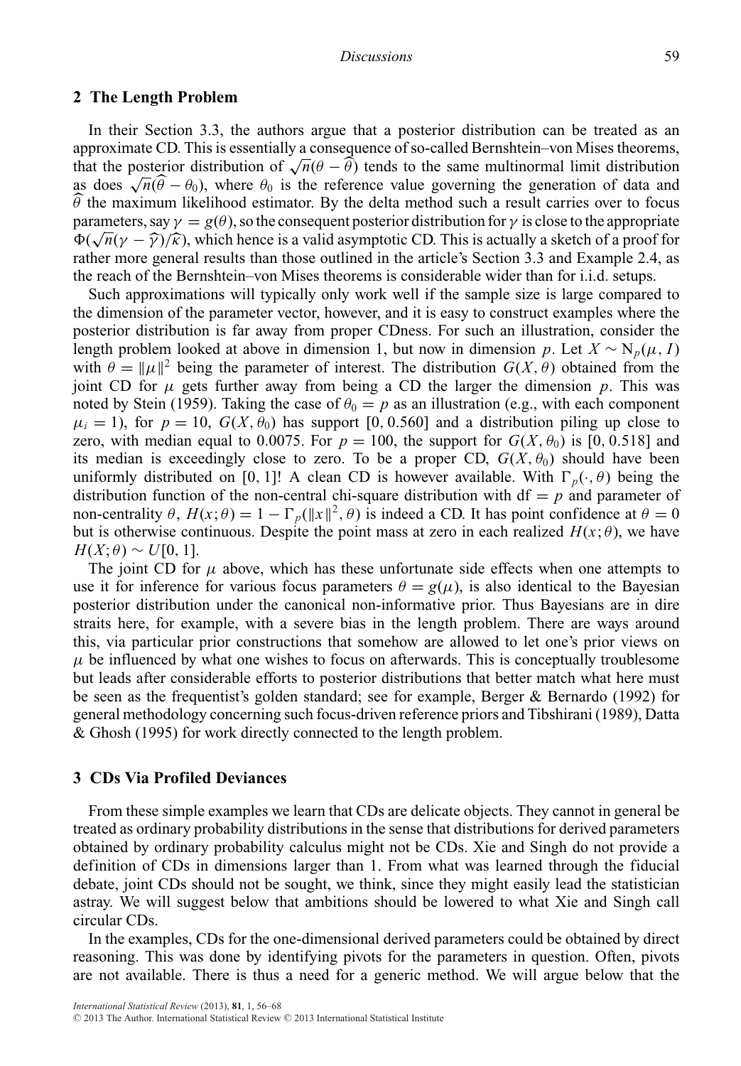## 2 The Length Problem

In their Section 3.3, the authors argue that a posterior distribution can be treated as an approximate CD. This is essentially a consequence of so-called Bernshtein–von Mises theorems, that the posterior distribution of $\sqrt{n}(\theta - \widehat{\theta})$ tends to the same multinormal limit distribution as does $\sqrt{n}(\widehat{\theta} - \theta_0)$, where $\theta_0$ is the reference value governing the generation of data and $\widehat{\theta}$ the maximum likelihood estimator. By the delta method such a result carries over to focus parameters, say $\gamma = g(\theta)$, so the consequent posterior distribution for $\gamma$ is close to the appropriate $\Phi(\sqrt{n}(\gamma - \widehat{\gamma})/\widehat{\kappa})$, which hence is a valid asymptotic CD. This is actually a sketch of a proof for rather more general results than those outlined in the article's Section 3.3 and Example 2.4, as the reach of the Bernshtein–von Mises theorems is considerable wider than for i.i.d. setups.

Such approximations will typically only work well if the sample size is large compared to the dimension of the parameter vector, however, and it is easy to construct examples where the posterior distribution is far away from proper CDness. For such an illustration, consider the length problem looked at above in dimension 1, but now in dimension $p$. Let $X \sim \mathrm{N}_p(\mu, I)$ with $\theta = \|\mu\|^2$ being the parameter of interest. The distribution $G(X, \theta)$ obtained from the joint CD for $\mu$ gets further away from being a CD the larger the dimension $p$. This was noted by Stein (1959). Taking the case of $\theta_0 = p$ as an illustration (e.g., with each component $\mu_i = 1$), for $p = 10$, $G(X, \theta_0)$ has support $[0, 0.560]$ and a distribution piling up close to zero, with median equal to 0.0075. For $p = 100$, the support for $G(X, \theta_0)$ is $[0, 0.518]$ and its median is exceedingly close to zero. To be a proper CD, $G(X, \theta_0)$ should have been uniformly distributed on $[0, 1]$! A clean CD is however available. With $\Gamma_p(\cdot, \theta)$ being the distribution function of the non-central chi-square distribution with df $= p$ and parameter of non-centrality $\theta$, $H(x; \theta) = 1 - \Gamma_p(\|x\|^2, \theta)$ is indeed a CD. It has point confidence at $\theta = 0$ but is otherwise continuous. Despite the point mass at zero in each realized $H(x; \theta)$, we have $H(X; \theta) \sim U[0, 1]$.

The joint CD for $\mu$ above, which has these unfortunate side effects when one attempts to use it for inference for various focus parameters $\theta = g(\mu)$, is also identical to the Bayesian posterior distribution under the canonical non-informative prior. Thus Bayesians are in dire straits here, for example, with a severe bias in the length problem. There are ways around this, via particular prior constructions that somehow are allowed to let one's prior views on $\mu$ be influenced by what one wishes to focus on afterwards. This is conceptually troublesome but leads after considerable efforts to posterior distributions that better match what here must be seen as the frequentist's golden standard; see for example, Berger & Bernardo (1992) for general methodology concerning such focus-driven reference priors and Tibshirani (1989), Datta & Ghosh (1995) for work directly connected to the length problem.

## 3 CDs Via Profiled Deviances

From these simple examples we learn that CDs are delicate objects. They cannot in general be treated as ordinary probability distributions in the sense that distributions for derived parameters obtained by ordinary probability calculus might not be CDs. Xie and Singh do not provide a definition of CDs in dimensions larger than 1. From what was learned through the fiducial debate, joint CDs should not be sought, we think, since they might easily lead the statistician astray. We will suggest below that ambitions should be lowered to what Xie and Singh call circular CDs.

In the examples, CDs for the one-dimensional derived parameters could be obtained by direct reasoning. This was done by identifying pivots for the parameters in question. Often, pivots are not available. There is thus a need for a generic method. We will argue below that the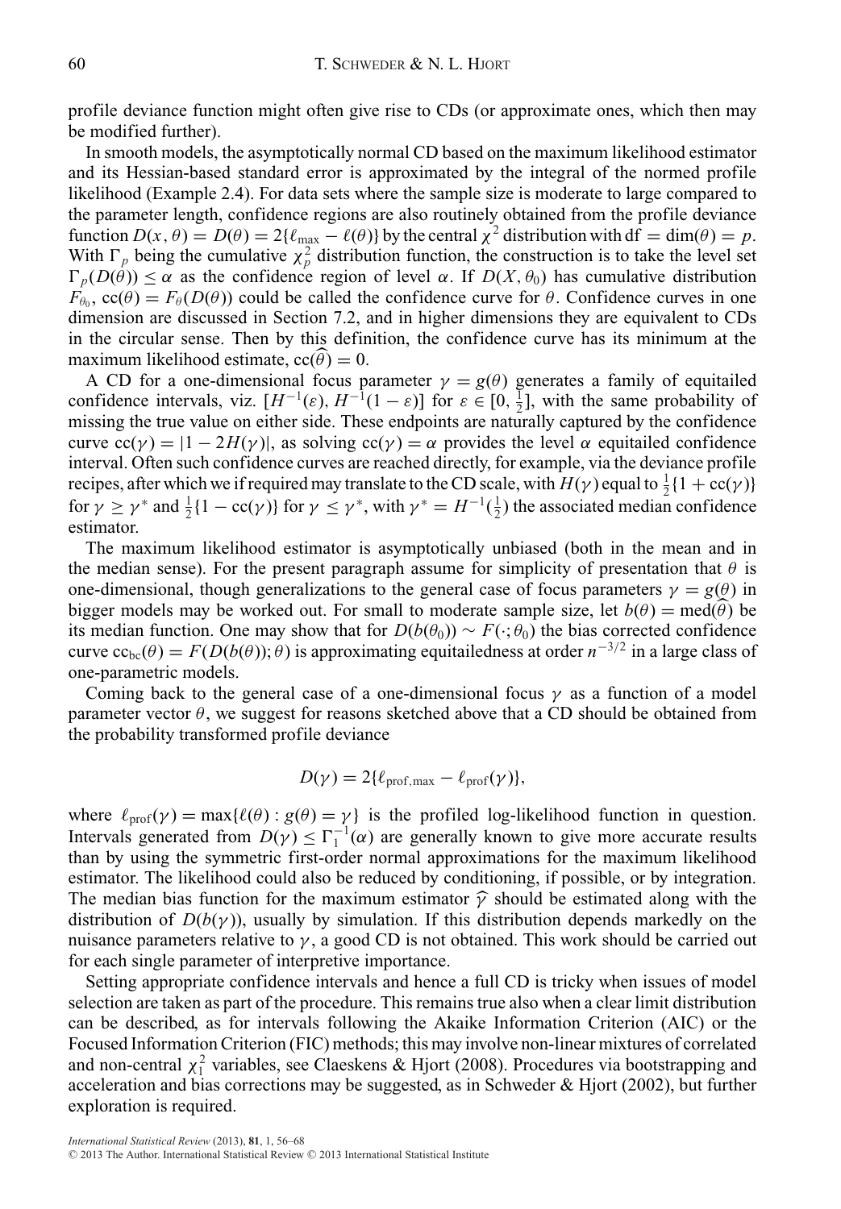profile deviance function might often give rise to CDs (or approximate ones, which then may be modified further).

In smooth models, the asymptotically normal CD based on the maximum likelihood estimator and its Hessian-based standard error is approximated by the integral of the normed profile likelihood (Example 2.4). For data sets where the sample size is moderate to large compared to the parameter length, confidence regions are also routinely obtained from the profile deviance function $D(x, \theta) = D(\theta) = 2\{\ell_{\max} - \ell(\theta)\}$ by the central $\chi^2$ distribution with $\mathrm{df} = \dim(\theta) = p$. With $\Gamma_p$ being the cumulative $\chi^2_p$ distribution function, the construction is to take the level set $\Gamma_p(D(\theta)) \leq \alpha$ as the confidence region of level $\alpha$. If $D(X, \theta_0)$ has cumulative distribution $F_{\theta_0}$, $\mathrm{cc}(\theta) = F_\theta(D(\theta))$ could be called the confidence curve for $\theta$. Confidence curves in one dimension are discussed in Section 7.2, and in higher dimensions they are equivalent to CDs in the circular sense. Then by this definition, the confidence curve has its minimum at the maximum likelihood estimate, $\mathrm{cc}(\widehat{\theta}) = 0$.

A CD for a one-dimensional focus parameter $\gamma = g(\theta)$ generates a family of equitailed confidence intervals, viz. $[H^{-1}(\varepsilon), H^{-1}(1-\varepsilon)]$ for $\varepsilon \in [0, \frac{1}{2}]$, with the same probability of missing the true value on either side. These endpoints are naturally captured by the confidence curve $\mathrm{cc}(\gamma) = |1 - 2H(\gamma)|$, as solving $\mathrm{cc}(\gamma) = \alpha$ provides the level $\alpha$ equitailed confidence interval. Often such confidence curves are reached directly, for example, via the deviance profile recipes, after which we if required may translate to the CD scale, with $H(\gamma)$ equal to $\frac{1}{2}\{1 + \mathrm{cc}(\gamma)\}$ for $\gamma \geq \gamma^*$ and $\frac{1}{2}\{1 - \mathrm{cc}(\gamma)\}$ for $\gamma \leq \gamma^*$, with $\gamma^* = H^{-1}(\frac{1}{2})$ the associated median confidence estimator.

The maximum likelihood estimator is asymptotically unbiased (both in the mean and in the median sense). For the present paragraph assume for simplicity of presentation that $\theta$ is one-dimensional, though generalizations to the general case of focus parameters $\gamma = g(\theta)$ in bigger models may be worked out. For small to moderate sample size, let $b(\theta) = \mathrm{med}(\widehat{\theta})$ be its median function. One may show that for $D(b(\theta_0)) \sim F(\cdot; \theta_0)$ the bias corrected confidence curve $\mathrm{cc}_{\mathrm{bc}}(\theta) = F(D(b(\theta)); \theta)$ is approximating equitailedness at order $n^{-3/2}$ in a large class of one-parametric models.

Coming back to the general case of a one-dimensional focus $\gamma$ as a function of a model parameter vector $\theta$, we suggest for reasons sketched above that a CD should be obtained from the probability transformed profile deviance

$$D(\gamma) = 2\{\ell_{\mathrm{prof,max}} - \ell_{\mathrm{prof}}(\gamma)\},$$

where $\ell_{\mathrm{prof}}(\gamma) = \max\{\ell(\theta) : g(\theta) = \gamma\}$ is the profiled log-likelihood function in question. Intervals generated from $D(\gamma) \leq \Gamma_1^{-1}(\alpha)$ are generally known to give more accurate results than by using the symmetric first-order normal approximations for the maximum likelihood estimator. The likelihood could also be reduced by conditioning, if possible, or by integration. The median bias function for the maximum estimator $\widehat{\gamma}$ should be estimated along with the distribution of $D(b(\gamma))$, usually by simulation. If this distribution depends markedly on the nuisance parameters relative to $\gamma$, a good CD is not obtained. This work should be carried out for each single parameter of interpretive importance.

Setting appropriate confidence intervals and hence a full CD is tricky when issues of model selection are taken as part of the procedure. This remains true also when a clear limit distribution can be described, as for intervals following the Akaike Information Criterion (AIC) or the Focused Information Criterion (FIC) methods; this may involve non-linear mixtures of correlated and non-central $\chi^2_1$ variables, see Claeskens & Hjort (2008). Procedures via bootstrapping and acceleration and bias corrections may be suggested, as in Schweder & Hjort (2002), but further exploration is required.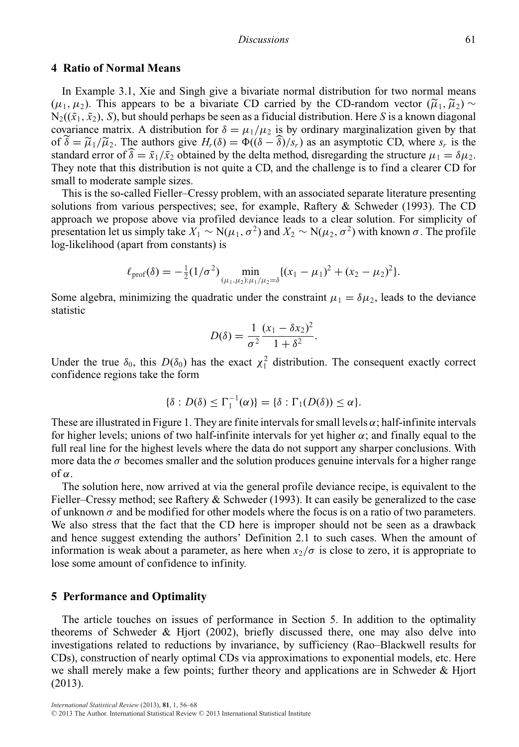## 4 Ratio of Normal Means

In Example 3.1, Xie and Singh give a bivariate normal distribution for two normal means $(\mu_1, \mu_2)$. This appears to be a bivariate CD carried by the CD-random vector $(\widetilde{\mu}_1, \widetilde{\mu}_2) \sim \mathrm{N}_2((\bar{x}_1, \bar{x}_2), S)$, but should perhaps be seen as a fiducial distribution. Here $S$ is a known diagonal covariance matrix. A distribution for $\delta = \mu_1/\mu_2$ is by ordinary marginalization given by that of $\widetilde{\delta} = \widetilde{\mu}_1/\widetilde{\mu}_2$. The authors give $H_r(\delta) = \Phi((\delta - \widehat{\delta})/s_r)$ as an asymptotic CD, where $s_r$ is the standard error of $\widehat{\delta} = \bar{x}_1/\bar{x}_2$ obtained by the delta method, disregarding the structure $\mu_1 = \delta\mu_2$. They note that this distribution is not quite a CD, and the challenge is to find a clearer CD for small to moderate sample sizes.

This is the so-called Fieller–Cressy problem, with an associated separate literature presenting solutions from various perspectives; see, for example, Raftery & Schweder (1993). The CD approach we propose above via profiled deviance leads to a clear solution. For simplicity of presentation let us simply take $X_1 \sim \mathrm{N}(\mu_1, \sigma^2)$ and $X_2 \sim \mathrm{N}(\mu_2, \sigma^2)$ with known $\sigma$. The profile log-likelihood (apart from constants) is

$$\ell_{\mathrm{prof}}(\delta) = -\tfrac{1}{2}(1/\sigma^2) \min_{(\mu_1,\mu_2):\mu_1/\mu_2=\delta} \{(x_1 - \mu_1)^2 + (x_2 - \mu_2)^2\}.$$

Some algebra, minimizing the quadratic under the constraint $\mu_1 = \delta\mu_2$, leads to the deviance statistic

$$D(\delta) = \frac{1}{\sigma^2} \frac{(x_1 - \delta x_2)^2}{1 + \delta^2}.$$

Under the true $\delta_0$, this $D(\delta_0)$ has the exact $\chi^2_1$ distribution. The consequent exactly correct confidence regions take the form

$$\{\delta : D(\delta) \leq \Gamma_1^{-1}(\alpha)\} = \{\delta : \Gamma_1(D(\delta)) \leq \alpha\}.$$

These are illustrated in Figure 1. They are finite intervals for small levels $\alpha$; half-infinite intervals for higher levels; unions of two half-infinite intervals for yet higher $\alpha$; and finally equal to the full real line for the highest levels where the data do not support any sharper conclusions. With more data the $\sigma$ becomes smaller and the solution produces genuine intervals for a higher range of $\alpha$.

The solution here, now arrived at via the general profile deviance recipe, is equivalent to the Fieller–Cressy method; see Raftery & Schweder (1993). It can easily be generalized to the case of unknown $\sigma$ and be modified for other models where the focus is on a ratio of two parameters. We also stress that the fact that the CD here is improper should not be seen as a drawback and hence suggest extending the authors' Definition 2.1 to such cases. When the amount of information is weak about a parameter, as here when $x_2/\sigma$ is close to zero, it is appropriate to lose some amount of confidence to infinity.

## 5 Performance and Optimality

The article touches on issues of performance in Section 5. In addition to the optimality theorems of Schweder & Hjort (2002), briefly discussed there, one may also delve into investigations related to reductions by invariance, by sufficiency (Rao–Blackwell results for CDs), construction of nearly optimal CDs via approximations to exponential models, etc. Here we shall merely make a few points; further theory and applications are in Schweder & Hjort (2013).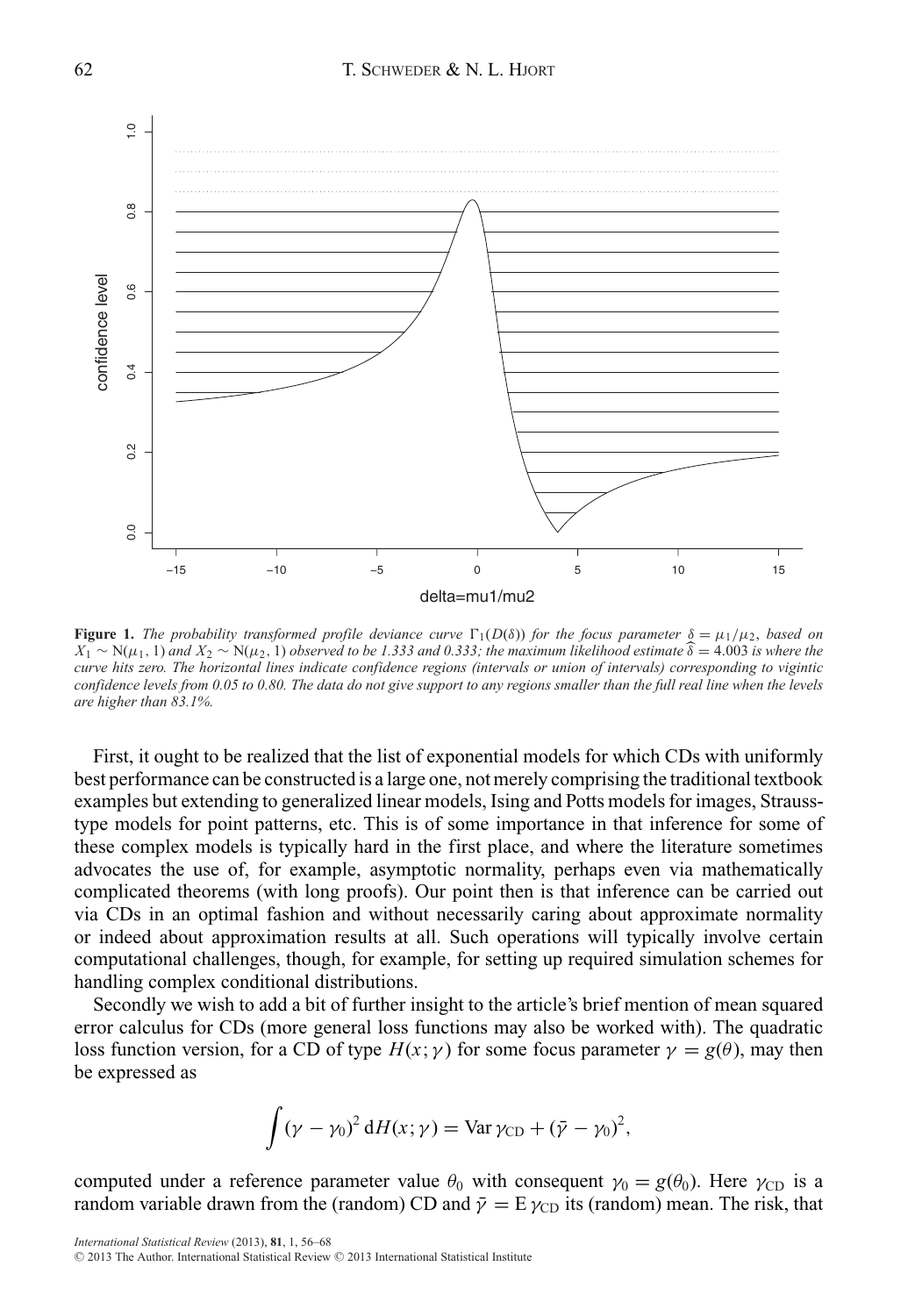**Figure 1.** *The probability transformed profile deviance curve* $\Gamma_1(D(\delta))$ *for the focus parameter* $\delta = \mu_1/\mu_2$*, based on* $X_1 \sim \mathrm{N}(\mu_1, 1)$ *and* $X_2 \sim \mathrm{N}(\mu_2, 1)$ *observed to be 1.333 and 0.333; the maximum likelihood estimate* $\widehat{\delta} = 4.003$ *is where the curve hits zero. The horizontal lines indicate confidence regions (intervals or union of intervals) corresponding to vigintic confidence levels from 0.05 to 0.80. The data do not give support to any regions smaller than the full real line when the levels are higher than 83.1%.*

First, it ought to be realized that the list of exponential models for which CDs with uniformly best performance can be constructed is a large one, not merely comprising the traditional textbook examples but extending to generalized linear models, Ising and Potts models for images, Strauss-type models for point patterns, etc. This is of some importance in that inference for some of these complex models is typically hard in the first place, and where the literature sometimes advocates the use of, for example, asymptotic normality, perhaps even via mathematically complicated theorems (with long proofs). Our point then is that inference can be carried out via CDs in an optimal fashion and without necessarily caring about approximate normality or indeed about approximation results at all. Such operations will typically involve certain computational challenges, though, for example, for setting up required simulation schemes for handling complex conditional distributions.

Secondly we wish to add a bit of further insight to the article's brief mention of mean squared error calculus for CDs (more general loss functions may also be worked with). The quadratic loss function version, for a CD of type $H(x;\gamma)$ for some focus parameter $\gamma = g(\theta)$, may then be expressed as

$$\int (\gamma - \gamma_0)^2 \, \mathrm{d}H(x;\gamma) = \mathrm{Var}\,\gamma_{\mathrm{CD}} + (\bar{\gamma} - \gamma_0)^2,$$

computed under a reference parameter value $\theta_0$ with consequent $\gamma_0 = g(\theta_0)$. Here $\gamma_{\mathrm{CD}}$ is a random variable drawn from the (random) CD and $\bar{\gamma} = \mathrm{E}\,\gamma_{\mathrm{CD}}$ its (random) mean. The risk, that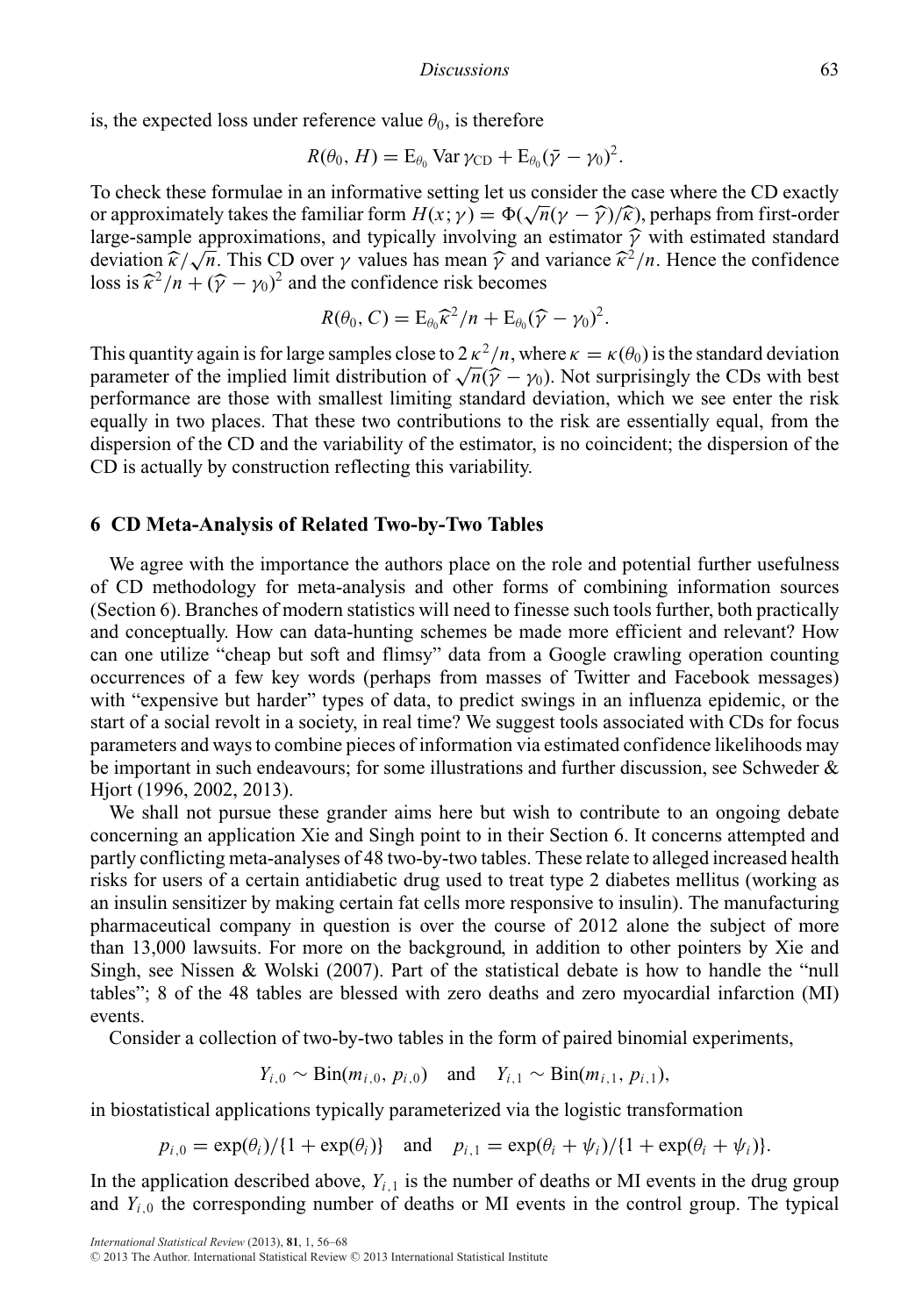is, the expected loss under reference value $\theta_0$, is therefore

$$R(\theta_0, H) = \mathrm{E}_{\theta_0} \operatorname{Var} \gamma_{\mathrm{CD}} + \mathrm{E}_{\theta_0}(\bar{\gamma} - \gamma_0)^2.$$

To check these formulae in an informative setting let us consider the case where the CD exactly or approximately takes the familiar form $H(x; \gamma) = \Phi(\sqrt{n}(\gamma - \widehat{\gamma})/\widehat{\kappa})$, perhaps from first-order large-sample approximations, and typically involving an estimator $\widehat{\gamma}$ with estimated standard deviation $\widehat{\kappa}/\sqrt{n}$. This CD over $\gamma$ values has mean $\widehat{\gamma}$ and variance $\widehat{\kappa}^2/n$. Hence the confidence loss is $\widehat{\kappa}^2/n + (\widehat{\gamma} - \gamma_0)^2$ and the confidence risk becomes

$$R(\theta_0, C) = \mathrm{E}_{\theta_0} \widehat{\kappa}^2/n + \mathrm{E}_{\theta_0}(\widehat{\gamma} - \gamma_0)^2.$$

This quantity again is for large samples close to $2\,\kappa^2/n$, where $\kappa = \kappa(\theta_0)$ is the standard deviation parameter of the implied limit distribution of $\sqrt{n}(\widehat{\gamma} - \gamma_0)$. Not surprisingly the CDs with best performance are those with smallest limiting standard deviation, which we see enter the risk equally in two places. That these two contributions to the risk are essentially equal, from the dispersion of the CD and the variability of the estimator, is no coincident; the dispersion of the CD is actually by construction reflecting this variability.

## 6 CD Meta-Analysis of Related Two-by-Two Tables

We agree with the importance the authors place on the role and potential further usefulness of CD methodology for meta-analysis and other forms of combining information sources (Section 6). Branches of modern statistics will need to finesse such tools further, both practically and conceptually. How can data-hunting schemes be made more efficient and relevant? How can one utilize "cheap but soft and flimsy" data from a Google crawling operation counting occurrences of a few key words (perhaps from masses of Twitter and Facebook messages) with "expensive but harder" types of data, to predict swings in an influenza epidemic, or the start of a social revolt in a society, in real time? We suggest tools associated with CDs for focus parameters and ways to combine pieces of information via estimated confidence likelihoods may be important in such endeavours; for some illustrations and further discussion, see Schweder & Hjort (1996, 2002, 2013).

We shall not pursue these grander aims here but wish to contribute to an ongoing debate concerning an application Xie and Singh point to in their Section 6. It concerns attempted and partly conflicting meta-analyses of 48 two-by-two tables. These relate to alleged increased health risks for users of a certain antidiabetic drug used to treat type 2 diabetes mellitus (working as an insulin sensitizer by making certain fat cells more responsive to insulin). The manufacturing pharmaceutical company in question is over the course of 2012 alone the subject of more than 13,000 lawsuits. For more on the background, in addition to other pointers by Xie and Singh, see Nissen & Wolski (2007). Part of the statistical debate is how to handle the "null tables"; 8 of the 48 tables are blessed with zero deaths and zero myocardial infarction (MI) events.

Consider a collection of two-by-two tables in the form of paired binomial experiments,

$$Y_{i,0} \sim \mathrm{Bin}(m_{i,0}, p_{i,0}) \quad \text{and} \quad Y_{i,1} \sim \mathrm{Bin}(m_{i,1}, p_{i,1}),$$

in biostatistical applications typically parameterized via the logistic transformation

$$p_{i,0} = \exp(\theta_i)/\{1 + \exp(\theta_i)\} \quad \text{and} \quad p_{i,1} = \exp(\theta_i + \psi_i)/\{1 + \exp(\theta_i + \psi_i)\}.$$

In the application described above, $Y_{i,1}$ is the number of deaths or MI events in the drug group and $Y_{i,0}$ the corresponding number of deaths or MI events in the control group. The typical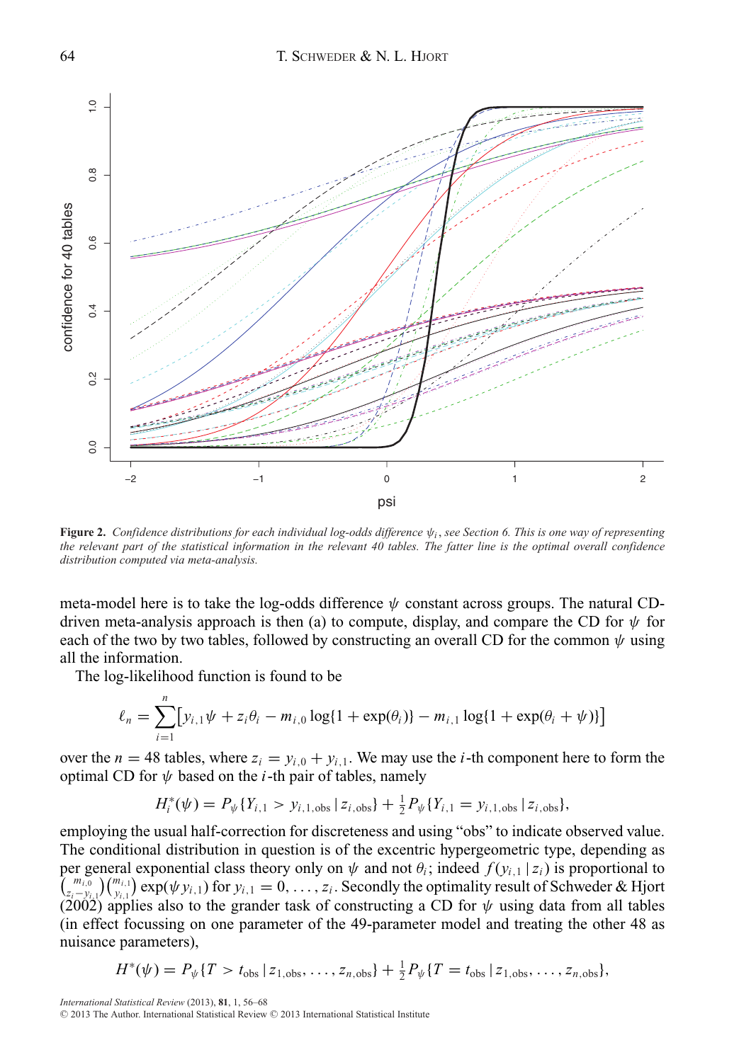**Figure 2.** *Confidence distributions for each individual log-odds difference $\psi_i$, see Section 6. This is one way of representing the relevant part of the statistical information in the relevant 40 tables. The fatter line is the optimal overall confidence distribution computed via meta-analysis.*

meta-model here is to take the log-odds difference $\psi$ constant across groups. The natural CD-driven meta-analysis approach is then (a) to compute, display, and compare the CD for $\psi$ for each of the two by two tables, followed by constructing an overall CD for the common $\psi$ using all the information.

The log-likelihood function is found to be

$$\ell_n = \sum_{i=1}^{n} \big[ y_{i,1}\psi + z_i\theta_i - m_{i,0}\log\{1+\exp(\theta_i)\} - m_{i,1}\log\{1+\exp(\theta_i+\psi)\} \big]$$

over the $n = 48$ tables, where $z_i = y_{i,0} + y_{i,1}$. We may use the $i$-th component here to form the optimal CD for $\psi$ based on the $i$-th pair of tables, namely

$$H_i^*(\psi) = P_\psi\{Y_{i,1} > y_{i,1,\mathrm{obs}} \,|\, z_{i,\mathrm{obs}}\} + \tfrac{1}{2} P_\psi\{Y_{i,1} = y_{i,1,\mathrm{obs}} \,|\, z_{i,\mathrm{obs}}\},$$

employing the usual half-correction for discreteness and using "obs" to indicate observed value. The conditional distribution in question is of the excentric hypergeometric type, depending as per general exponential class theory only on $\psi$ and not $\theta_i$; indeed $f(y_{i,1}\,|\,z_i)$ is proportional to $\binom{m_{i,0}}{z_i - y_{i,1}}\binom{m_{i,1}}{y_{i,1}}\exp(\psi y_{i,1})$ for $y_{i,1} = 0, \ldots, z_i$. Secondly the optimality result of Schweder & Hjort (2002) applies also to the grander task of constructing a CD for $\psi$ using data from all tables (in effect focussing on one parameter of the 49-parameter model and treating the other 48 as nuisance parameters),

$$H^*(\psi) = P_\psi\{T > t_{\mathrm{obs}} \,|\, z_{1,\mathrm{obs}}, \ldots, z_{n,\mathrm{obs}}\} + \tfrac{1}{2} P_\psi\{T = t_{\mathrm{obs}} \,|\, z_{1,\mathrm{obs}}, \ldots, z_{n,\mathrm{obs}}\},$$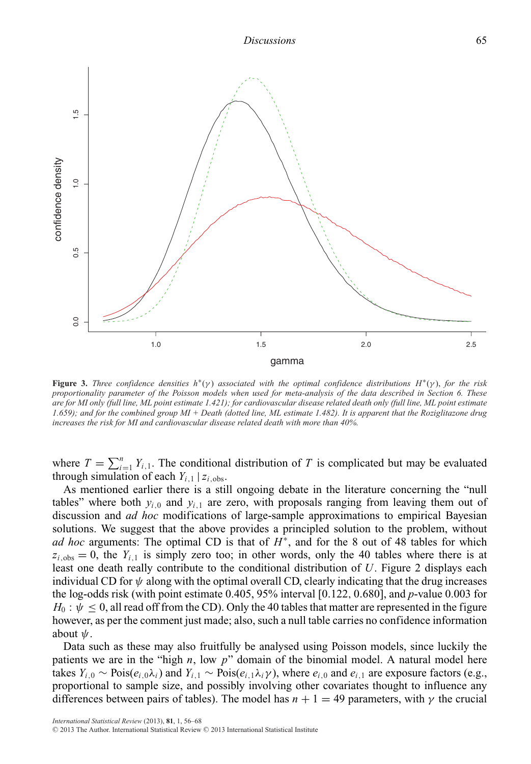**Figure 3.** *Three confidence densities $h^*(\gamma)$ associated with the optimal confidence distributions $H^*(\gamma)$, for the risk proportionality parameter of the Poisson models when used for meta-analysis of the data described in Section 6. These are for MI only (full line, ML point estimate 1.421); for cardiovascular disease related death only (full line, ML point estimate 1.659); and for the combined group MI + Death (dotted line, ML estimate 1.482). It is apparent that the Roziglitazone drug increases the risk for MI and cardiovascular disease related death with more than 40%.*

where $T = \sum_{i=1}^{n} Y_{i,1}$. The conditional distribution of $T$ is complicated but may be evaluated through simulation of each $Y_{i,1} \mid z_{i,\text{obs}}$.

As mentioned earlier there is a still ongoing debate in the literature concerning the "null tables" where both $y_{i,0}$ and $y_{i,1}$ are zero, with proposals ranging from leaving them out of discussion and *ad hoc* modifications of large-sample approximations to empirical Bayesian solutions. We suggest that the above provides a principled solution to the problem, without *ad hoc* arguments: The optimal CD is that of $H^*$, and for the 8 out of 48 tables for which $z_{i,\text{obs}} = 0$, the $Y_{i,1}$ is simply zero too; in other words, only the 40 tables where there is at least one death really contribute to the conditional distribution of $U$. Figure 2 displays each individual CD for $\psi$ along with the optimal overall CD, clearly indicating that the drug increases the log-odds risk (with point estimate 0.405, 95% interval [0.122, 0.680], and $p$-value 0.003 for $H_0: \psi \leq 0$, all read off from the CD). Only the 40 tables that matter are represented in the figure however, as per the comment just made; also, such a null table carries no confidence information about $\psi$.

Data such as these may also fruitfully be analysed using Poisson models, since luckily the patients we are in the "high $n$, low $p$" domain of the binomial model. A natural model here takes $Y_{i,0} \sim \text{Pois}(e_{i,0}\lambda_i)$ and $Y_{i,1} \sim \text{Pois}(e_{i,1}\lambda_i\gamma)$, where $e_{i,0}$ and $e_{i,1}$ are exposure factors (e.g., proportional to sample size, and possibly involving other covariates thought to influence any differences between pairs of tables). The model has $n + 1 = 49$ parameters, with $\gamma$ the crucial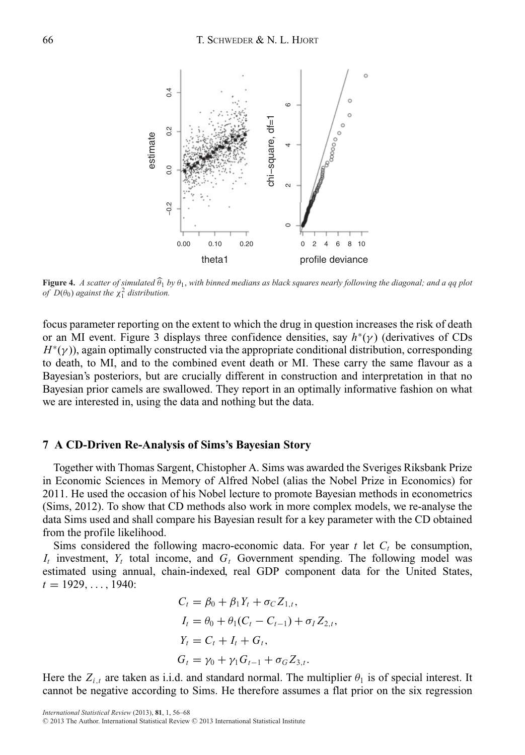**Figure 4.** *A scatter of simulated $\widehat{\theta}_1$ by $\theta_1$, with binned medians as black squares nearly following the diagonal; and a qq plot of $D(\theta_0)$ against the $\chi^2_1$ distribution.*

focus parameter reporting on the extent to which the drug in question increases the risk of death or an MI event. Figure 3 displays three confidence densities, say $h^*(\gamma)$ (derivatives of CDs $H^*(\gamma)$), again optimally constructed via the appropriate conditional distribution, corresponding to death, to MI, and to the combined event death or MI. These carry the same flavour as a Bayesian's posteriors, but are crucially different in construction and interpretation in that no Bayesian prior camels are swallowed. They report in an optimally informative fashion on what we are interested in, using the data and nothing but the data.

## 7 A CD-Driven Re-Analysis of Sims's Bayesian Story

Together with Thomas Sargent, Chistopher A. Sims was awarded the Sveriges Riksbank Prize in Economic Sciences in Memory of Alfred Nobel (alias the Nobel Prize in Economics) for 2011. He used the occasion of his Nobel lecture to promote Bayesian methods in econometrics (Sims, 2012). To show that CD methods also work in more complex models, we re-analyse the data Sims used and shall compare his Bayesian result for a key parameter with the CD obtained from the profile likelihood.

Sims considered the following macro-economic data. For year $t$ let $C_t$ be consumption, $I_t$ investment, $Y_t$ total income, and $G_t$ Government spending. The following model was estimated using annual, chain-indexed, real GDP component data for the United States, $t = 1929, \ldots, 1940$:

$$
\begin{aligned}
C_t &= \beta_0 + \beta_1 Y_t + \sigma_C Z_{1,t}, \\
I_t &= \theta_0 + \theta_1 (C_t - C_{t-1}) + \sigma_I Z_{2,t}, \\
Y_t &= C_t + I_t + G_t, \\
G_t &= \gamma_0 + \gamma_1 G_{t-1} + \sigma_G Z_{3,t}.
\end{aligned}
$$

Here the $Z_{i,t}$ are taken as i.i.d. and standard normal. The multiplier $\theta_1$ is of special interest. It cannot be negative according to Sims. He therefore assumes a flat prior on the six regression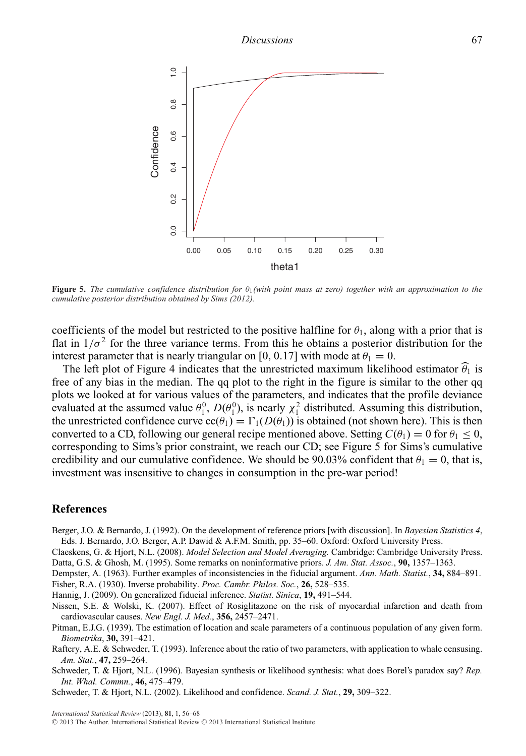**Figure 5.** *The cumulative confidence distribution for $\theta_1$ (with point mass at zero) together with an approximation to the cumulative posterior distribution obtained by Sims (2012).*

coefficients of the model but restricted to the positive halfline for $\theta_1$, along with a prior that is flat in $1/\sigma^2$ for the three variance terms. From this he obtains a posterior distribution for the interest parameter that is nearly triangular on [0, 0.17] with mode at $\theta_1 = 0$.

The left plot of Figure 4 indicates that the unrestricted maximum likelihood estimator $\widehat{\theta}_1$ is free of any bias in the median. The qq plot to the right in the figure is similar to the other qq plots we looked at for various values of the parameters, and indicates that the profile deviance evaluated at the assumed value $\theta_1^0$, $D(\theta_1^0)$, is nearly $\chi_1^2$ distributed. Assuming this distribution, the unrestricted confidence curve $\mathrm{cc}(\theta_1) = \Gamma_1(D(\theta_1))$ is obtained (not shown here). This is then converted to a CD, following our general recipe mentioned above. Setting $C(\theta_1) = 0$ for $\theta_1 \leq 0$, corresponding to Sims's prior constraint, we reach our CD; see Figure 5 for Sims's cumulative credibility and our cumulative confidence. We should be 90.03% confident that $\theta_1 = 0$, that is, investment was insensitive to changes in consumption in the pre-war period!

## References

Berger, J.O. & Bernardo, J. (1992). On the development of reference priors [with discussion]. In *Bayesian Statistics 4*, Eds. J. Bernardo, J.O. Berger, A.P. Dawid & A.F.M. Smith, pp. 35–60. Oxford: Oxford University Press.

Claeskens, G. & Hjort, N.L. (2008). *Model Selection and Model Averaging.* Cambridge: Cambridge University Press.

Datta, G.S. & Ghosh, M. (1995). Some remarks on noninformative priors. *J. Am. Stat. Assoc.*, **90,** 1357–1363.

Dempster, A. (1963). Further examples of inconsistencies in the fiducial argument. *Ann. Math. Statist.*, **34,** 884–891.

Fisher, R.A. (1930). Inverse probability. *Proc. Cambr. Philos. Soc.*, **26,** 528–535.

Hannig, J. (2009). On generalized fiducial inference. *Statist. Sinica*, **19,** 491–544.

Nissen, S.E. & Wolski, K. (2007). Effect of Rosiglitazone on the risk of myocardial infarction and death from cardiovascular causes. *New Engl. J. Med.*, **356,** 2457–2471.

Pitman, E.J.G. (1939). The estimation of location and scale parameters of a continuous population of any given form. *Biometrika*, **30,** 391–421.

Raftery, A.E. & Schweder, T. (1993). Inference about the ratio of two parameters, with application to whale censusing. *Am. Stat.*, **47,** 259–264.

Schweder, T. & Hjort, N.L. (1996). Bayesian synthesis or likelihood synthesis: what does Borel's paradox say? *Rep. Int. Whal. Commn.*, **46,** 475–479.

Schweder, T. & Hjort, N.L. (2002). Likelihood and confidence. *Scand. J. Stat.*, **29,** 309–322.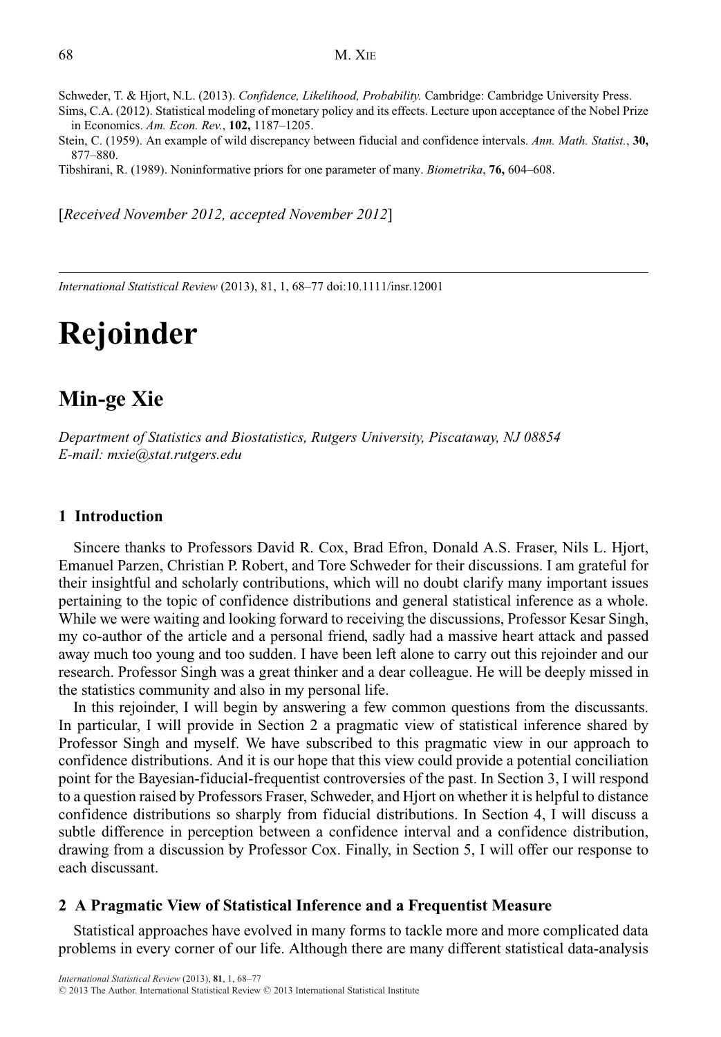Schweder, T. & Hjort, N.L. (2013). *Confidence, Likelihood, Probability.* Cambridge: Cambridge University Press.

Sims, C.A. (2012). Statistical modeling of monetary policy and its effects. Lecture upon acceptance of the Nobel Prize in Economics. *Am. Econ. Rev.*, **102,** 1187–1205.

Stein, C. (1959). An example of wild discrepancy between fiducial and confidence intervals. *Ann. Math. Statist.*, **30,** 877–880.

Tibshirani, R. (1989). Noninformative priors for one parameter of many. *Biometrika*, **76,** 604–608.

[*Received November 2012, accepted November 2012*]

---

*International Statistical Review* (2013), 81, 1, 68–77 doi:10.1111/insr.12001

# Rejoinder

## Min-ge Xie

*Department of Statistics and Biostatistics, Rutgers University, Piscataway, NJ 08854*
*E-mail: mxie@stat.rutgers.edu*

### 1 Introduction

Sincere thanks to Professors David R. Cox, Brad Efron, Donald A.S. Fraser, Nils L. Hjort, Emanuel Parzen, Christian P. Robert, and Tore Schweder for their discussions. I am grateful for their insightful and scholarly contributions, which will no doubt clarify many important issues pertaining to the topic of confidence distributions and general statistical inference as a whole. While we were waiting and looking forward to receiving the discussions, Professor Kesar Singh, my co-author of the article and a personal friend, sadly had a massive heart attack and passed away much too young and too sudden. I have been left alone to carry out this rejoinder and our research. Professor Singh was a great thinker and a dear colleague. He will be deeply missed in the statistics community and also in my personal life.

In this rejoinder, I will begin by answering a few common questions from the discussants. In particular, I will provide in Section 2 a pragmatic view of statistical inference shared by Professor Singh and myself. We have subscribed to this pragmatic view in our approach to confidence distributions. And it is our hope that this view could provide a potential conciliation point for the Bayesian-fiducial-frequentist controversies of the past. In Section 3, I will respond to a question raised by Professors Fraser, Schweder, and Hjort on whether it is helpful to distance confidence distributions so sharply from fiducial distributions. In Section 4, I will discuss a subtle difference in perception between a confidence interval and a confidence distribution, drawing from a discussion by Professor Cox. Finally, in Section 5, I will offer our response to each discussant.

### 2 A Pragmatic View of Statistical Inference and a Frequentist Measure

Statistical approaches have evolved in many forms to tackle more and more complicated data problems in every corner of our life. Although there are many different statistical data-analysis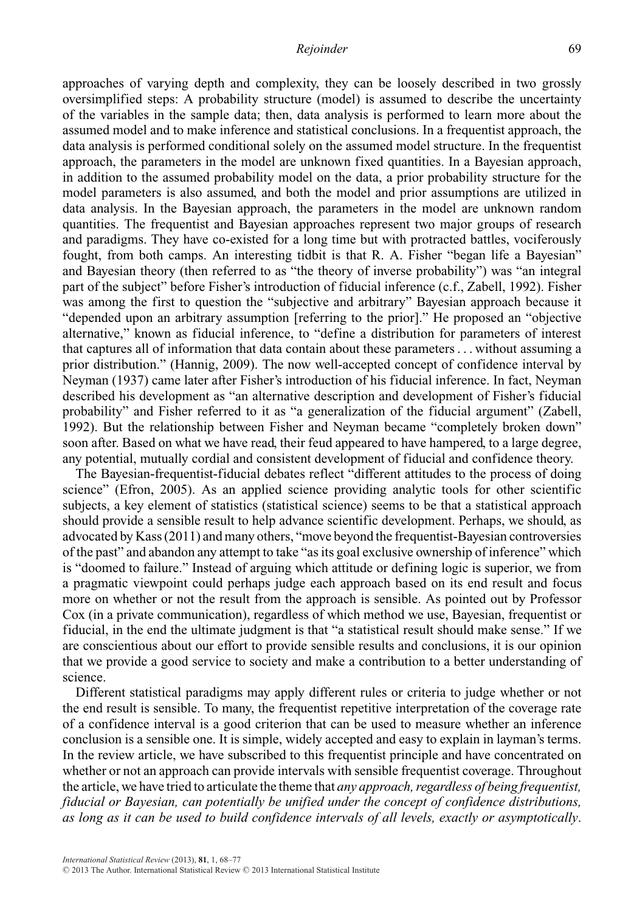approaches of varying depth and complexity, they can be loosely described in two grossly oversimplified steps: A probability structure (model) is assumed to describe the uncertainty of the variables in the sample data; then, data analysis is performed to learn more about the assumed model and to make inference and statistical conclusions. In a frequentist approach, the data analysis is performed conditional solely on the assumed model structure. In the frequentist approach, the parameters in the model are unknown fixed quantities. In a Bayesian approach, in addition to the assumed probability model on the data, a prior probability structure for the model parameters is also assumed, and both the model and prior assumptions are utilized in data analysis. In the Bayesian approach, the parameters in the model are unknown random quantities. The frequentist and Bayesian approaches represent two major groups of research and paradigms. They have co-existed for a long time but with protracted battles, vociferously fought, from both camps. An interesting tidbit is that R. A. Fisher "began life a Bayesian" and Bayesian theory (then referred to as "the theory of inverse probability") was "an integral part of the subject" before Fisher's introduction of fiducial inference (c.f., Zabell, 1992). Fisher was among the first to question the "subjective and arbitrary" Bayesian approach because it "depended upon an arbitrary assumption [referring to the prior]." He proposed an "objective alternative," known as fiducial inference, to "define a distribution for parameters of interest that captures all of information that data contain about these parameters . . . without assuming a prior distribution." (Hannig, 2009). The now well-accepted concept of confidence interval by Neyman (1937) came later after Fisher's introduction of his fiducial inference. In fact, Neyman described his development as "an alternative description and development of Fisher's fiducial probability" and Fisher referred to it as "a generalization of the fiducial argument" (Zabell, 1992). But the relationship between Fisher and Neyman became "completely broken down" soon after. Based on what we have read, their feud appeared to have hampered, to a large degree, any potential, mutually cordial and consistent development of fiducial and confidence theory.

The Bayesian-frequentist-fiducial debates reflect "different attitudes to the process of doing science" (Efron, 2005). As an applied science providing analytic tools for other scientific subjects, a key element of statistics (statistical science) seems to be that a statistical approach should provide a sensible result to help advance scientific development. Perhaps, we should, as advocated by Kass (2011) and many others, "move beyond the frequentist-Bayesian controversies of the past" and abandon any attempt to take "as its goal exclusive ownership of inference" which is "doomed to failure." Instead of arguing which attitude or defining logic is superior, we from a pragmatic viewpoint could perhaps judge each approach based on its end result and focus more on whether or not the result from the approach is sensible. As pointed out by Professor Cox (in a private communication), regardless of which method we use, Bayesian, frequentist or fiducial, in the end the ultimate judgment is that "a statistical result should make sense." If we are conscientious about our effort to provide sensible results and conclusions, it is our opinion that we provide a good service to society and make a contribution to a better understanding of science.

Different statistical paradigms may apply different rules or criteria to judge whether or not the end result is sensible. To many, the frequentist repetitive interpretation of the coverage rate of a confidence interval is a good criterion that can be used to measure whether an inference conclusion is a sensible one. It is simple, widely accepted and easy to explain in layman's terms. In the review article, we have subscribed to this frequentist principle and have concentrated on whether or not an approach can provide intervals with sensible frequentist coverage. Throughout the article, we have tried to articulate the theme that *any approach, regardless of being frequentist, fiducial or Bayesian, can potentially be unified under the concept of confidence distributions, as long as it can be used to build confidence intervals of all levels, exactly or asymptotically*.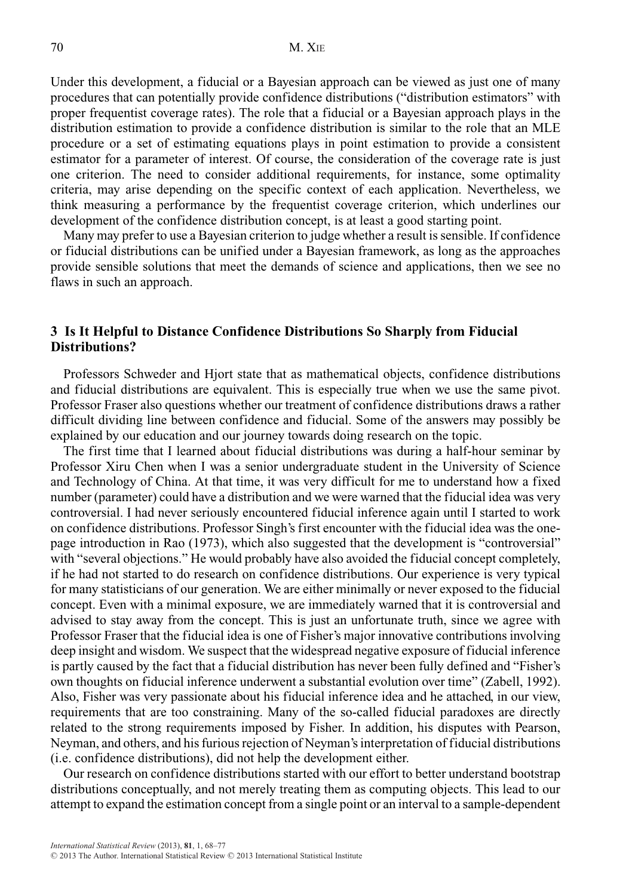Under this development, a fiducial or a Bayesian approach can be viewed as just one of many procedures that can potentially provide confidence distributions ("distribution estimators" with proper frequentist coverage rates). The role that a fiducial or a Bayesian approach plays in the distribution estimation to provide a confidence distribution is similar to the role that an MLE procedure or a set of estimating equations plays in point estimation to provide a consistent estimator for a parameter of interest. Of course, the consideration of the coverage rate is just one criterion. The need to consider additional requirements, for instance, some optimality criteria, may arise depending on the specific context of each application. Nevertheless, we think measuring a performance by the frequentist coverage criterion, which underlines our development of the confidence distribution concept, is at least a good starting point.

Many may prefer to use a Bayesian criterion to judge whether a result is sensible. If confidence or fiducial distributions can be unified under a Bayesian framework, as long as the approaches provide sensible solutions that meet the demands of science and applications, then we see no flaws in such an approach.

## 3 Is It Helpful to Distance Confidence Distributions So Sharply from Fiducial Distributions?

Professors Schweder and Hjort state that as mathematical objects, confidence distributions and fiducial distributions are equivalent. This is especially true when we use the same pivot. Professor Fraser also questions whether our treatment of confidence distributions draws a rather difficult dividing line between confidence and fiducial. Some of the answers may possibly be explained by our education and our journey towards doing research on the topic.

The first time that I learned about fiducial distributions was during a half-hour seminar by Professor Xiru Chen when I was a senior undergraduate student in the University of Science and Technology of China. At that time, it was very difficult for me to understand how a fixed number (parameter) could have a distribution and we were warned that the fiducial idea was very controversial. I had never seriously encountered fiducial inference again until I started to work on confidence distributions. Professor Singh's first encounter with the fiducial idea was the one-page introduction in Rao (1973), which also suggested that the development is "controversial" with "several objections." He would probably have also avoided the fiducial concept completely, if he had not started to do research on confidence distributions. Our experience is very typical for many statisticians of our generation. We are either minimally or never exposed to the fiducial concept. Even with a minimal exposure, we are immediately warned that it is controversial and advised to stay away from the concept. This is just an unfortunate truth, since we agree with Professor Fraser that the fiducial idea is one of Fisher's major innovative contributions involving deep insight and wisdom. We suspect that the widespread negative exposure of fiducial inference is partly caused by the fact that a fiducial distribution has never been fully defined and "Fisher's own thoughts on fiducial inference underwent a substantial evolution over time" (Zabell, 1992). Also, Fisher was very passionate about his fiducial inference idea and he attached, in our view, requirements that are too constraining. Many of the so-called fiducial paradoxes are directly related to the strong requirements imposed by Fisher. In addition, his disputes with Pearson, Neyman, and others, and his furious rejection of Neyman's interpretation of fiducial distributions (i.e. confidence distributions), did not help the development either.

Our research on confidence distributions started with our effort to better understand bootstrap distributions conceptually, and not merely treating them as computing objects. This lead to our attempt to expand the estimation concept from a single point or an interval to a sample-dependent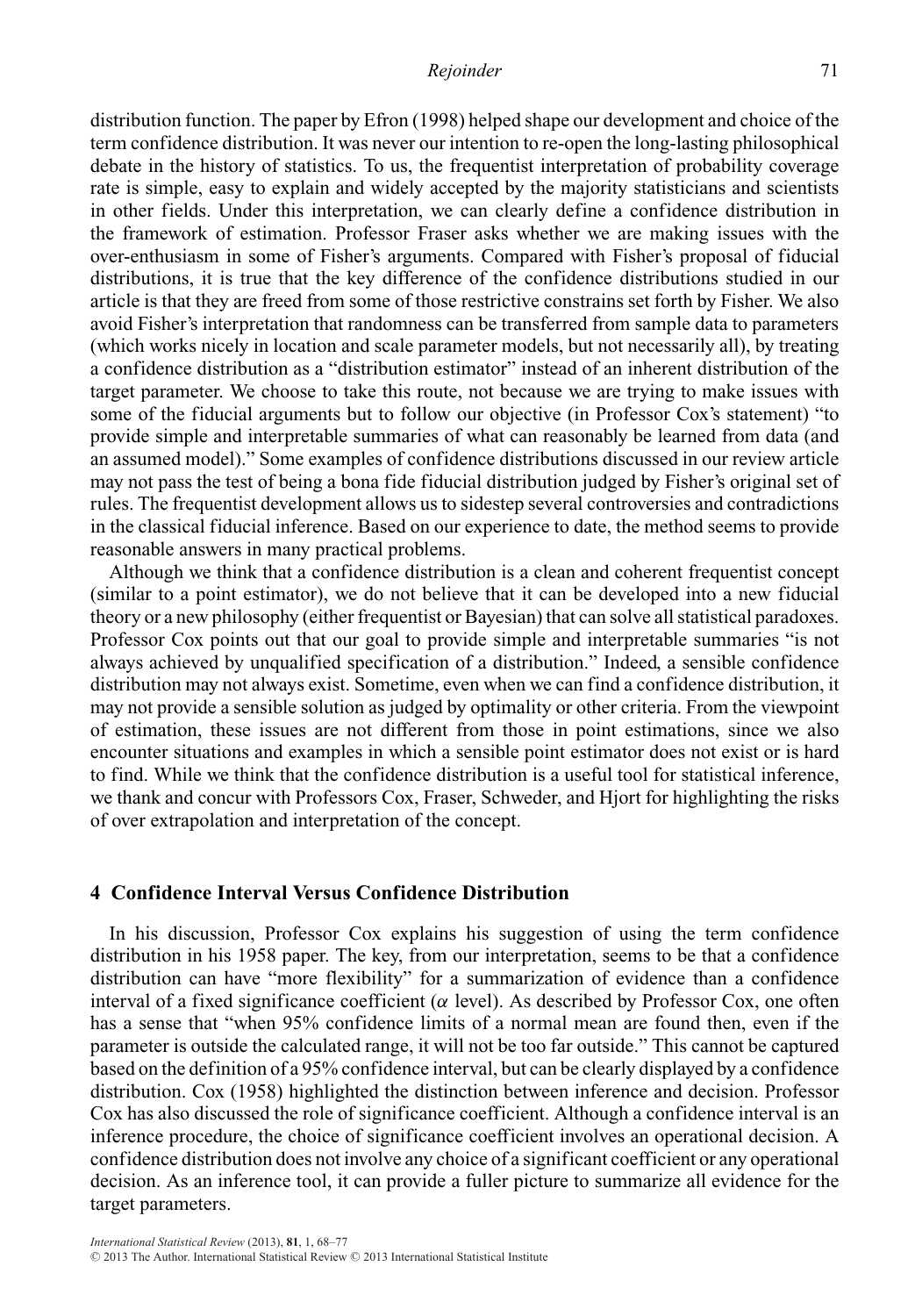distribution function. The paper by Efron (1998) helped shape our development and choice of the term confidence distribution. It was never our intention to re-open the long-lasting philosophical debate in the history of statistics. To us, the frequentist interpretation of probability coverage rate is simple, easy to explain and widely accepted by the majority statisticians and scientists in other fields. Under this interpretation, we can clearly define a confidence distribution in the framework of estimation. Professor Fraser asks whether we are making issues with the over-enthusiasm in some of Fisher's arguments. Compared with Fisher's proposal of fiducial distributions, it is true that the key difference of the confidence distributions studied in our article is that they are freed from some of those restrictive constrains set forth by Fisher. We also avoid Fisher's interpretation that randomness can be transferred from sample data to parameters (which works nicely in location and scale parameter models, but not necessarily all), by treating a confidence distribution as a "distribution estimator" instead of an inherent distribution of the target parameter. We choose to take this route, not because we are trying to make issues with some of the fiducial arguments but to follow our objective (in Professor Cox's statement) "to provide simple and interpretable summaries of what can reasonably be learned from data (and an assumed model)." Some examples of confidence distributions discussed in our review article may not pass the test of being a bona fide fiducial distribution judged by Fisher's original set of rules. The frequentist development allows us to sidestep several controversies and contradictions in the classical fiducial inference. Based on our experience to date, the method seems to provide reasonable answers in many practical problems.

Although we think that a confidence distribution is a clean and coherent frequentist concept (similar to a point estimator), we do not believe that it can be developed into a new fiducial theory or a new philosophy (either frequentist or Bayesian) that can solve all statistical paradoxes. Professor Cox points out that our goal to provide simple and interpretable summaries "is not always achieved by unqualified specification of a distribution." Indeed, a sensible confidence distribution may not always exist. Sometime, even when we can find a confidence distribution, it may not provide a sensible solution as judged by optimality or other criteria. From the viewpoint of estimation, these issues are not different from those in point estimations, since we also encounter situations and examples in which a sensible point estimator does not exist or is hard to find. While we think that the confidence distribution is a useful tool for statistical inference, we thank and concur with Professors Cox, Fraser, Schweder, and Hjort for highlighting the risks of over extrapolation and interpretation of the concept.

## 4 Confidence Interval Versus Confidence Distribution

In his discussion, Professor Cox explains his suggestion of using the term confidence distribution in his 1958 paper. The key, from our interpretation, seems to be that a confidence distribution can have "more flexibility" for a summarization of evidence than a confidence interval of a fixed significance coefficient ($\alpha$ level). As described by Professor Cox, one often has a sense that "when 95% confidence limits of a normal mean are found then, even if the parameter is outside the calculated range, it will not be too far outside." This cannot be captured based on the definition of a 95% confidence interval, but can be clearly displayed by a confidence distribution. Cox (1958) highlighted the distinction between inference and decision. Professor Cox has also discussed the role of significance coefficient. Although a confidence interval is an inference procedure, the choice of significance coefficient involves an operational decision. A confidence distribution does not involve any choice of a significant coefficient or any operational decision. As an inference tool, it can provide a fuller picture to summarize all evidence for the target parameters.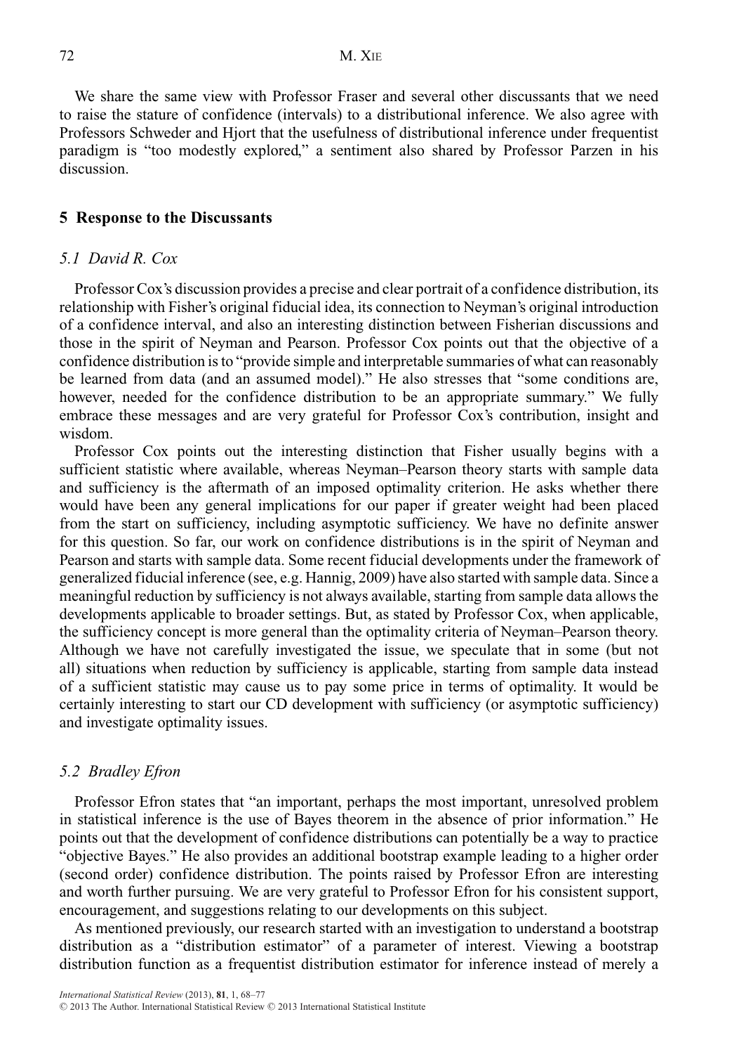We share the same view with Professor Fraser and several other discussants that we need to raise the stature of confidence (intervals) to a distributional inference. We also agree with Professors Schweder and Hjort that the usefulness of distributional inference under frequentist paradigm is "too modestly explored," a sentiment also shared by Professor Parzen in his discussion.

## 5 Response to the Discussants

### *5.1 David R. Cox*

Professor Cox's discussion provides a precise and clear portrait of a confidence distribution, its relationship with Fisher's original fiducial idea, its connection to Neyman's original introduction of a confidence interval, and also an interesting distinction between Fisherian discussions and those in the spirit of Neyman and Pearson. Professor Cox points out that the objective of a confidence distribution is to "provide simple and interpretable summaries of what can reasonably be learned from data (and an assumed model)." He also stresses that "some conditions are, however, needed for the confidence distribution to be an appropriate summary." We fully embrace these messages and are very grateful for Professor Cox's contribution, insight and wisdom.

Professor Cox points out the interesting distinction that Fisher usually begins with a sufficient statistic where available, whereas Neyman–Pearson theory starts with sample data and sufficiency is the aftermath of an imposed optimality criterion. He asks whether there would have been any general implications for our paper if greater weight had been placed from the start on sufficiency, including asymptotic sufficiency. We have no definite answer for this question. So far, our work on confidence distributions is in the spirit of Neyman and Pearson and starts with sample data. Some recent fiducial developments under the framework of generalized fiducial inference (see, e.g. Hannig, 2009) have also started with sample data. Since a meaningful reduction by sufficiency is not always available, starting from sample data allows the developments applicable to broader settings. But, as stated by Professor Cox, when applicable, the sufficiency concept is more general than the optimality criteria of Neyman–Pearson theory. Although we have not carefully investigated the issue, we speculate that in some (but not all) situations when reduction by sufficiency is applicable, starting from sample data instead of a sufficient statistic may cause us to pay some price in terms of optimality. It would be certainly interesting to start our CD development with sufficiency (or asymptotic sufficiency) and investigate optimality issues.

### *5.2 Bradley Efron*

Professor Efron states that "an important, perhaps the most important, unresolved problem in statistical inference is the use of Bayes theorem in the absence of prior information." He points out that the development of confidence distributions can potentially be a way to practice "objective Bayes." He also provides an additional bootstrap example leading to a higher order (second order) confidence distribution. The points raised by Professor Efron are interesting and worth further pursuing. We are very grateful to Professor Efron for his consistent support, encouragement, and suggestions relating to our developments on this subject.

As mentioned previously, our research started with an investigation to understand a bootstrap distribution as a "distribution estimator" of a parameter of interest. Viewing a bootstrap distribution function as a frequentist distribution estimator for inference instead of merely a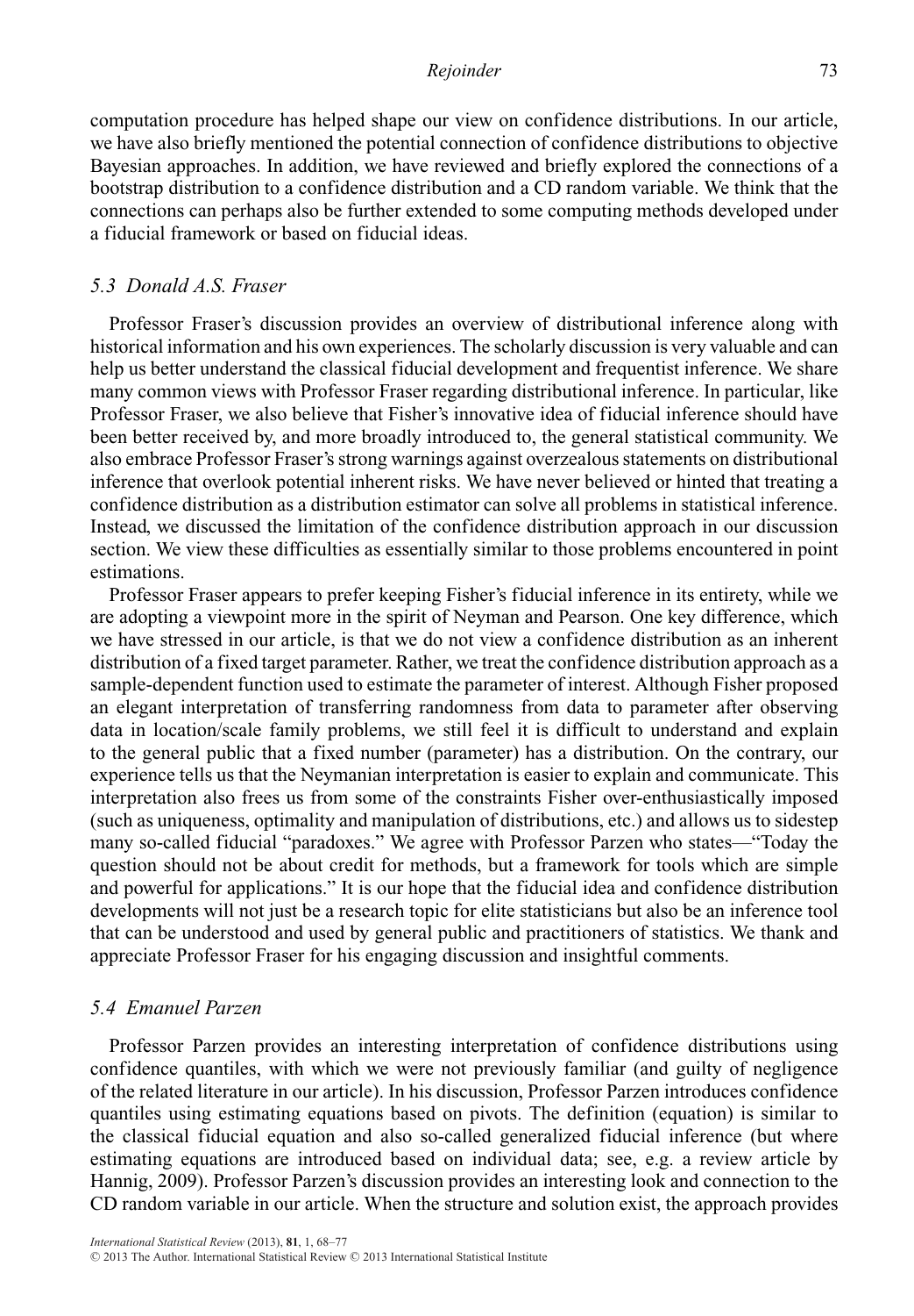computation procedure has helped shape our view on confidence distributions. In our article, we have also briefly mentioned the potential connection of confidence distributions to objective Bayesian approaches. In addition, we have reviewed and briefly explored the connections of a bootstrap distribution to a confidence distribution and a CD random variable. We think that the connections can perhaps also be further extended to some computing methods developed under a fiducial framework or based on fiducial ideas.

### *5.3 Donald A.S. Fraser*

Professor Fraser's discussion provides an overview of distributional inference along with historical information and his own experiences. The scholarly discussion is very valuable and can help us better understand the classical fiducial development and frequentist inference. We share many common views with Professor Fraser regarding distributional inference. In particular, like Professor Fraser, we also believe that Fisher's innovative idea of fiducial inference should have been better received by, and more broadly introduced to, the general statistical community. We also embrace Professor Fraser's strong warnings against overzealous statements on distributional inference that overlook potential inherent risks. We have never believed or hinted that treating a confidence distribution as a distribution estimator can solve all problems in statistical inference. Instead, we discussed the limitation of the confidence distribution approach in our discussion section. We view these difficulties as essentially similar to those problems encountered in point estimations.

Professor Fraser appears to prefer keeping Fisher's fiducial inference in its entirety, while we are adopting a viewpoint more in the spirit of Neyman and Pearson. One key difference, which we have stressed in our article, is that we do not view a confidence distribution as an inherent distribution of a fixed target parameter. Rather, we treat the confidence distribution approach as a sample-dependent function used to estimate the parameter of interest. Although Fisher proposed an elegant interpretation of transferring randomness from data to parameter after observing data in location/scale family problems, we still feel it is difficult to understand and explain to the general public that a fixed number (parameter) has a distribution. On the contrary, our experience tells us that the Neymanian interpretation is easier to explain and communicate. This interpretation also frees us from some of the constraints Fisher over-enthusiastically imposed (such as uniqueness, optimality and manipulation of distributions, etc.) and allows us to sidestep many so-called fiducial "paradoxes." We agree with Professor Parzen who states—"Today the question should not be about credit for methods, but a framework for tools which are simple and powerful for applications." It is our hope that the fiducial idea and confidence distribution developments will not just be a research topic for elite statisticians but also be an inference tool that can be understood and used by general public and practitioners of statistics. We thank and appreciate Professor Fraser for his engaging discussion and insightful comments.

### *5.4 Emanuel Parzen*

Professor Parzen provides an interesting interpretation of confidence distributions using confidence quantiles, with which we were not previously familiar (and guilty of negligence of the related literature in our article). In his discussion, Professor Parzen introduces confidence quantiles using estimating equations based on pivots. The definition (equation) is similar to the classical fiducial equation and also so-called generalized fiducial inference (but where estimating equations are introduced based on individual data; see, e.g. a review article by Hannig, 2009). Professor Parzen's discussion provides an interesting look and connection to the CD random variable in our article. When the structure and solution exist, the approach provides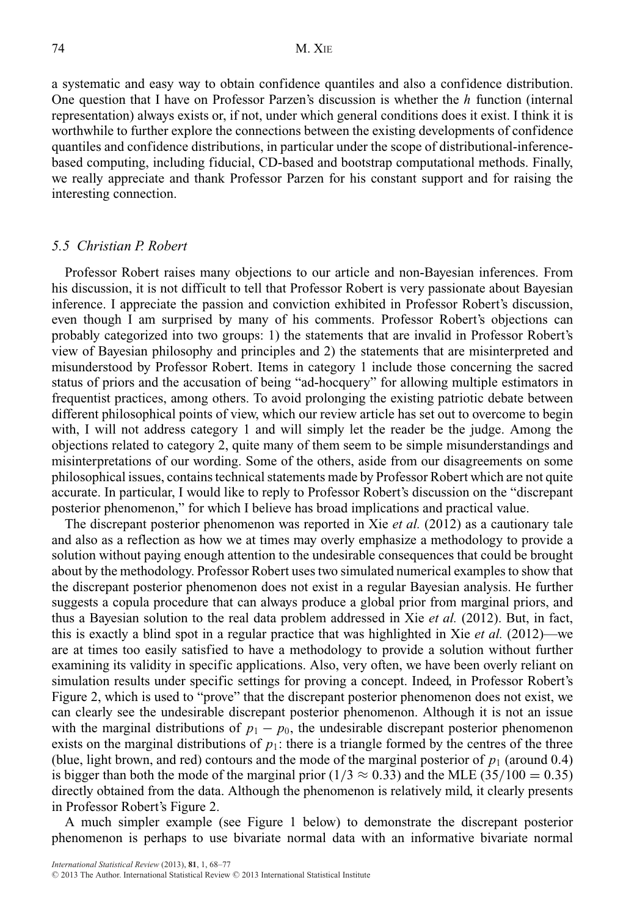a systematic and easy way to obtain confidence quantiles and also a confidence distribution. One question that I have on Professor Parzen's discussion is whether the $h$ function (internal representation) always exists or, if not, under which general conditions does it exist. I think it is worthwhile to further explore the connections between the existing developments of confidence quantiles and confidence distributions, in particular under the scope of distributional-inference-based computing, including fiducial, CD-based and bootstrap computational methods. Finally, we really appreciate and thank Professor Parzen for his constant support and for raising the interesting connection.

### *5.5 Christian P. Robert*

Professor Robert raises many objections to our article and non-Bayesian inferences. From his discussion, it is not difficult to tell that Professor Robert is very passionate about Bayesian inference. I appreciate the passion and conviction exhibited in Professor Robert's discussion, even though I am surprised by many of his comments. Professor Robert's objections can probably categorized into two groups: 1) the statements that are invalid in Professor Robert's view of Bayesian philosophy and principles and 2) the statements that are misinterpreted and misunderstood by Professor Robert. Items in category 1 include those concerning the sacred status of priors and the accusation of being "ad-hocquery" for allowing multiple estimators in frequentist practices, among others. To avoid prolonging the existing patriotic debate between different philosophical points of view, which our review article has set out to overcome to begin with, I will not address category 1 and will simply let the reader be the judge. Among the objections related to category 2, quite many of them seem to be simple misunderstandings and misinterpretations of our wording. Some of the others, aside from our disagreements on some philosophical issues, contains technical statements made by Professor Robert which are not quite accurate. In particular, I would like to reply to Professor Robert's discussion on the "discrepant posterior phenomenon," for which I believe has broad implications and practical value.

The discrepant posterior phenomenon was reported in Xie *et al.* (2012) as a cautionary tale and also as a reflection as how we at times may overly emphasize a methodology to provide a solution without paying enough attention to the undesirable consequences that could be brought about by the methodology. Professor Robert uses two simulated numerical examples to show that the discrepant posterior phenomenon does not exist in a regular Bayesian analysis. He further suggests a copula procedure that can always produce a global prior from marginal priors, and thus a Bayesian solution to the real data problem addressed in Xie *et al.* (2012). But, in fact, this is exactly a blind spot in a regular practice that was highlighted in Xie *et al.* (2012)—we are at times too easily satisfied to have a methodology to provide a solution without further examining its validity in specific applications. Also, very often, we have been overly reliant on simulation results under specific settings for proving a concept. Indeed, in Professor Robert's Figure 2, which is used to "prove" that the discrepant posterior phenomenon does not exist, we can clearly see the undesirable discrepant posterior phenomenon. Although it is not an issue with the marginal distributions of $p_1 - p_0$, the undesirable discrepant posterior phenomenon exists on the marginal distributions of $p_1$: there is a triangle formed by the centres of the three (blue, light brown, and red) contours and the mode of the marginal posterior of $p_1$ (around 0.4) is bigger than both the mode of the marginal prior ($1/3 \approx 0.33$) and the MLE ($35/100 = 0.35$) directly obtained from the data. Although the phenomenon is relatively mild, it clearly presents in Professor Robert's Figure 2.

A much simpler example (see Figure 1 below) to demonstrate the discrepant posterior phenomenon is perhaps to use bivariate normal data with an informative bivariate normal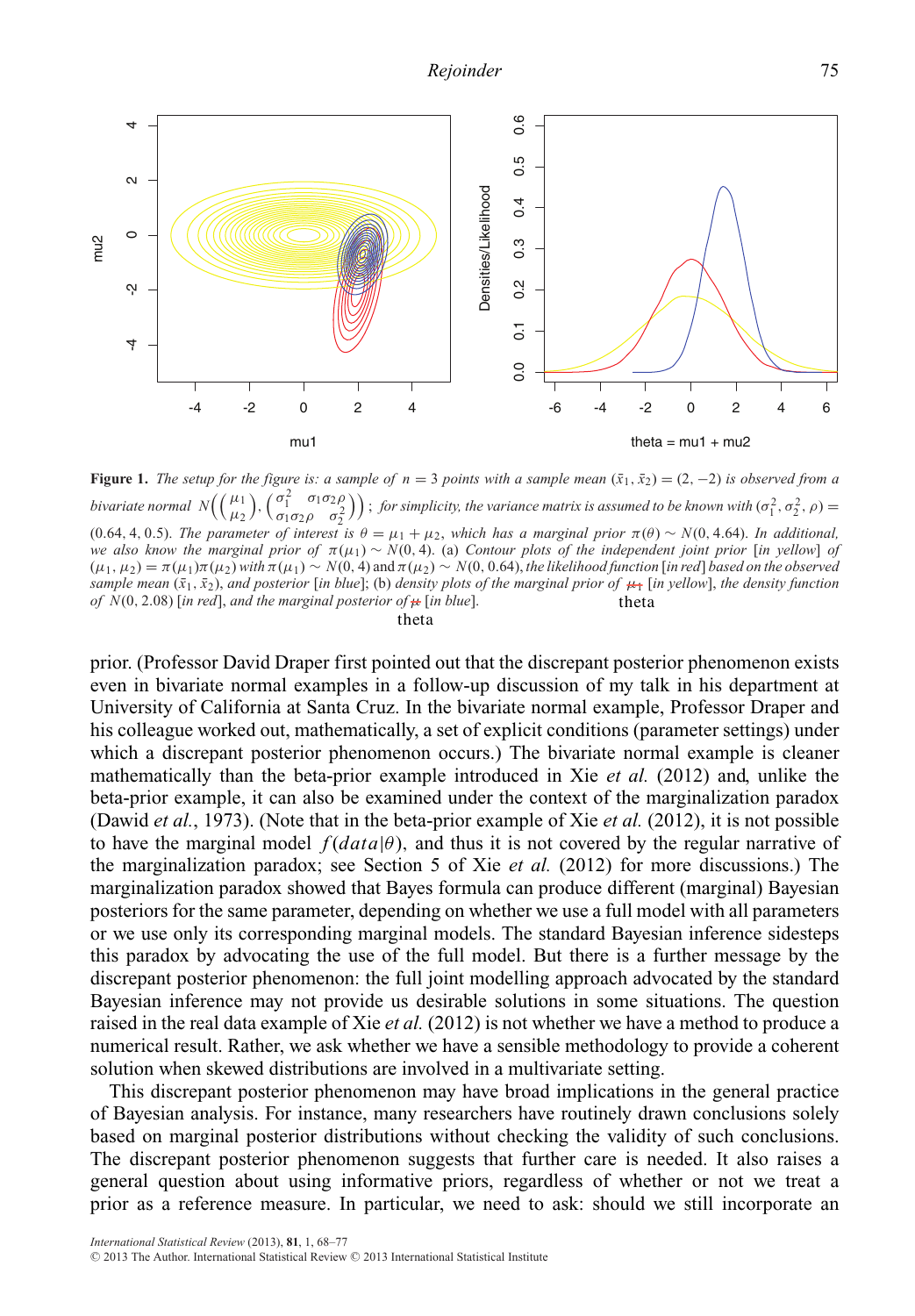**Figure 1.** *The setup for the figure is: a sample of $n = 3$ points with a sample mean $(\bar{x}_1, \bar{x}_2) = (2, -2)$ is observed from a bivariate normal $N\left(\begin{pmatrix}\mu_1\\ \mu_2\end{pmatrix}, \begin{pmatrix}\sigma_1^2 & \sigma_1\sigma_2\rho\\ \sigma_1\sigma_2\rho & \sigma_2^2\end{pmatrix}\right)$; for simplicity, the variance matrix is assumed to be known with $(\sigma_1^2, \sigma_2^2, \rho) = (0.64, 4, 0.5)$. The parameter of interest is $\theta = \mu_1 + \mu_2$, which has a marginal prior $\pi(\theta) \sim N(0, 4.64)$. In additional, we also know the marginal prior of $\pi(\mu_1) \sim N(0, 4)$. (a) Contour plots of the independent joint prior [in yellow] of $(\mu_1, \mu_2) = \pi(\mu_1)\pi(\mu_2)$ with $\pi(\mu_1) \sim N(0, 4)$ and $\pi(\mu_2) \sim N(0, 0.64)$, the likelihood function [in red] based on the observed sample mean $(\bar{x}_1, \bar{x}_2)$, and posterior [in blue]; (b) density plots of the marginal prior of* ~~$\mu_1$~~ theta *[in yellow], the density function of $N(0, 2.08)$ [in red], and the marginal posterior of* ~~$\mu$~~ theta *[in blue].*

prior. (Professor David Draper first pointed out that the discrepant posterior phenomenon exists even in bivariate normal examples in a follow-up discussion of my talk in his department at University of California at Santa Cruz. In the bivariate normal example, Professor Draper and his colleague worked out, mathematically, a set of explicit conditions (parameter settings) under which a discrepant posterior phenomenon occurs.) The bivariate normal example is cleaner mathematically than the beta-prior example introduced in Xie *et al.* (2012) and, unlike the beta-prior example, it can also be examined under the context of the marginalization paradox (Dawid *et al.*, 1973). (Note that in the beta-prior example of Xie *et al.* (2012), it is not possible to have the marginal model $f(data|\theta)$, and thus it is not covered by the regular narrative of the marginalization paradox; see Section 5 of Xie *et al.* (2012) for more discussions.) The marginalization paradox showed that Bayes formula can produce different (marginal) Bayesian posteriors for the same parameter, depending on whether we use a full model with all parameters or we use only its corresponding marginal models. The standard Bayesian inference sidesteps this paradox by advocating the use of the full model. But there is a further message by the discrepant posterior phenomenon: the full joint modelling approach advocated by the standard Bayesian inference may not provide us desirable solutions in some situations. The question raised in the real data example of Xie *et al.* (2012) is not whether we have a method to produce a numerical result. Rather, we ask whether we have a sensible methodology to provide a coherent solution when skewed distributions are involved in a multivariate setting.

This discrepant posterior phenomenon may have broad implications in the general practice of Bayesian analysis. For instance, many researchers have routinely drawn conclusions solely based on marginal posterior distributions without checking the validity of such conclusions. The discrepant posterior phenomenon suggests that further care is needed. It also raises a general question about using informative priors, regardless of whether or not we treat a prior as a reference measure. In particular, we need to ask: should we still incorporate an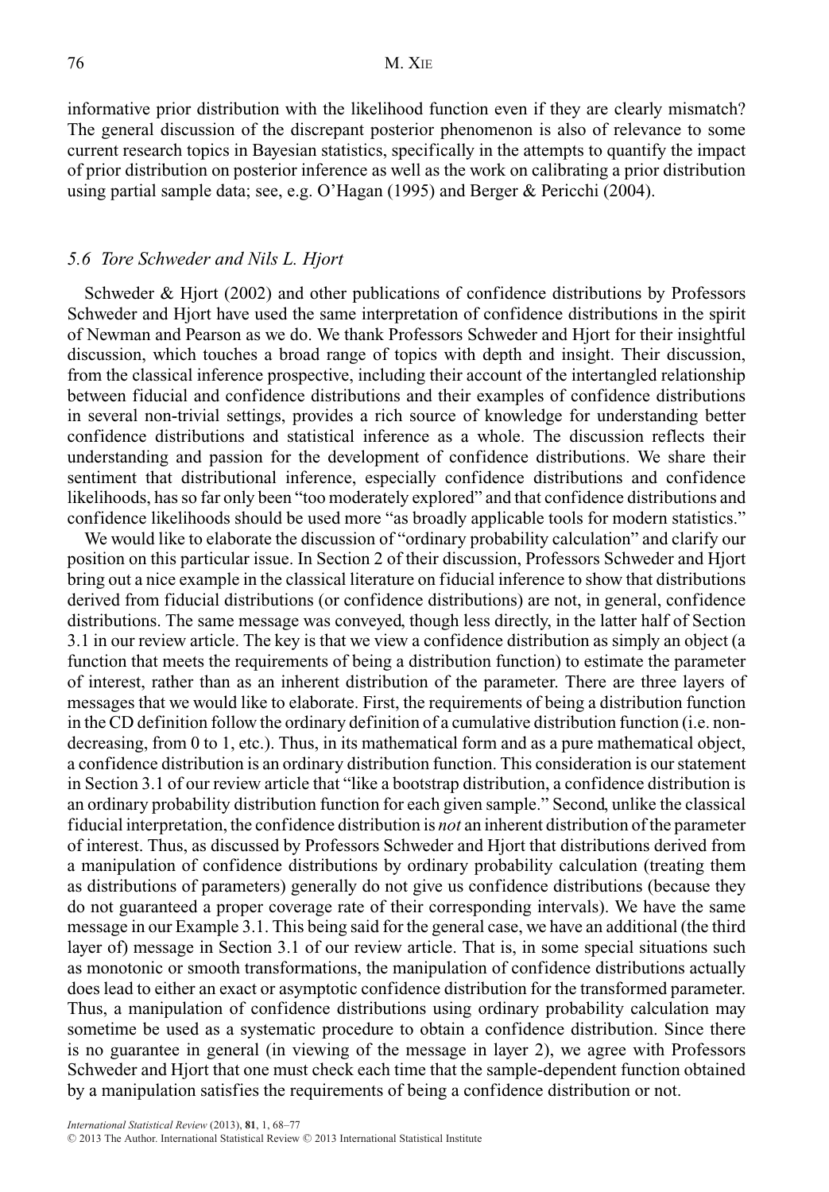informative prior distribution with the likelihood function even if they are clearly mismatch? The general discussion of the discrepant posterior phenomenon is also of relevance to some current research topics in Bayesian statistics, specifically in the attempts to quantify the impact of prior distribution on posterior inference as well as the work on calibrating a prior distribution using partial sample data; see, e.g. O'Hagan (1995) and Berger & Pericchi (2004).

### *5.6 Tore Schweder and Nils L. Hjort*

Schweder & Hjort (2002) and other publications of confidence distributions by Professors Schweder and Hjort have used the same interpretation of confidence distributions in the spirit of Newman and Pearson as we do. We thank Professors Schweder and Hjort for their insightful discussion, which touches a broad range of topics with depth and insight. Their discussion, from the classical inference prospective, including their account of the intertangled relationship between fiducial and confidence distributions and their examples of confidence distributions in several non-trivial settings, provides a rich source of knowledge for understanding better confidence distributions and statistical inference as a whole. The discussion reflects their understanding and passion for the development of confidence distributions. We share their sentiment that distributional inference, especially confidence distributions and confidence likelihoods, has so far only been "too moderately explored" and that confidence distributions and confidence likelihoods should be used more "as broadly applicable tools for modern statistics."

We would like to elaborate the discussion of "ordinary probability calculation" and clarify our position on this particular issue. In Section 2 of their discussion, Professors Schweder and Hjort bring out a nice example in the classical literature on fiducial inference to show that distributions derived from fiducial distributions (or confidence distributions) are not, in general, confidence distributions. The same message was conveyed, though less directly, in the latter half of Section 3.1 in our review article. The key is that we view a confidence distribution as simply an object (a function that meets the requirements of being a distribution function) to estimate the parameter of interest, rather than as an inherent distribution of the parameter. There are three layers of messages that we would like to elaborate. First, the requirements of being a distribution function in the CD definition follow the ordinary definition of a cumulative distribution function (i.e. non-decreasing, from 0 to 1, etc.). Thus, in its mathematical form and as a pure mathematical object, a confidence distribution is an ordinary distribution function. This consideration is our statement in Section 3.1 of our review article that "like a bootstrap distribution, a confidence distribution is an ordinary probability distribution function for each given sample." Second, unlike the classical fiducial interpretation, the confidence distribution is *not* an inherent distribution of the parameter of interest. Thus, as discussed by Professors Schweder and Hjort that distributions derived from a manipulation of confidence distributions by ordinary probability calculation (treating them as distributions of parameters) generally do not give us confidence distributions (because they do not guaranteed a proper coverage rate of their corresponding intervals). We have the same message in our Example 3.1. This being said for the general case, we have an additional (the third layer of) message in Section 3.1 of our review article. That is, in some special situations such as monotonic or smooth transformations, the manipulation of confidence distributions actually does lead to either an exact or asymptotic confidence distribution for the transformed parameter. Thus, a manipulation of confidence distributions using ordinary probability calculation may sometime be used as a systematic procedure to obtain a confidence distribution. Since there is no guarantee in general (in viewing of the message in layer 2), we agree with Professors Schweder and Hjort that one must check each time that the sample-dependent function obtained by a manipulation satisfies the requirements of being a confidence distribution or not.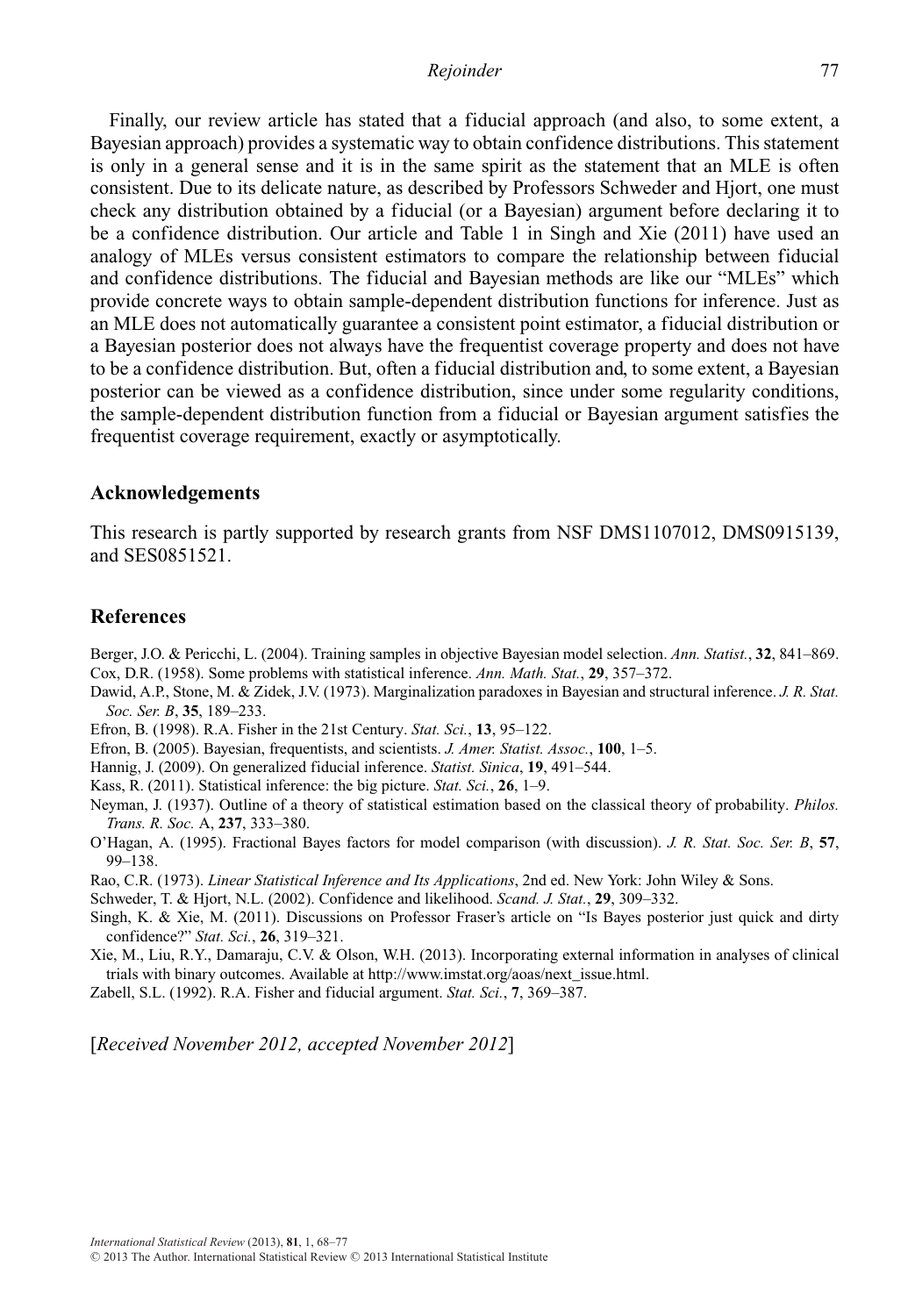Finally, our review article has stated that a fiducial approach (and also, to some extent, a Bayesian approach) provides a systematic way to obtain confidence distributions. This statement is only in a general sense and it is in the same spirit as the statement that an MLE is often consistent. Due to its delicate nature, as described by Professors Schweder and Hjort, one must check any distribution obtained by a fiducial (or a Bayesian) argument before declaring it to be a confidence distribution. Our article and Table 1 in Singh and Xie (2011) have used an analogy of MLEs versus consistent estimators to compare the relationship between fiducial and confidence distributions. The fiducial and Bayesian methods are like our "MLEs" which provide concrete ways to obtain sample-dependent distribution functions for inference. Just as an MLE does not automatically guarantee a consistent point estimator, a fiducial distribution or a Bayesian posterior does not always have the frequentist coverage property and does not have to be a confidence distribution. But, often a fiducial distribution and, to some extent, a Bayesian posterior can be viewed as a confidence distribution, since under some regularity conditions, the sample-dependent distribution function from a fiducial or Bayesian argument satisfies the frequentist coverage requirement, exactly or asymptotically.

## Acknowledgements

This research is partly supported by research grants from NSF DMS1107012, DMS0915139, and SES0851521.

## References

Berger, J.O. & Pericchi, L. (2004). Training samples in objective Bayesian model selection. *Ann. Statist.*, **32**, 841–869.

Cox, D.R. (1958). Some problems with statistical inference. *Ann. Math. Stat.*, **29**, 357–372.

Dawid, A.P., Stone, M. & Zidek, J.V. (1973). Marginalization paradoxes in Bayesian and structural inference. *J. R. Stat. Soc. Ser. B*, **35**, 189–233.

Efron, B. (1998). R.A. Fisher in the 21st Century. *Stat. Sci.*, **13**, 95–122.

Efron, B. (2005). Bayesian, frequentists, and scientists. *J. Amer. Statist. Assoc.*, **100**, 1–5.

Hannig, J. (2009). On generalized fiducial inference. *Statist. Sinica*, **19**, 491–544.

Kass, R. (2011). Statistical inference: the big picture. *Stat. Sci.*, **26**, 1–9.

Neyman, J. (1937). Outline of a theory of statistical estimation based on the classical theory of probability. *Philos. Trans. R. Soc.* A, **237**, 333–380.

O'Hagan, A. (1995). Fractional Bayes factors for model comparison (with discussion). *J. R. Stat. Soc. Ser. B*, **57**, 99–138.

Rao, C.R. (1973). *Linear Statistical Inference and Its Applications*, 2nd ed. New York: John Wiley & Sons.

Schweder, T. & Hjort, N.L. (2002). Confidence and likelihood. *Scand. J. Stat.*, **29**, 309–332.

Singh, K. & Xie, M. (2011). Discussions on Professor Fraser's article on "Is Bayes posterior just quick and dirty confidence?" *Stat. Sci.*, **26**, 319–321.

Xie, M., Liu, R.Y., Damaraju, C.V. & Olson, W.H. (2013). Incorporating external information in analyses of clinical trials with binary outcomes. Available at http://www.imstat.org/aoas/next_issue.html.

Zabell, S.L. (1992). R.A. Fisher and fiducial argument. *Stat. Sci.*, **7**, 369–387.

[*Received November 2012, accepted November 2012*]